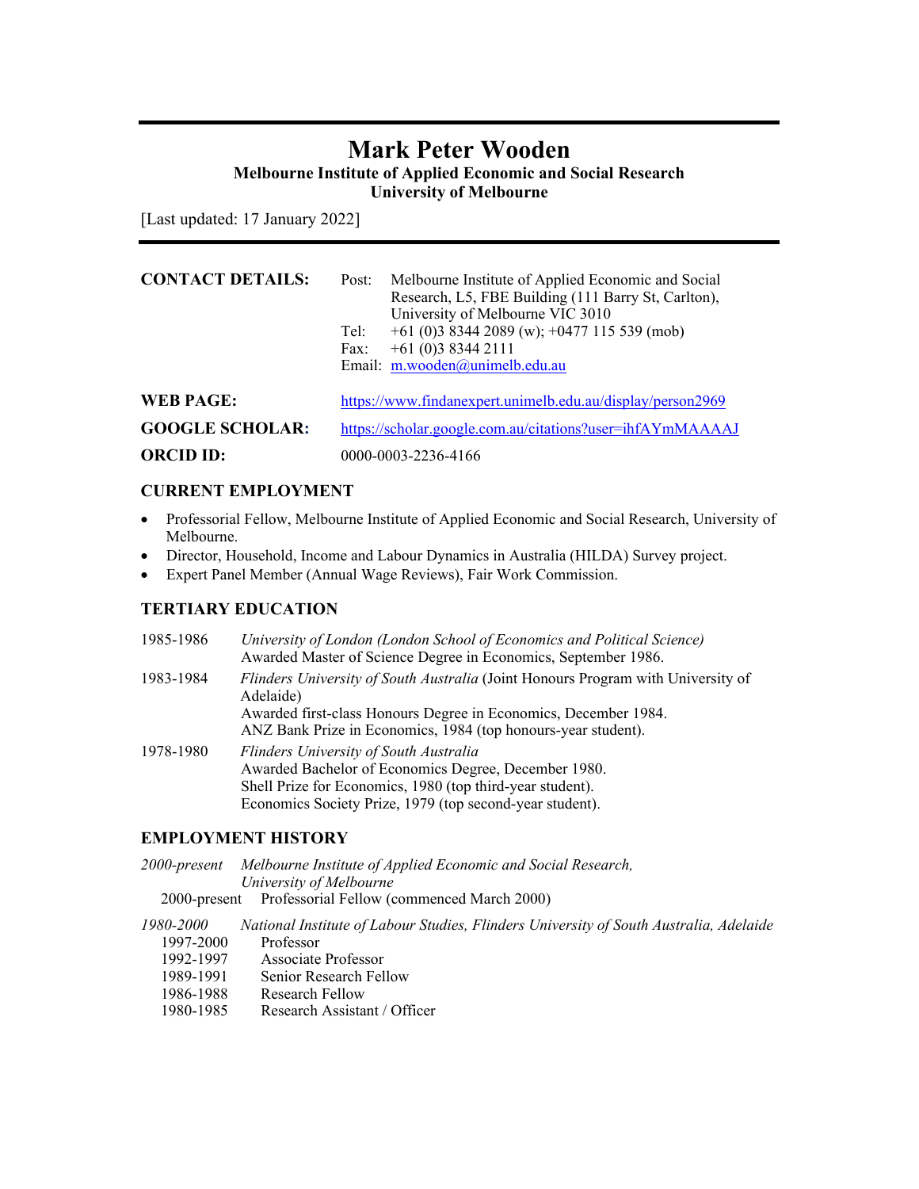# Mark Peter Wooden

**Melbourne Institute of Applied Economic and Social Research**
**University of Melbourne**

[Last updated: 17 January 2022]

---

**CONTACT DETAILS:**

Post: Melbourne Institute of Applied Economic and Social Research, L5, FBE Building (111 Barry St, Carlton), University of Melbourne VIC 3010
Tel: +61 (0)3 8344 2089 (w); +0477 115 539 (mob)
Fax: +61 (0)3 8344 2111
Email: m.wooden@unimelb.edu.au

**WEB PAGE:** https://www.findanexpert.unimelb.edu.au/display/person2969

**GOOGLE SCHOLAR:** https://scholar.google.com.au/citations?user=ihfAYmMAAAAJ

**ORCID ID:** 0000-0003-2236-4166

## CURRENT EMPLOYMENT

- Professorial Fellow, Melbourne Institute of Applied Economic and Social Research, University of Melbourne.
- Director, Household, Income and Labour Dynamics in Australia (HILDA) Survey project.
- Expert Panel Member (Annual Wage Reviews), Fair Work Commission.

## TERTIARY EDUCATION

1985-1986 — *University of London (London School of Economics and Political Science)*
Awarded Master of Science Degree in Economics, September 1986.

1983-1984 — *Flinders University of South Australia* (Joint Honours Program with University of Adelaide)
Awarded first-class Honours Degree in Economics, December 1984.
ANZ Bank Prize in Economics, 1984 (top honours-year student).

1978-1980 — *Flinders University of South Australia*
Awarded Bachelor of Economics Degree, December 1980.
Shell Prize for Economics, 1980 (top third-year student).
Economics Society Prize, 1979 (top second-year student).

## EMPLOYMENT HISTORY

*2000-present* — *Melbourne Institute of Applied Economic and Social Research, University of Melbourne*
- 2000-present — Professorial Fellow (commenced March 2000)

*1980-2000* — *National Institute of Labour Studies, Flinders University of South Australia, Adelaide*
- 1997-2000 — Professor
- 1992-1997 — Associate Professor
- 1989-1991 — Senior Research Fellow
- 1986-1988 — Research Fellow
- 1980-1985 — Research Assistant / Officer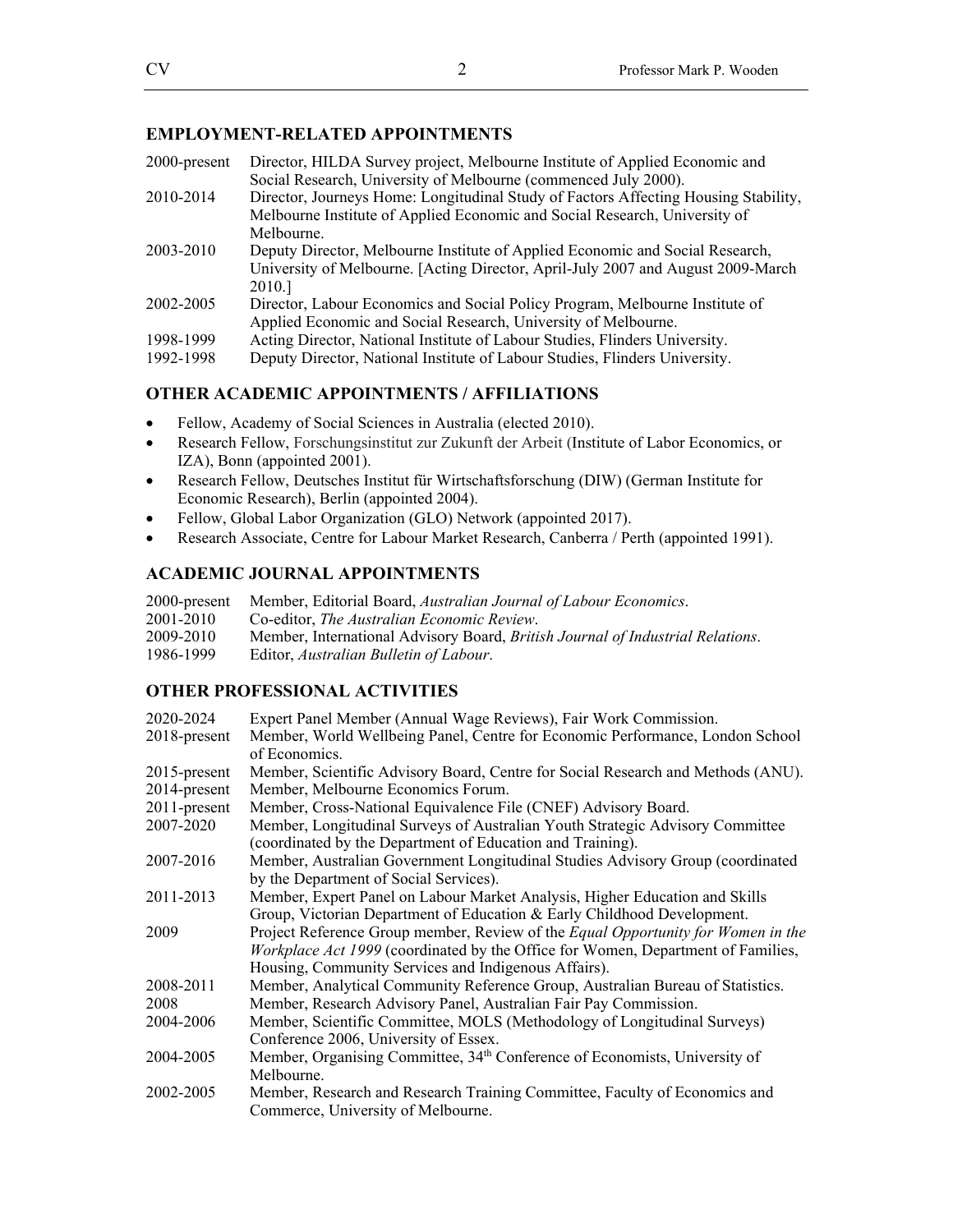## EMPLOYMENT-RELATED APPOINTMENTS

| | |
|---|---|
| 2000-present | Director, HILDA Survey project, Melbourne Institute of Applied Economic and Social Research, University of Melbourne (commenced July 2000). |
| 2010-2014 | Director, Journeys Home: Longitudinal Study of Factors Affecting Housing Stability, Melbourne Institute of Applied Economic and Social Research, University of Melbourne. |
| 2003-2010 | Deputy Director, Melbourne Institute of Applied Economic and Social Research, University of Melbourne. [Acting Director, April-July 2007 and August 2009-March 2010.] |
| 2002-2005 | Director, Labour Economics and Social Policy Program, Melbourne Institute of Applied Economic and Social Research, University of Melbourne. |
| 1998-1999 | Acting Director, National Institute of Labour Studies, Flinders University. |
| 1992-1998 | Deputy Director, National Institute of Labour Studies, Flinders University. |

## OTHER ACADEMIC APPOINTMENTS / AFFILIATIONS

- Fellow, Academy of Social Sciences in Australia (elected 2010).
- Research Fellow, Forschungsinstitut zur Zukunft der Arbeit (Institute of Labor Economics, or IZA), Bonn (appointed 2001).
- Research Fellow, Deutsches Institut für Wirtschaftsforschung (DIW) (German Institute for Economic Research), Berlin (appointed 2004).
- Fellow, Global Labor Organization (GLO) Network (appointed 2017).
- Research Associate, Centre for Labour Market Research, Canberra / Perth (appointed 1991).

## ACADEMIC JOURNAL APPOINTMENTS

| | |
|---|---|
| 2000-present | Member, Editorial Board, *Australian Journal of Labour Economics*. |
| 2001-2010 | Co-editor, *The Australian Economic Review*. |
| 2009-2010 | Member, International Advisory Board, *British Journal of Industrial Relations*. |
| 1986-1999 | Editor, *Australian Bulletin of Labour*. |

## OTHER PROFESSIONAL ACTIVITIES

| | |
|---|---|
| 2020-2024 | Expert Panel Member (Annual Wage Reviews), Fair Work Commission. |
| 2018-present | Member, World Wellbeing Panel, Centre for Economic Performance, London School of Economics. |
| 2015-present | Member, Scientific Advisory Board, Centre for Social Research and Methods (ANU). |
| 2014-present | Member, Melbourne Economics Forum. |
| 2011-present | Member, Cross-National Equivalence File (CNEF) Advisory Board. |
| 2007-2020 | Member, Longitudinal Surveys of Australian Youth Strategic Advisory Committee (coordinated by the Department of Education and Training). |
| 2007-2016 | Member, Australian Government Longitudinal Studies Advisory Group (coordinated by the Department of Social Services). |
| 2011-2013 | Member, Expert Panel on Labour Market Analysis, Higher Education and Skills Group, Victorian Department of Education & Early Childhood Development. |
| 2009 | Project Reference Group member, Review of the *Equal Opportunity for Women in the Workplace Act 1999* (coordinated by the Office for Women, Department of Families, Housing, Community Services and Indigenous Affairs). |
| 2008-2011 | Member, Analytical Community Reference Group, Australian Bureau of Statistics. |
| 2008 | Member, Research Advisory Panel, Australian Fair Pay Commission. |
| 2004-2006 | Member, Scientific Committee, MOLS (Methodology of Longitudinal Surveys) Conference 2006, University of Essex. |
| 2004-2005 | Member, Organising Committee, 34th Conference of Economists, University of Melbourne. |
| 2002-2005 | Member, Research and Research Training Committee, Faculty of Economics and Commerce, University of Melbourne. |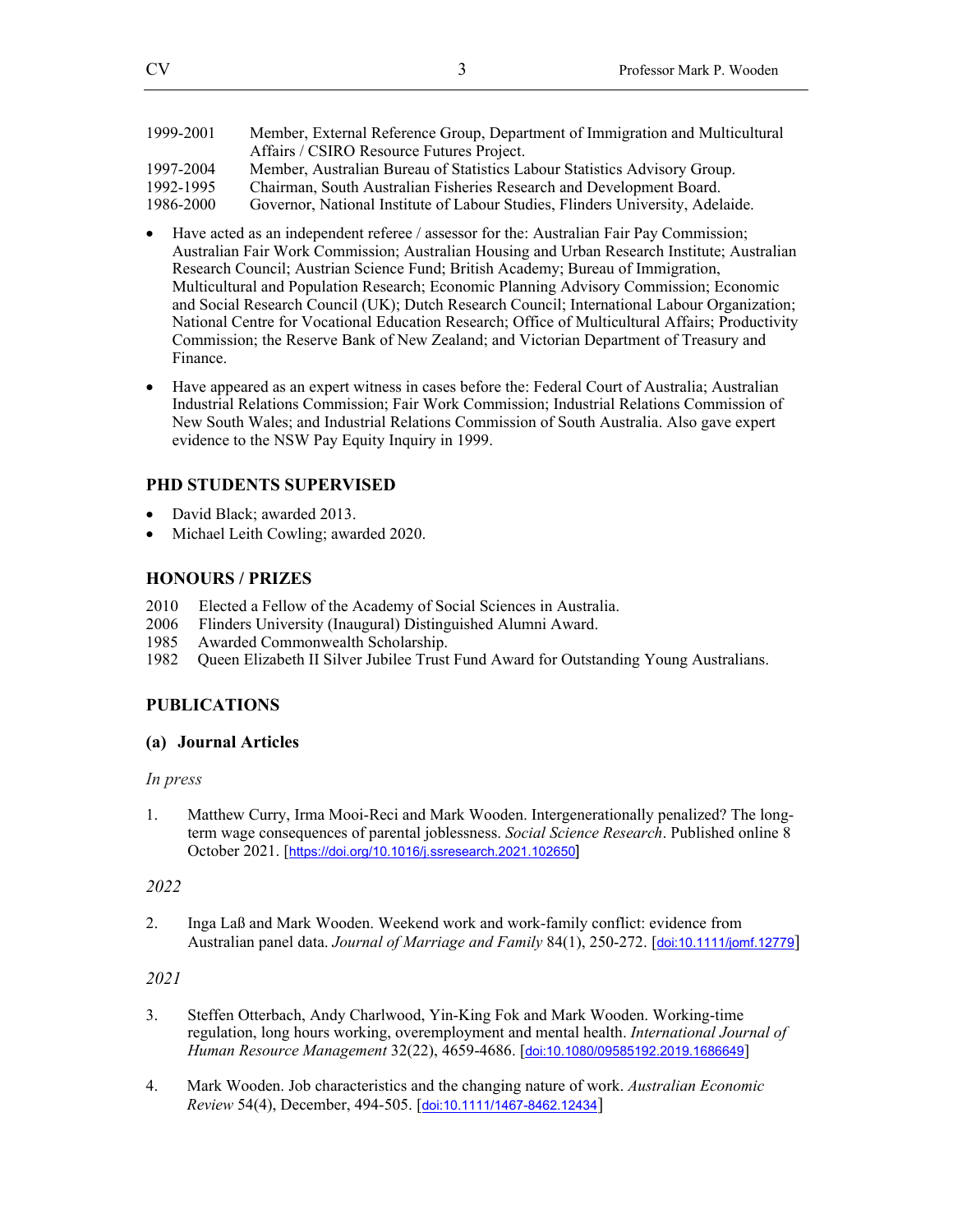1999-2001 Member, External Reference Group, Department of Immigration and Multicultural Affairs / CSIRO Resource Futures Project.
1997-2004 Member, Australian Bureau of Statistics Labour Statistics Advisory Group.
1992-1995 Chairman, South Australian Fisheries Research and Development Board.
1986-2000 Governor, National Institute of Labour Studies, Flinders University, Adelaide.

- Have acted as an independent referee / assessor for the: Australian Fair Pay Commission; Australian Fair Work Commission; Australian Housing and Urban Research Institute; Australian Research Council; Austrian Science Fund; British Academy; Bureau of Immigration, Multicultural and Population Research; Economic Planning Advisory Commission; Economic and Social Research Council (UK); Dutch Research Council; International Labour Organization; National Centre for Vocational Education Research; Office of Multicultural Affairs; Productivity Commission; the Reserve Bank of New Zealand; and Victorian Department of Treasury and Finance.

- Have appeared as an expert witness in cases before the: Federal Court of Australia; Australian Industrial Relations Commission; Fair Work Commission; Industrial Relations Commission of New South Wales; and Industrial Relations Commission of South Australia. Also gave expert evidence to the NSW Pay Equity Inquiry in 1999.

## PHD STUDENTS SUPERVISED

- David Black; awarded 2013.
- Michael Leith Cowling; awarded 2020.

## HONOURS / PRIZES

2010 Elected a Fellow of the Academy of Social Sciences in Australia.
2006 Flinders University (Inaugural) Distinguished Alumni Award.
1985 Awarded Commonwealth Scholarship.
1982 Queen Elizabeth II Silver Jubilee Trust Fund Award for Outstanding Young Australians.

## PUBLICATIONS

### (a) Journal Articles

*In press*

1. Matthew Curry, Irma Mooi-Reci and Mark Wooden. Intergenerationally penalized? The long-term wage consequences of parental joblessness. *Social Science Research*. Published online 8 October 2021. [https://doi.org/10.1016/j.ssresearch.2021.102650]

*2022*

2. Inga Laß and Mark Wooden. Weekend work and work-family conflict: evidence from Australian panel data. *Journal of Marriage and Family* 84(1), 250-272. [doi:10.1111/jomf.12779]

*2021*

3. Steffen Otterbach, Andy Charlwood, Yin-King Fok and Mark Wooden. Working-time regulation, long hours working, overemployment and mental health. *International Journal of Human Resource Management* 32(22), 4659-4686. [doi:10.1080/09585192.2019.1686649]

4. Mark Wooden. Job characteristics and the changing nature of work. *Australian Economic Review* 54(4), December, 494-505. [doi:10.1111/1467-8462.12434]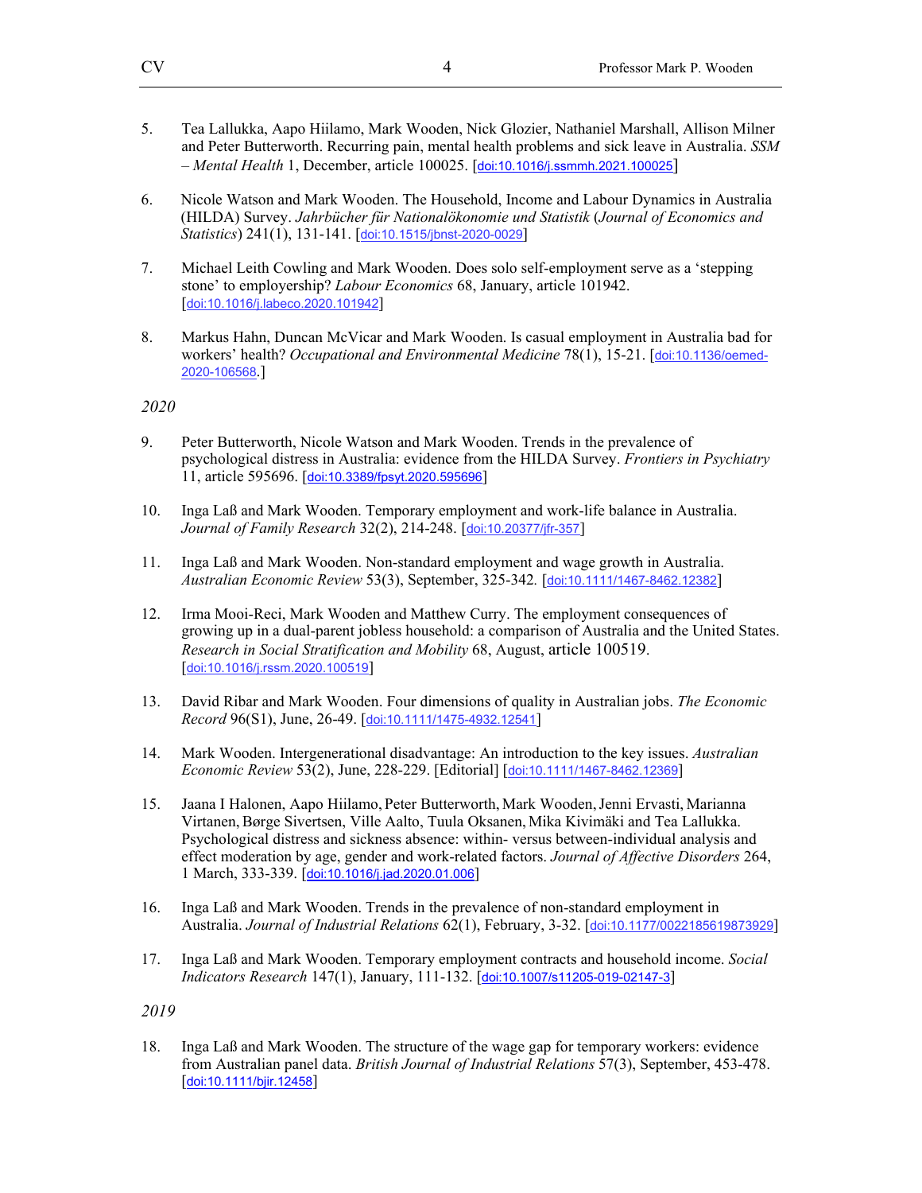5. Tea Lallukka, Aapo Hiilamo, Mark Wooden, Nick Glozier, Nathaniel Marshall, Allison Milner and Peter Butterworth. Recurring pain, mental health problems and sick leave in Australia. *SSM – Mental Health* 1, December, article 100025. [doi:10.1016/j.ssmmh.2021.100025]

6. Nicole Watson and Mark Wooden. The Household, Income and Labour Dynamics in Australia (HILDA) Survey. *Jahrbücher für Nationalökonomie und Statistik* (*Journal of Economics and Statistics*) 241(1), 131-141. [doi:10.1515/jbnst-2020-0029]

7. Michael Leith Cowling and Mark Wooden. Does solo self-employment serve as a 'stepping stone' to employership? *Labour Economics* 68, January, article 101942. [doi:10.1016/j.labeco.2020.101942]

8. Markus Hahn, Duncan McVicar and Mark Wooden. Is casual employment in Australia bad for workers' health? *Occupational and Environmental Medicine* 78(1), 15-21. [doi:10.1136/oemed-2020-106568.]

*2020*

9. Peter Butterworth, Nicole Watson and Mark Wooden. Trends in the prevalence of psychological distress in Australia: evidence from the HILDA Survey. *Frontiers in Psychiatry* 11, article 595696. [doi:10.3389/fpsyt.2020.595696]

10. Inga Laß and Mark Wooden. Temporary employment and work-life balance in Australia. *Journal of Family Research* 32(2), 214-248. [doi:10.20377/jfr-357]

11. Inga Laß and Mark Wooden. Non-standard employment and wage growth in Australia. *Australian Economic Review* 53(3), September, 325-342. [doi:10.1111/1467-8462.12382]

12. Irma Mooi-Reci, Mark Wooden and Matthew Curry. The employment consequences of growing up in a dual-parent jobless household: a comparison of Australia and the United States. *Research in Social Stratification and Mobility* 68, August, article 100519. [doi:10.1016/j.rssm.2020.100519]

13. David Ribar and Mark Wooden. Four dimensions of quality in Australian jobs. *The Economic Record* 96(S1), June, 26-49. [doi:10.1111/1475-4932.12541]

14. Mark Wooden. Intergenerational disadvantage: An introduction to the key issues. *Australian Economic Review* 53(2), June, 228-229. [Editorial] [doi:10.1111/1467-8462.12369]

15. Jaana I Halonen, Aapo Hiilamo, Peter Butterworth, Mark Wooden, Jenni Ervasti, Marianna Virtanen, Børge Sivertsen, Ville Aalto, Tuula Oksanen, Mika Kivimäki and Tea Lallukka. Psychological distress and sickness absence: within- versus between-individual analysis and effect moderation by age, gender and work-related factors. *Journal of Affective Disorders* 264, 1 March, 333-339. [doi:10.1016/j.jad.2020.01.006]

16. Inga Laß and Mark Wooden. Trends in the prevalence of non-standard employment in Australia. *Journal of Industrial Relations* 62(1), February, 3-32. [doi:10.1177/0022185619873929]

17. Inga Laß and Mark Wooden. Temporary employment contracts and household income. *Social Indicators Research* 147(1), January, 111-132. [doi:10.1007/s11205-019-02147-3]

*2019*

18. Inga Laß and Mark Wooden. The structure of the wage gap for temporary workers: evidence from Australian panel data. *British Journal of Industrial Relations* 57(3), September, 453-478. [doi:10.1111/bjir.12458]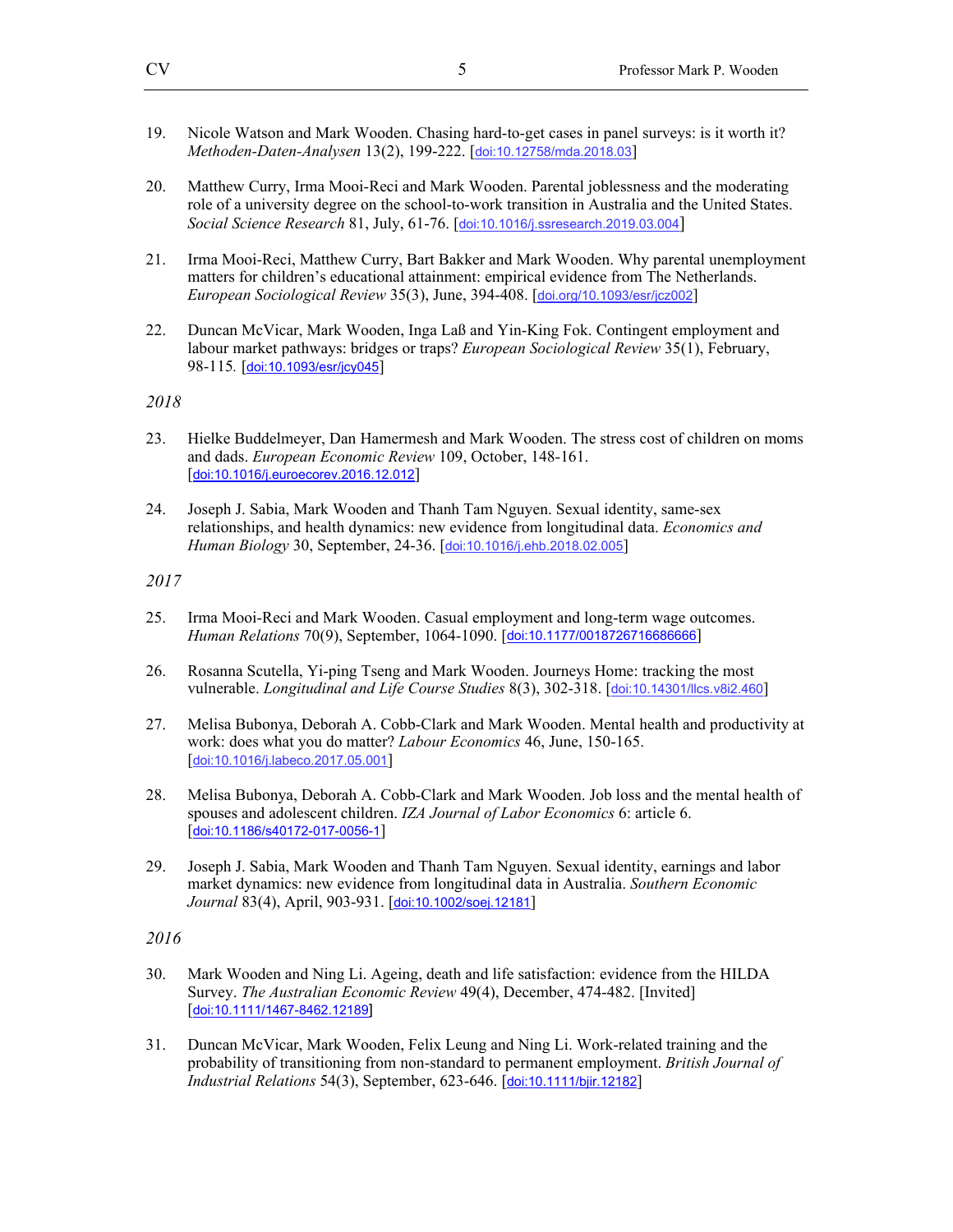19. Nicole Watson and Mark Wooden. Chasing hard-to-get cases in panel surveys: is it worth it? *Methoden-Daten-Analysen* 13(2), 199-222. [doi:10.12758/mda.2018.03]

20. Matthew Curry, Irma Mooi-Reci and Mark Wooden. Parental joblessness and the moderating role of a university degree on the school-to-work transition in Australia and the United States. *Social Science Research* 81, July, 61-76. [doi:10.1016/j.ssresearch.2019.03.004]

21. Irma Mooi-Reci, Matthew Curry, Bart Bakker and Mark Wooden. Why parental unemployment matters for children's educational attainment: empirical evidence from The Netherlands. *European Sociological Review* 35(3), June, 394-408. [doi.org/10.1093/esr/jcz002]

22. Duncan McVicar, Mark Wooden, Inga Laß and Yin-King Fok. Contingent employment and labour market pathways: bridges or traps? *European Sociological Review* 35(1), February, 98-115. [doi:10.1093/esr/jcy045]

*2018*

23. Hielke Buddelmeyer, Dan Hamermesh and Mark Wooden. The stress cost of children on moms and dads. *European Economic Review* 109, October, 148-161. [doi:10.1016/j.euroecorev.2016.12.012]

24. Joseph J. Sabia, Mark Wooden and Thanh Tam Nguyen. Sexual identity, same-sex relationships, and health dynamics: new evidence from longitudinal data. *Economics and Human Biology* 30, September, 24-36. [doi:10.1016/j.ehb.2018.02.005]

*2017*

25. Irma Mooi-Reci and Mark Wooden. Casual employment and long-term wage outcomes. *Human Relations* 70(9), September, 1064-1090. [doi:10.1177/0018726716686666]

26. Rosanna Scutella, Yi-ping Tseng and Mark Wooden. Journeys Home: tracking the most vulnerable. *Longitudinal and Life Course Studies* 8(3), 302-318. [doi:10.14301/llcs.v8i2.460]

27. Melisa Bubonya, Deborah A. Cobb-Clark and Mark Wooden. Mental health and productivity at work: does what you do matter? *Labour Economics* 46, June, 150-165. [doi:10.1016/j.labeco.2017.05.001]

28. Melisa Bubonya, Deborah A. Cobb-Clark and Mark Wooden. Job loss and the mental health of spouses and adolescent children. *IZA Journal of Labor Economics* 6: article 6. [doi:10.1186/s40172-017-0056-1]

29. Joseph J. Sabia, Mark Wooden and Thanh Tam Nguyen. Sexual identity, earnings and labor market dynamics: new evidence from longitudinal data in Australia. *Southern Economic Journal* 83(4), April, 903-931. [doi:10.1002/soej.12181]

*2016*

30. Mark Wooden and Ning Li. Ageing, death and life satisfaction: evidence from the HILDA Survey. *The Australian Economic Review* 49(4), December, 474-482. [Invited] [doi:10.1111/1467-8462.12189]

31. Duncan McVicar, Mark Wooden, Felix Leung and Ning Li. Work-related training and the probability of transitioning from non-standard to permanent employment. *British Journal of Industrial Relations* 54(3), September, 623-646. [doi:10.1111/bjir.12182]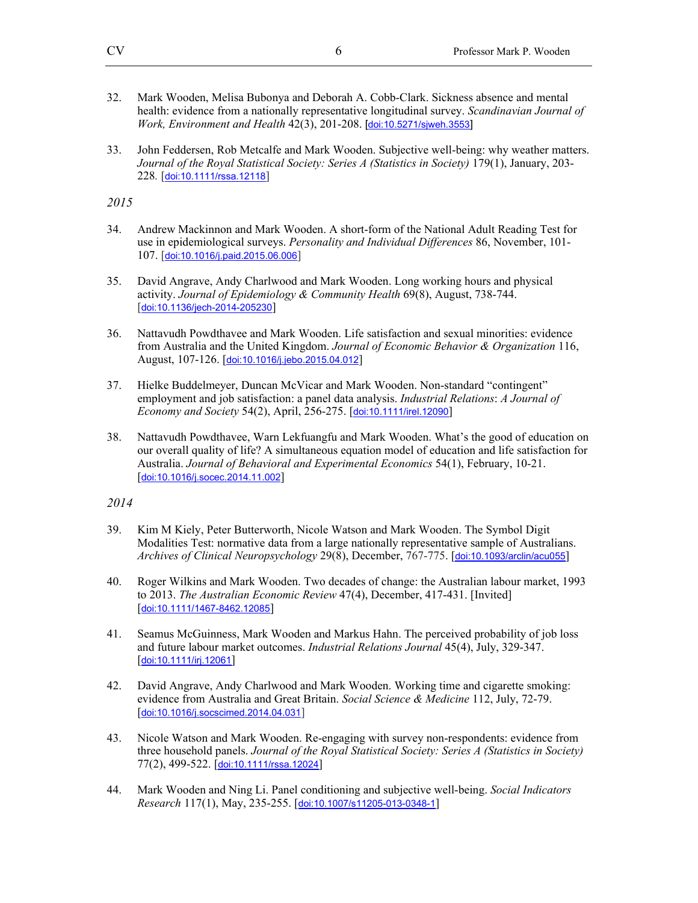32. Mark Wooden, Melisa Bubonya and Deborah A. Cobb-Clark. Sickness absence and mental health: evidence from a nationally representative longitudinal survey. *Scandinavian Journal of Work, Environment and Health* 42(3), 201-208. [doi:10.5271/sjweh.3553]

33. John Feddersen, Rob Metcalfe and Mark Wooden. Subjective well-being: why weather matters. *Journal of the Royal Statistical Society: Series A (Statistics in Society)* 179(1), January, 203-228. [doi:10.1111/rssa.12118]

*2015*

34. Andrew Mackinnon and Mark Wooden. A short-form of the National Adult Reading Test for use in epidemiological surveys. *Personality and Individual Differences* 86, November, 101-107. [doi:10.1016/j.paid.2015.06.006]

35. David Angrave, Andy Charlwood and Mark Wooden. Long working hours and physical activity. *Journal of Epidemiology & Community Health* 69(8), August, 738-744. [doi:10.1136/jech-2014-205230]

36. Nattavudh Powdthavee and Mark Wooden. Life satisfaction and sexual minorities: evidence from Australia and the United Kingdom. *Journal of Economic Behavior & Organization* 116, August, 107-126. [doi:10.1016/j.jebo.2015.04.012]

37. Hielke Buddelmeyer, Duncan McVicar and Mark Wooden. Non-standard "contingent" employment and job satisfaction: a panel data analysis. *Industrial Relations*: *A Journal of Economy and Society* 54(2), April, 256-275. [doi:10.1111/irel.12090]

38. Nattavudh Powdthavee, Warn Lekfuangfu and Mark Wooden. What's the good of education on our overall quality of life? A simultaneous equation model of education and life satisfaction for Australia. *Journal of Behavioral and Experimental Economics* 54(1), February, 10-21. [doi:10.1016/j.socec.2014.11.002]

*2014*

39. Kim M Kiely, Peter Butterworth, Nicole Watson and Mark Wooden. The Symbol Digit Modalities Test: normative data from a large nationally representative sample of Australians. *Archives of Clinical Neuropsychology* 29(8), December, 767-775. [doi:10.1093/arclin/acu055]

40. Roger Wilkins and Mark Wooden. Two decades of change: the Australian labour market, 1993 to 2013. *The Australian Economic Review* 47(4), December, 417-431. [Invited] [doi:10.1111/1467-8462.12085]

41. Seamus McGuinness, Mark Wooden and Markus Hahn. The perceived probability of job loss and future labour market outcomes. *Industrial Relations Journal* 45(4), July, 329-347. [doi:10.1111/irj.12061]

42. David Angrave, Andy Charlwood and Mark Wooden. Working time and cigarette smoking: evidence from Australia and Great Britain. *Social Science & Medicine* 112, July, 72-79. [doi:10.1016/j.socscimed.2014.04.031]

43. Nicole Watson and Mark Wooden. Re-engaging with survey non-respondents: evidence from three household panels. *Journal of the Royal Statistical Society: Series A (Statistics in Society)* 77(2), 499-522. [doi:10.1111/rssa.12024]

44. Mark Wooden and Ning Li. Panel conditioning and subjective well-being. *Social Indicators Research* 117(1), May, 235-255. [doi:10.1007/s11205-013-0348-1]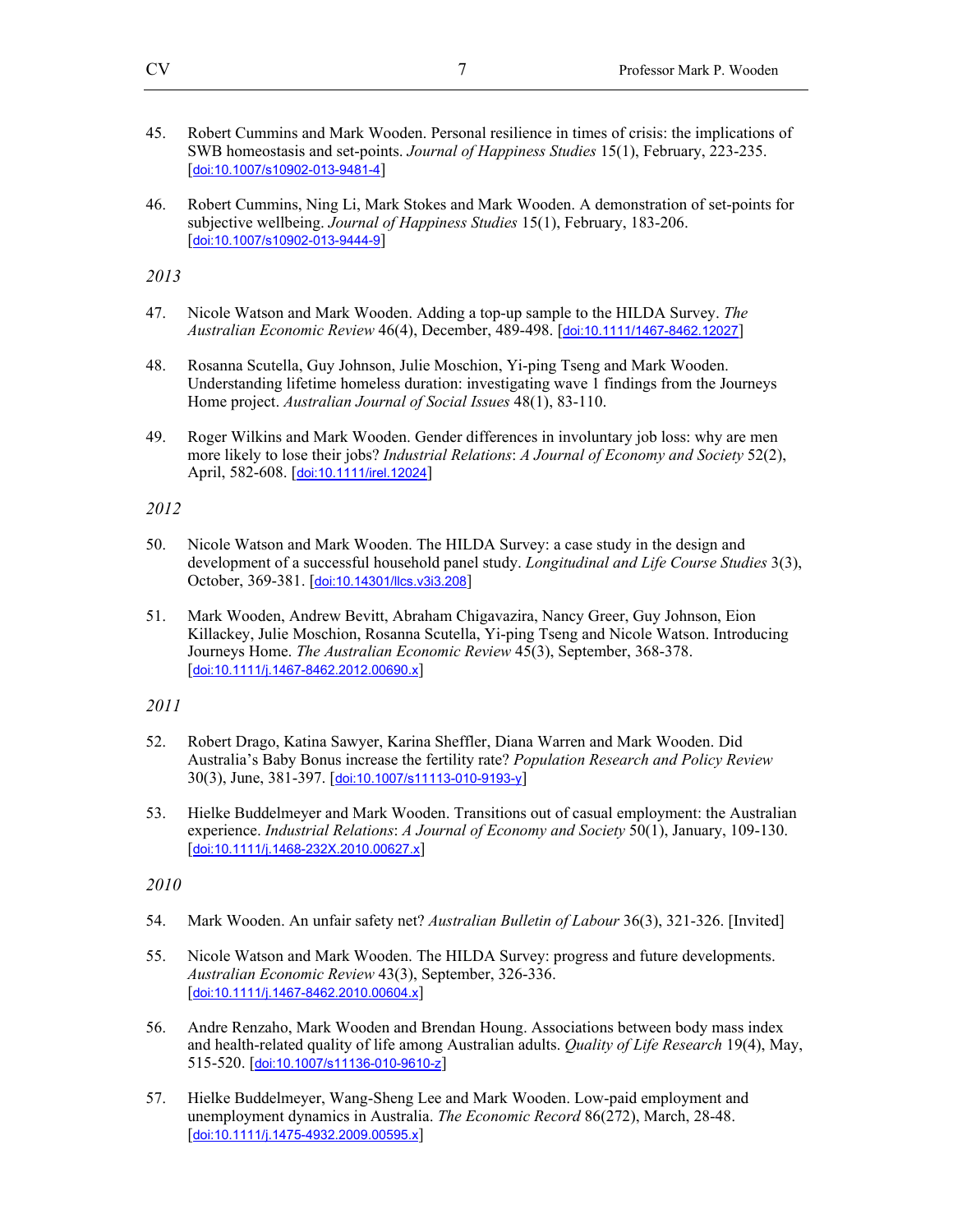45. Robert Cummins and Mark Wooden. Personal resilience in times of crisis: the implications of SWB homeostasis and set-points. *Journal of Happiness Studies* 15(1), February, 223-235. [doi:10.1007/s10902-013-9481-4]

46. Robert Cummins, Ning Li, Mark Stokes and Mark Wooden. A demonstration of set-points for subjective wellbeing. *Journal of Happiness Studies* 15(1), February, 183-206. [doi:10.1007/s10902-013-9444-9]

*2013*

47. Nicole Watson and Mark Wooden. Adding a top-up sample to the HILDA Survey. *The Australian Economic Review* 46(4), December, 489-498. [doi:10.1111/1467-8462.12027]

48. Rosanna Scutella, Guy Johnson, Julie Moschion, Yi-ping Tseng and Mark Wooden. Understanding lifetime homeless duration: investigating wave 1 findings from the Journeys Home project. *Australian Journal of Social Issues* 48(1), 83-110.

49. Roger Wilkins and Mark Wooden. Gender differences in involuntary job loss: why are men more likely to lose their jobs? *Industrial Relations*: *A Journal of Economy and Society* 52(2), April, 582-608. [doi:10.1111/irel.12024]

*2012*

50. Nicole Watson and Mark Wooden. The HILDA Survey: a case study in the design and development of a successful household panel study. *Longitudinal and Life Course Studies* 3(3), October, 369-381. [doi:10.14301/llcs.v3i3.208]

51. Mark Wooden, Andrew Bevitt, Abraham Chigavazira, Nancy Greer, Guy Johnson, Eion Killackey, Julie Moschion, Rosanna Scutella, Yi-ping Tseng and Nicole Watson. Introducing Journeys Home. *The Australian Economic Review* 45(3), September, 368-378. [doi:10.1111/j.1467-8462.2012.00690.x]

*2011*

52. Robert Drago, Katina Sawyer, Karina Sheffler, Diana Warren and Mark Wooden. Did Australia's Baby Bonus increase the fertility rate? *Population Research and Policy Review* 30(3), June, 381-397. [doi:10.1007/s11113-010-9193-y]

53. Hielke Buddelmeyer and Mark Wooden. Transitions out of casual employment: the Australian experience. *Industrial Relations*: *A Journal of Economy and Society* 50(1), January, 109-130. [doi:10.1111/j.1468-232X.2010.00627.x]

*2010*

54. Mark Wooden. An unfair safety net? *Australian Bulletin of Labour* 36(3), 321-326. [Invited]

55. Nicole Watson and Mark Wooden. The HILDA Survey: progress and future developments. *Australian Economic Review* 43(3), September, 326-336. [doi:10.1111/j.1467-8462.2010.00604.x]

56. Andre Renzaho, Mark Wooden and Brendan Houng. Associations between body mass index and health-related quality of life among Australian adults. *Quality of Life Research* 19(4), May, 515-520. [doi:10.1007/s11136-010-9610-z]

57. Hielke Buddelmeyer, Wang-Sheng Lee and Mark Wooden. Low-paid employment and unemployment dynamics in Australia. *The Economic Record* 86(272), March, 28-48. [doi:10.1111/j.1475-4932.2009.00595.x]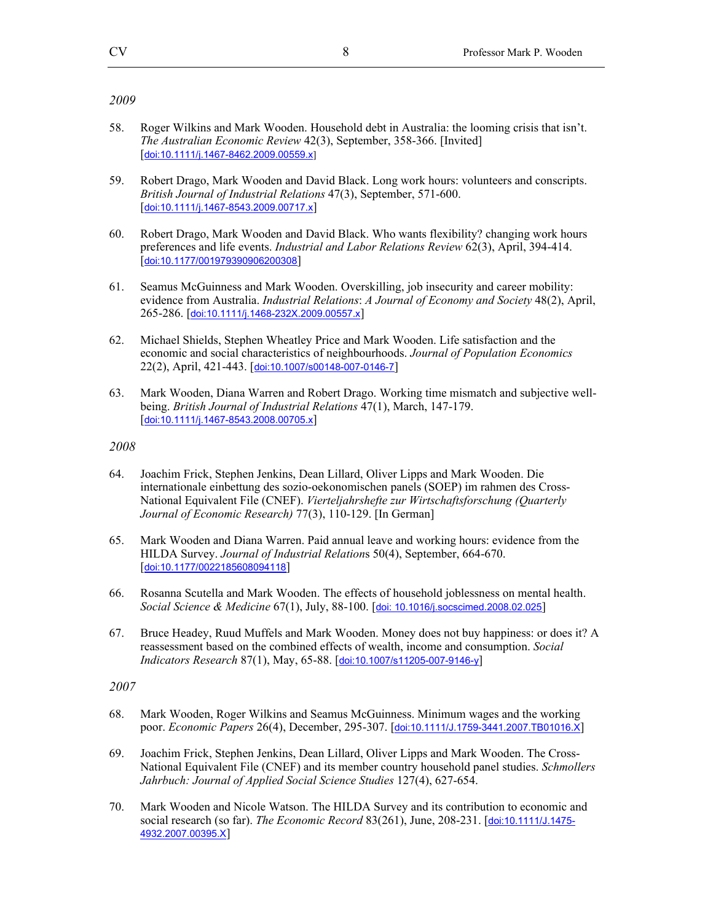*2009*

58. Roger Wilkins and Mark Wooden. Household debt in Australia: the looming crisis that isn't. *The Australian Economic Review* 42(3), September, 358-366. [Invited] [doi:10.1111/j.1467-8462.2009.00559.x]

59. Robert Drago, Mark Wooden and David Black. Long work hours: volunteers and conscripts. *British Journal of Industrial Relations* 47(3), September, 571-600. [doi:10.1111/j.1467-8543.2009.00717.x]

60. Robert Drago, Mark Wooden and David Black. Who wants flexibility? changing work hours preferences and life events. *Industrial and Labor Relations Review* 62(3), April, 394-414. [doi:10.1177/001979390906200308]

61. Seamus McGuinness and Mark Wooden. Overskilling, job insecurity and career mobility: evidence from Australia. *Industrial Relations*: *A Journal of Economy and Society* 48(2), April, 265-286. [doi:10.1111/j.1468-232X.2009.00557.x]

62. Michael Shields, Stephen Wheatley Price and Mark Wooden. Life satisfaction and the economic and social characteristics of neighbourhoods. *Journal of Population Economics* 22(2), April, 421-443. [doi:10.1007/s00148-007-0146-7]

63. Mark Wooden, Diana Warren and Robert Drago. Working time mismatch and subjective well-being. *British Journal of Industrial Relations* 47(1), March, 147-179. [doi:10.1111/j.1467-8543.2008.00705.x]

*2008*

64. Joachim Frick, Stephen Jenkins, Dean Lillard, Oliver Lipps and Mark Wooden. Die internationale einbettung des sozio-oekonomischen panels (SOEP) im rahmen des Cross-National Equivalent File (CNEF). *Vierteljahrshefte zur Wirtschaftsforschung (Quarterly Journal of Economic Research)* 77(3), 110-129. [In German]

65. Mark Wooden and Diana Warren. Paid annual leave and working hours: evidence from the HILDA Survey. *Journal of Industrial Relation*s 50(4), September, 664-670. [doi:10.1177/0022185608094118]

66. Rosanna Scutella and Mark Wooden. The effects of household joblessness on mental health. *Social Science & Medicine* 67(1), July, 88-100. [doi: 10.1016/j.socscimed.2008.02.025]

67. Bruce Headey, Ruud Muffels and Mark Wooden. Money does not buy happiness: or does it? A reassessment based on the combined effects of wealth, income and consumption. *Social Indicators Research* 87(1), May, 65-88. [doi:10.1007/s11205-007-9146-y]

*2007*

68. Mark Wooden, Roger Wilkins and Seamus McGuinness. Minimum wages and the working poor. *Economic Papers* 26(4), December, 295-307. [doi:10.1111/J.1759-3441.2007.TB01016.X]

69. Joachim Frick, Stephen Jenkins, Dean Lillard, Oliver Lipps and Mark Wooden. The Cross-National Equivalent File (CNEF) and its member country household panel studies. *Schmollers Jahrbuch: Journal of Applied Social Science Studies* 127(4), 627-654.

70. Mark Wooden and Nicole Watson. The HILDA Survey and its contribution to economic and social research (so far). *The Economic Record* 83(261), June, 208-231. [doi:10.1111/J.1475-4932.2007.00395.X]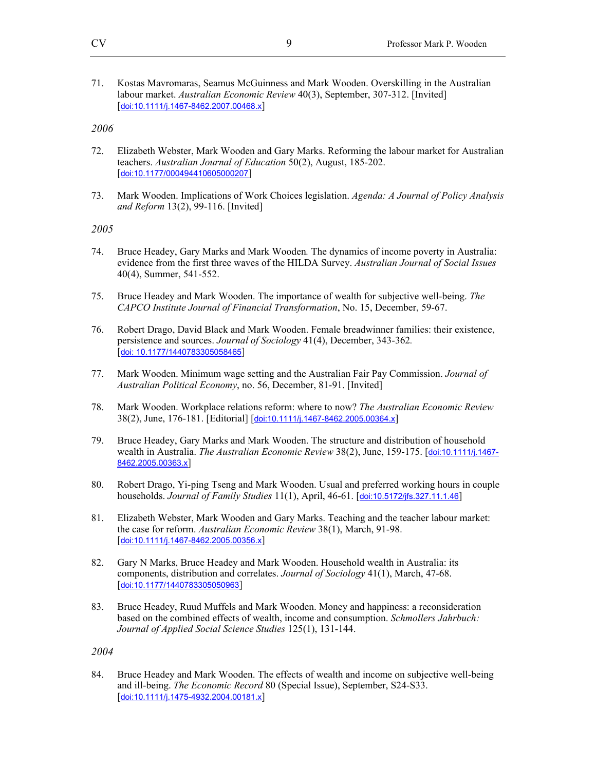71. Kostas Mavromaras, Seamus McGuinness and Mark Wooden. Overskilling in the Australian labour market. *Australian Economic Review* 40(3), September, 307-312. [Invited] [doi:10.1111/j.1467-8462.2007.00468.x]

*2006*

72. Elizabeth Webster, Mark Wooden and Gary Marks. Reforming the labour market for Australian teachers. *Australian Journal of Education* 50(2), August, 185-202. [doi:10.1177/000494410605000207]

73. Mark Wooden. Implications of Work Choices legislation. *Agenda: A Journal of Policy Analysis and Reform* 13(2), 99-116. [Invited]

*2005*

74. Bruce Headey, Gary Marks and Mark Wooden. The dynamics of income poverty in Australia: evidence from the first three waves of the HILDA Survey. *Australian Journal of Social Issues* 40(4), Summer, 541-552.

75. Bruce Headey and Mark Wooden. The importance of wealth for subjective well-being. *The CAPCO Institute Journal of Financial Transformation*, No. 15, December, 59-67.

76. Robert Drago, David Black and Mark Wooden. Female breadwinner families: their existence, persistence and sources. *Journal of Sociology* 41(4), December, 343-362. [doi: 10.1177/1440783305058465]

77. Mark Wooden. Minimum wage setting and the Australian Fair Pay Commission. *Journal of Australian Political Economy*, no. 56, December, 81-91. [Invited]

78. Mark Wooden. Workplace relations reform: where to now? *The Australian Economic Review* 38(2), June, 176-181. [Editorial] [doi:10.1111/j.1467-8462.2005.00364.x]

79. Bruce Headey, Gary Marks and Mark Wooden. The structure and distribution of household wealth in Australia. *The Australian Economic Review* 38(2), June, 159-175. [doi:10.1111/j.1467-8462.2005.00363.x]

80. Robert Drago, Yi-ping Tseng and Mark Wooden. Usual and preferred working hours in couple households. *Journal of Family Studies* 11(1), April, 46-61. [doi:10.5172/jfs.327.11.1.46]

81. Elizabeth Webster, Mark Wooden and Gary Marks. Teaching and the teacher labour market: the case for reform. *Australian Economic Review* 38(1), March, 91-98. [doi:10.1111/j.1467-8462.2005.00356.x]

82. Gary N Marks, Bruce Headey and Mark Wooden. Household wealth in Australia: its components, distribution and correlates. *Journal of Sociology* 41(1), March, 47-68. [doi:10.1177/1440783305050963]

83. Bruce Headey, Ruud Muffels and Mark Wooden. Money and happiness: a reconsideration based on the combined effects of wealth, income and consumption. *Schmollers Jahrbuch: Journal of Applied Social Science Studies* 125(1), 131-144.

*2004*

84. Bruce Headey and Mark Wooden. The effects of wealth and income on subjective well-being and ill-being. *The Economic Record* 80 (Special Issue), September, S24-S33. [doi:10.1111/j.1475-4932.2004.00181.x]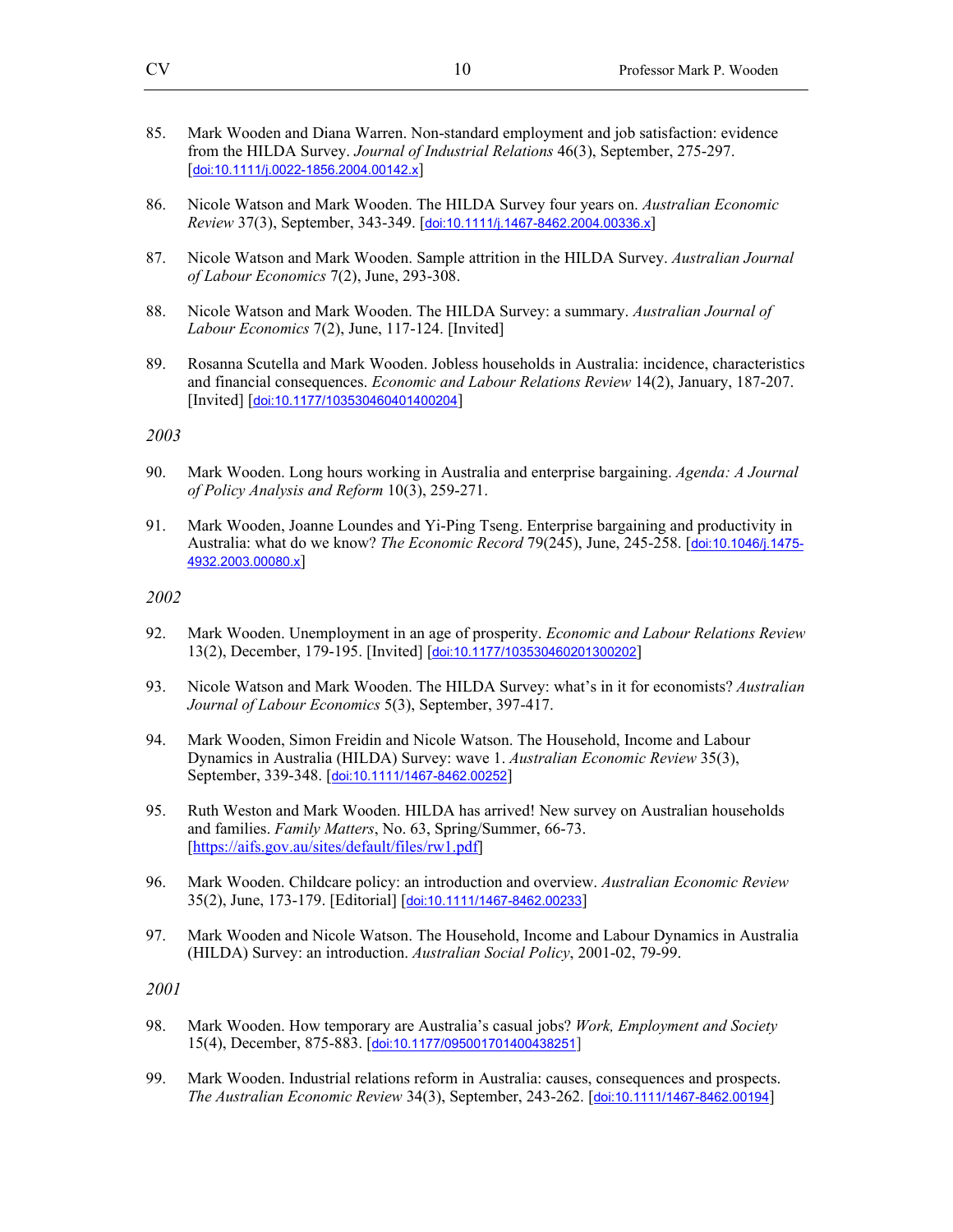85. Mark Wooden and Diana Warren. Non-standard employment and job satisfaction: evidence from the HILDA Survey. *Journal of Industrial Relations* 46(3), September, 275-297. [doi:10.1111/j.0022-1856.2004.00142.x]

86. Nicole Watson and Mark Wooden. The HILDA Survey four years on. *Australian Economic Review* 37(3), September, 343-349. [doi:10.1111/j.1467-8462.2004.00336.x]

87. Nicole Watson and Mark Wooden. Sample attrition in the HILDA Survey. *Australian Journal of Labour Economics* 7(2), June, 293-308.

88. Nicole Watson and Mark Wooden. The HILDA Survey: a summary. *Australian Journal of Labour Economics* 7(2), June, 117-124. [Invited]

89. Rosanna Scutella and Mark Wooden. Jobless households in Australia: incidence, characteristics and financial consequences. *Economic and Labour Relations Review* 14(2), January, 187-207. [Invited] [doi:10.1177/103530460401400204]

*2003*

90. Mark Wooden. Long hours working in Australia and enterprise bargaining. *Agenda: A Journal of Policy Analysis and Reform* 10(3), 259-271.

91. Mark Wooden, Joanne Loundes and Yi-Ping Tseng. Enterprise bargaining and productivity in Australia: what do we know? *The Economic Record* 79(245), June, 245-258. [doi:10.1046/j.1475-4932.2003.00080.x]

*2002*

92. Mark Wooden. Unemployment in an age of prosperity. *Economic and Labour Relations Review* 13(2), December, 179-195. [Invited] [doi:10.1177/103530460201300202]

93. Nicole Watson and Mark Wooden. The HILDA Survey: what's in it for economists? *Australian Journal of Labour Economics* 5(3), September, 397-417.

94. Mark Wooden, Simon Freidin and Nicole Watson. The Household, Income and Labour Dynamics in Australia (HILDA) Survey: wave 1. *Australian Economic Review* 35(3), September, 339-348. [doi:10.1111/1467-8462.00252]

95. Ruth Weston and Mark Wooden. HILDA has arrived! New survey on Australian households and families. *Family Matters*, No. 63, Spring/Summer, 66-73. [https://aifs.gov.au/sites/default/files/rw1.pdf]

96. Mark Wooden. Childcare policy: an introduction and overview. *Australian Economic Review* 35(2), June, 173-179. [Editorial] [doi:10.1111/1467-8462.00233]

97. Mark Wooden and Nicole Watson. The Household, Income and Labour Dynamics in Australia (HILDA) Survey: an introduction. *Australian Social Policy*, 2001-02, 79-99.

*2001*

98. Mark Wooden. How temporary are Australia's casual jobs? *Work, Employment and Society* 15(4), December, 875-883. [doi:10.1177/095001701400438251]

99. Mark Wooden. Industrial relations reform in Australia: causes, consequences and prospects. *The Australian Economic Review* 34(3), September, 243-262. [doi:10.1111/1467-8462.00194]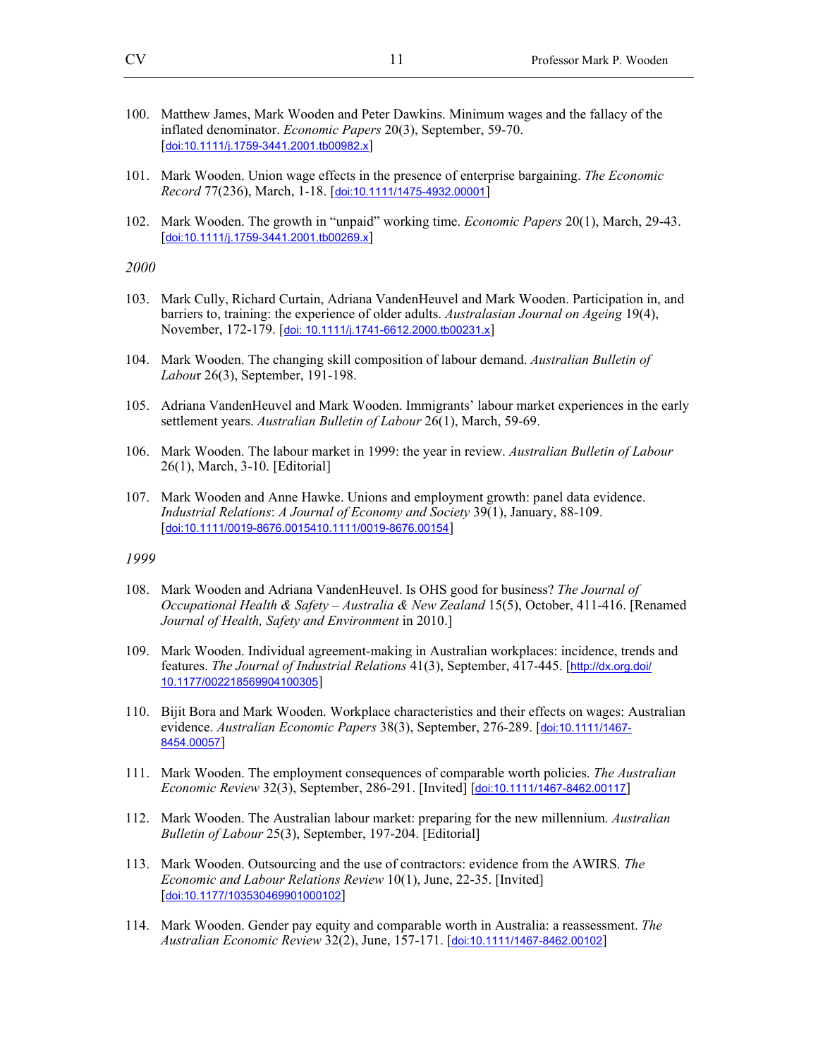100. Matthew James, Mark Wooden and Peter Dawkins. Minimum wages and the fallacy of the inflated denominator. *Economic Papers* 20(3), September, 59-70. [doi:10.1111/j.1759-3441.2001.tb00982.x]

101. Mark Wooden. Union wage effects in the presence of enterprise bargaining. *The Economic Record* 77(236), March, 1-18. [doi:10.1111/1475-4932.00001]

102. Mark Wooden. The growth in "unpaid" working time. *Economic Papers* 20(1), March, 29-43. [doi:10.1111/j.1759-3441.2001.tb00269.x]

*2000*

103. Mark Cully, Richard Curtain, Adriana VandenHeuvel and Mark Wooden. Participation in, and barriers to, training: the experience of older adults. *Australasian Journal on Ageing* 19(4), November, 172-179. [doi: 10.1111/j.1741-6612.2000.tb00231.x]

104. Mark Wooden. The changing skill composition of labour demand. *Australian Bulletin of Labou*r 26(3), September, 191-198.

105. Adriana VandenHeuvel and Mark Wooden. Immigrants' labour market experiences in the early settlement years. *Australian Bulletin of Labour* 26(1), March, 59-69.

106. Mark Wooden. The labour market in 1999: the year in review. *Australian Bulletin of Labour* 26(1), March, 3-10. [Editorial]

107. Mark Wooden and Anne Hawke. Unions and employment growth: panel data evidence. *Industrial Relations*: *A Journal of Economy and Society* 39(1), January, 88-109. [doi:10.1111/0019-8676.0015410.1111/0019-8676.00154]

*1999*

108. Mark Wooden and Adriana VandenHeuvel. Is OHS good for business? *The Journal of Occupational Health & Safety – Australia & New Zealand* 15(5), October, 411-416. [Renamed *Journal of Health, Safety and Environment* in 2010.]

109. Mark Wooden. Individual agreement-making in Australian workplaces: incidence, trends and features. *The Journal of Industrial Relations* 41(3), September, 417-445. [http://dx.org.doi/10.1177/002218569904100305]

110. Bijit Bora and Mark Wooden. Workplace characteristics and their effects on wages: Australian evidence. *Australian Economic Papers* 38(3), September, 276-289. [doi:10.1111/1467-8454.00057]

111. Mark Wooden. The employment consequences of comparable worth policies. *The Australian Economic Review* 32(3), September, 286-291. [Invited] [doi:10.1111/1467-8462.00117]

112. Mark Wooden. The Australian labour market: preparing for the new millennium. *Australian Bulletin of Labour* 25(3), September, 197-204. [Editorial]

113. Mark Wooden. Outsourcing and the use of contractors: evidence from the AWIRS. *The Economic and Labour Relations Review* 10(1), June, 22-35. [Invited] [doi:10.1177/103530469901000102]

114. Mark Wooden. Gender pay equity and comparable worth in Australia: a reassessment. *The Australian Economic Review* 32(2), June, 157-171. [doi:10.1111/1467-8462.00102]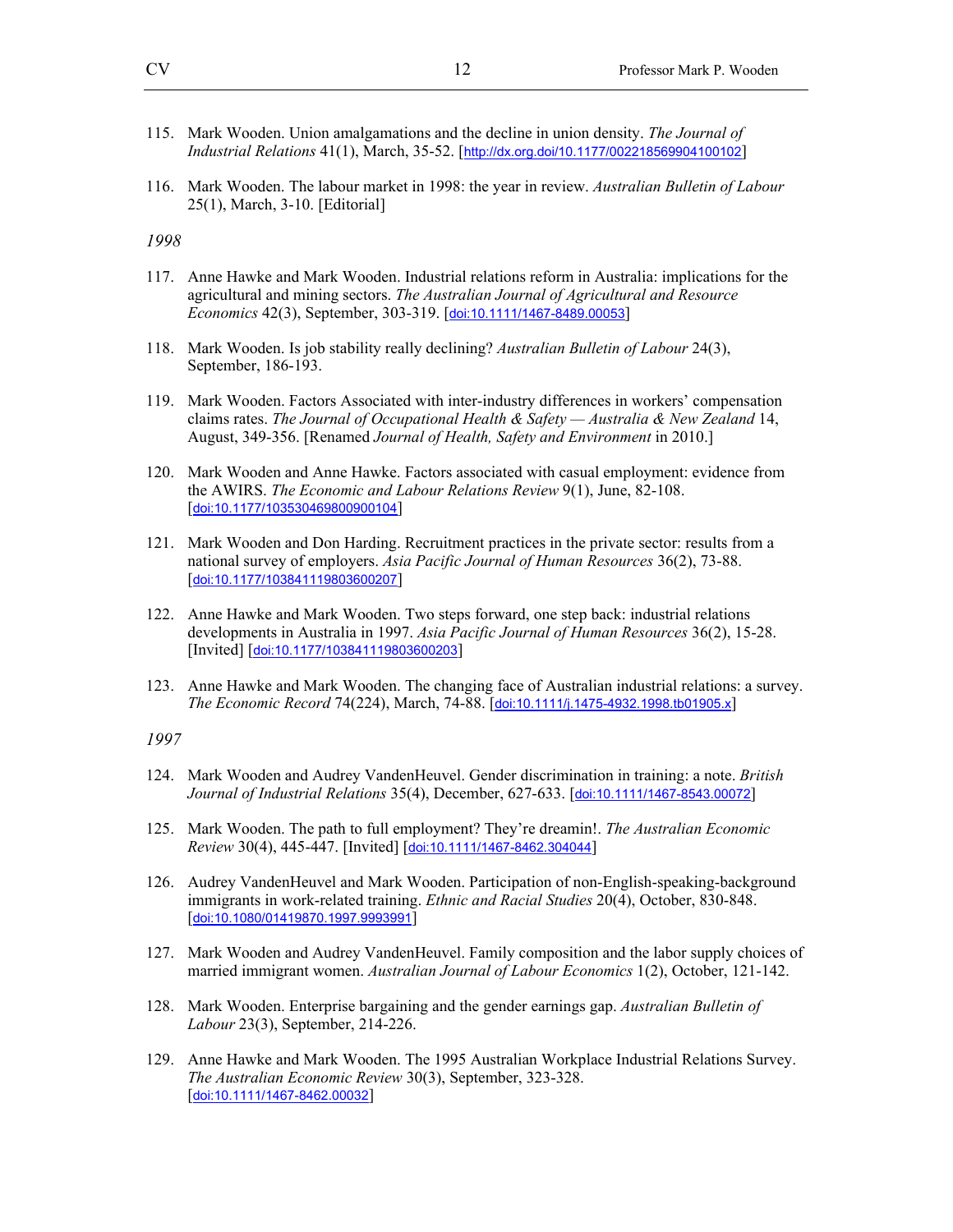115. Mark Wooden. Union amalgamations and the decline in union density. *The Journal of Industrial Relations* 41(1), March, 35-52. [http://dx.org.doi/10.1177/002218569904100102]

116. Mark Wooden. The labour market in 1998: the year in review. *Australian Bulletin of Labour* 25(1), March, 3-10. [Editorial]

*1998*

117. Anne Hawke and Mark Wooden. Industrial relations reform in Australia: implications for the agricultural and mining sectors. *The Australian Journal of Agricultural and Resource Economics* 42(3), September, 303-319. [doi:10.1111/1467-8489.00053]

118. Mark Wooden. Is job stability really declining? *Australian Bulletin of Labour* 24(3), September, 186-193.

119. Mark Wooden. Factors Associated with inter-industry differences in workers' compensation claims rates. *The Journal of Occupational Health & Safety — Australia & New Zealand* 14, August, 349-356. [Renamed *Journal of Health, Safety and Environment* in 2010.]

120. Mark Wooden and Anne Hawke. Factors associated with casual employment: evidence from the AWIRS. *The Economic and Labour Relations Review* 9(1), June, 82-108. [doi:10.1177/103530469800900104]

121. Mark Wooden and Don Harding. Recruitment practices in the private sector: results from a national survey of employers. *Asia Pacific Journal of Human Resources* 36(2), 73-88. [doi:10.1177/103841119803600207]

122. Anne Hawke and Mark Wooden. Two steps forward, one step back: industrial relations developments in Australia in 1997. *Asia Pacific Journal of Human Resources* 36(2), 15-28. [Invited] [doi:10.1177/103841119803600203]

123. Anne Hawke and Mark Wooden. The changing face of Australian industrial relations: a survey. *The Economic Record* 74(224), March, 74-88. [doi:10.1111/j.1475-4932.1998.tb01905.x]

*1997*

124. Mark Wooden and Audrey VandenHeuvel. Gender discrimination in training: a note. *British Journal of Industrial Relations* 35(4), December, 627-633. [doi:10.1111/1467-8543.00072]

125. Mark Wooden. The path to full employment? They're dreamin!. *The Australian Economic Review* 30(4), 445-447. [Invited] [doi:10.1111/1467-8462.304044]

126. Audrey VandenHeuvel and Mark Wooden. Participation of non-English-speaking-background immigrants in work-related training. *Ethnic and Racial Studies* 20(4), October, 830-848. [doi:10.1080/01419870.1997.9993991]

127. Mark Wooden and Audrey VandenHeuvel. Family composition and the labor supply choices of married immigrant women. *Australian Journal of Labour Economics* 1(2), October, 121-142.

128. Mark Wooden. Enterprise bargaining and the gender earnings gap. *Australian Bulletin of Labour* 23(3), September, 214-226.

129. Anne Hawke and Mark Wooden. The 1995 Australian Workplace Industrial Relations Survey. *The Australian Economic Review* 30(3), September, 323-328. [doi:10.1111/1467-8462.00032]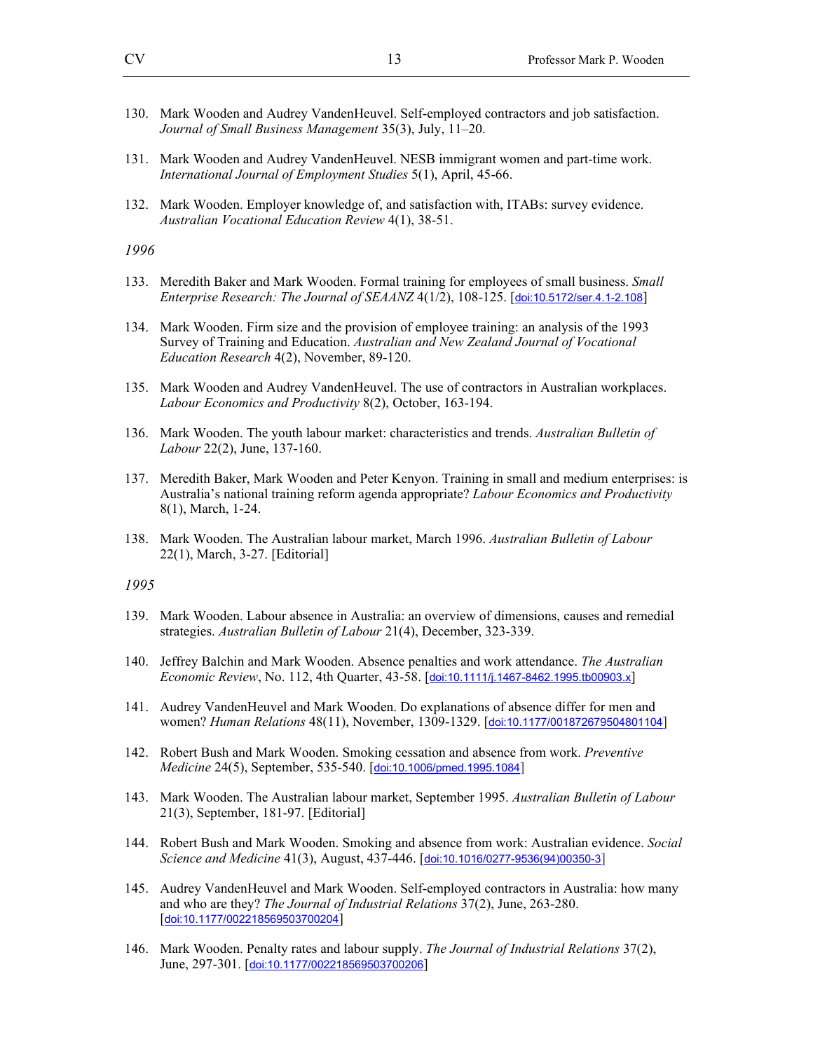130. Mark Wooden and Audrey VandenHeuvel. Self-employed contractors and job satisfaction. *Journal of Small Business Management* 35(3), July, 11–20.

131. Mark Wooden and Audrey VandenHeuvel. NESB immigrant women and part-time work. *International Journal of Employment Studies* 5(1), April, 45-66.

132. Mark Wooden. Employer knowledge of, and satisfaction with, ITABs: survey evidence. *Australian Vocational Education Review* 4(1), 38-51.

*1996*

133. Meredith Baker and Mark Wooden. Formal training for employees of small business. *Small Enterprise Research: The Journal of SEAANZ* 4(1/2), 108-125. [doi:10.5172/ser.4.1-2.108]

134. Mark Wooden. Firm size and the provision of employee training: an analysis of the 1993 Survey of Training and Education. *Australian and New Zealand Journal of Vocational Education Research* 4(2), November, 89-120.

135. Mark Wooden and Audrey VandenHeuvel. The use of contractors in Australian workplaces. *Labour Economics and Productivity* 8(2), October, 163-194.

136. Mark Wooden. The youth labour market: characteristics and trends. *Australian Bulletin of Labour* 22(2), June, 137-160.

137. Meredith Baker, Mark Wooden and Peter Kenyon. Training in small and medium enterprises: is Australia's national training reform agenda appropriate? *Labour Economics and Productivity* 8(1), March, 1-24.

138. Mark Wooden. The Australian labour market, March 1996. *Australian Bulletin of Labour* 22(1), March, 3-27. [Editorial]

*1995*

139. Mark Wooden. Labour absence in Australia: an overview of dimensions, causes and remedial strategies. *Australian Bulletin of Labour* 21(4), December, 323-339.

140. Jeffrey Balchin and Mark Wooden. Absence penalties and work attendance. *The Australian Economic Review*, No. 112, 4th Quarter, 43-58. [doi:10.1111/j.1467-8462.1995.tb00903.x]

141. Audrey VandenHeuvel and Mark Wooden. Do explanations of absence differ for men and women? *Human Relations* 48(11), November, 1309-1329. [doi:10.1177/001872679504801104]

142. Robert Bush and Mark Wooden. Smoking cessation and absence from work. *Preventive Medicine* 24(5), September, 535-540. [doi:10.1006/pmed.1995.1084]

143. Mark Wooden. The Australian labour market, September 1995. *Australian Bulletin of Labour* 21(3), September, 181-97. [Editorial]

144. Robert Bush and Mark Wooden. Smoking and absence from work: Australian evidence. *Social Science and Medicine* 41(3), August, 437-446. [doi:10.1016/0277-9536(94)00350-3]

145. Audrey VandenHeuvel and Mark Wooden. Self-employed contractors in Australia: how many and who are they? *The Journal of Industrial Relations* 37(2), June, 263-280. [doi:10.1177/002218569503700204]

146. Mark Wooden. Penalty rates and labour supply. *The Journal of Industrial Relations* 37(2), June, 297-301. [doi:10.1177/002218569503700206]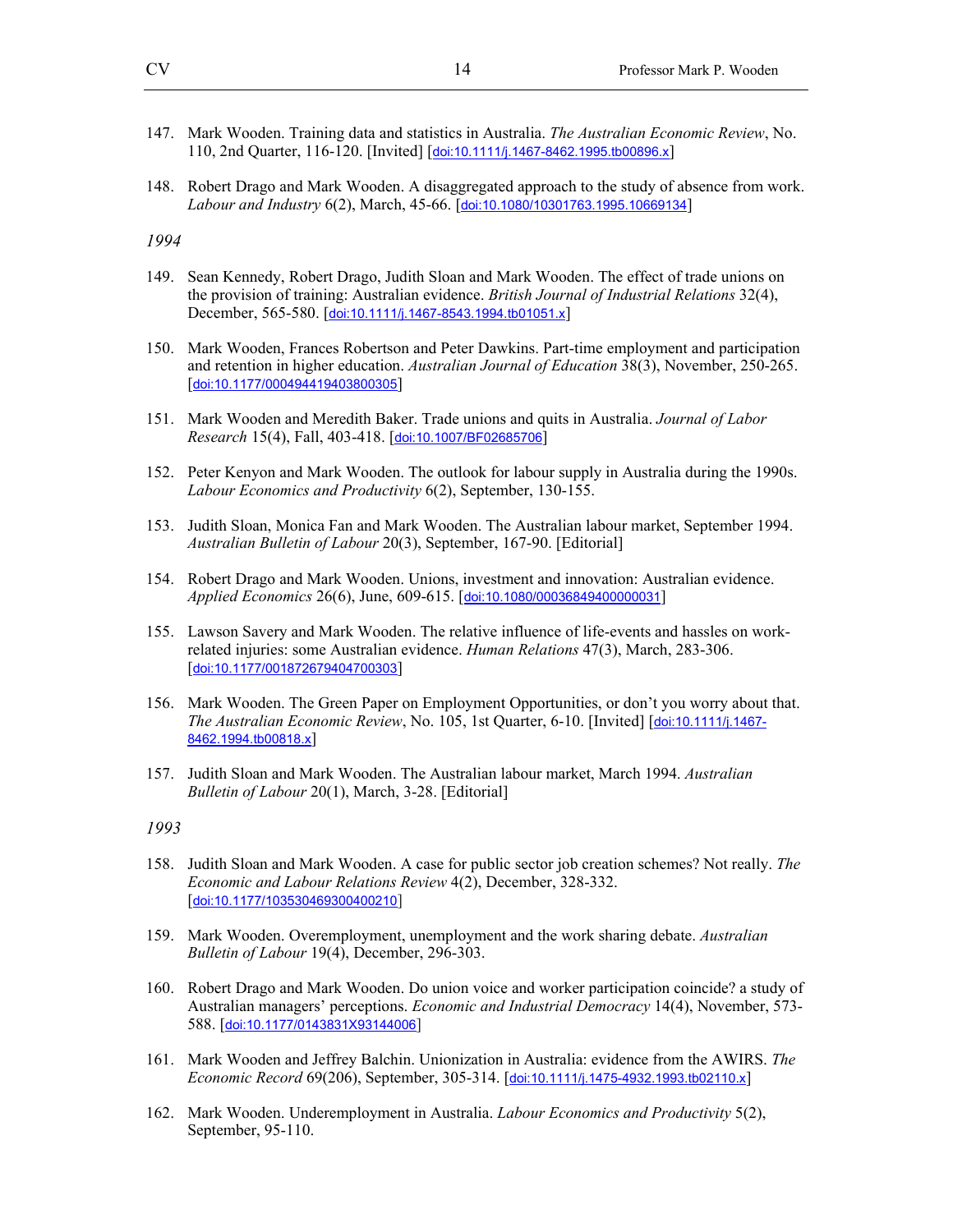147. Mark Wooden. Training data and statistics in Australia. *The Australian Economic Review*, No. 110, 2nd Quarter, 116-120. [Invited] [doi:10.1111/j.1467-8462.1995.tb00896.x]

148. Robert Drago and Mark Wooden. A disaggregated approach to the study of absence from work. *Labour and Industry* 6(2), March, 45-66. [doi:10.1080/10301763.1995.10669134]

*1994*

149. Sean Kennedy, Robert Drago, Judith Sloan and Mark Wooden. The effect of trade unions on the provision of training: Australian evidence. *British Journal of Industrial Relations* 32(4), December, 565-580. [doi:10.1111/j.1467-8543.1994.tb01051.x]

150. Mark Wooden, Frances Robertson and Peter Dawkins. Part-time employment and participation and retention in higher education. *Australian Journal of Education* 38(3), November, 250-265. [doi:10.1177/000494419403800305]

151. Mark Wooden and Meredith Baker. Trade unions and quits in Australia. *Journal of Labor Research* 15(4), Fall, 403-418. [doi:10.1007/BF02685706]

152. Peter Kenyon and Mark Wooden. The outlook for labour supply in Australia during the 1990s. *Labour Economics and Productivity* 6(2), September, 130-155.

153. Judith Sloan, Monica Fan and Mark Wooden. The Australian labour market, September 1994. *Australian Bulletin of Labour* 20(3), September, 167-90. [Editorial]

154. Robert Drago and Mark Wooden. Unions, investment and innovation: Australian evidence. *Applied Economics* 26(6), June, 609-615. [doi:10.1080/00036849400000031]

155. Lawson Savery and Mark Wooden. The relative influence of life-events and hassles on work-related injuries: some Australian evidence. *Human Relations* 47(3), March, 283-306. [doi:10.1177/001872679404700303]

156. Mark Wooden. The Green Paper on Employment Opportunities, or don't you worry about that. *The Australian Economic Review*, No. 105, 1st Quarter, 6-10. [Invited] [doi:10.1111/j.1467-8462.1994.tb00818.x]

157. Judith Sloan and Mark Wooden. The Australian labour market, March 1994. *Australian Bulletin of Labour* 20(1), March, 3-28. [Editorial]

*1993*

158. Judith Sloan and Mark Wooden. A case for public sector job creation schemes? Not really. *The Economic and Labour Relations Review* 4(2), December, 328-332. [doi:10.1177/103530469300400210]

159. Mark Wooden. Overemployment, unemployment and the work sharing debate. *Australian Bulletin of Labour* 19(4), December, 296-303.

160. Robert Drago and Mark Wooden. Do union voice and worker participation coincide? a study of Australian managers' perceptions. *Economic and Industrial Democracy* 14(4), November, 573-588. [doi:10.1177/0143831X93144006]

161. Mark Wooden and Jeffrey Balchin. Unionization in Australia: evidence from the AWIRS. *The Economic Record* 69(206), September, 305-314. [doi:10.1111/j.1475-4932.1993.tb02110.x]

162. Mark Wooden. Underemployment in Australia. *Labour Economics and Productivity* 5(2), September, 95-110.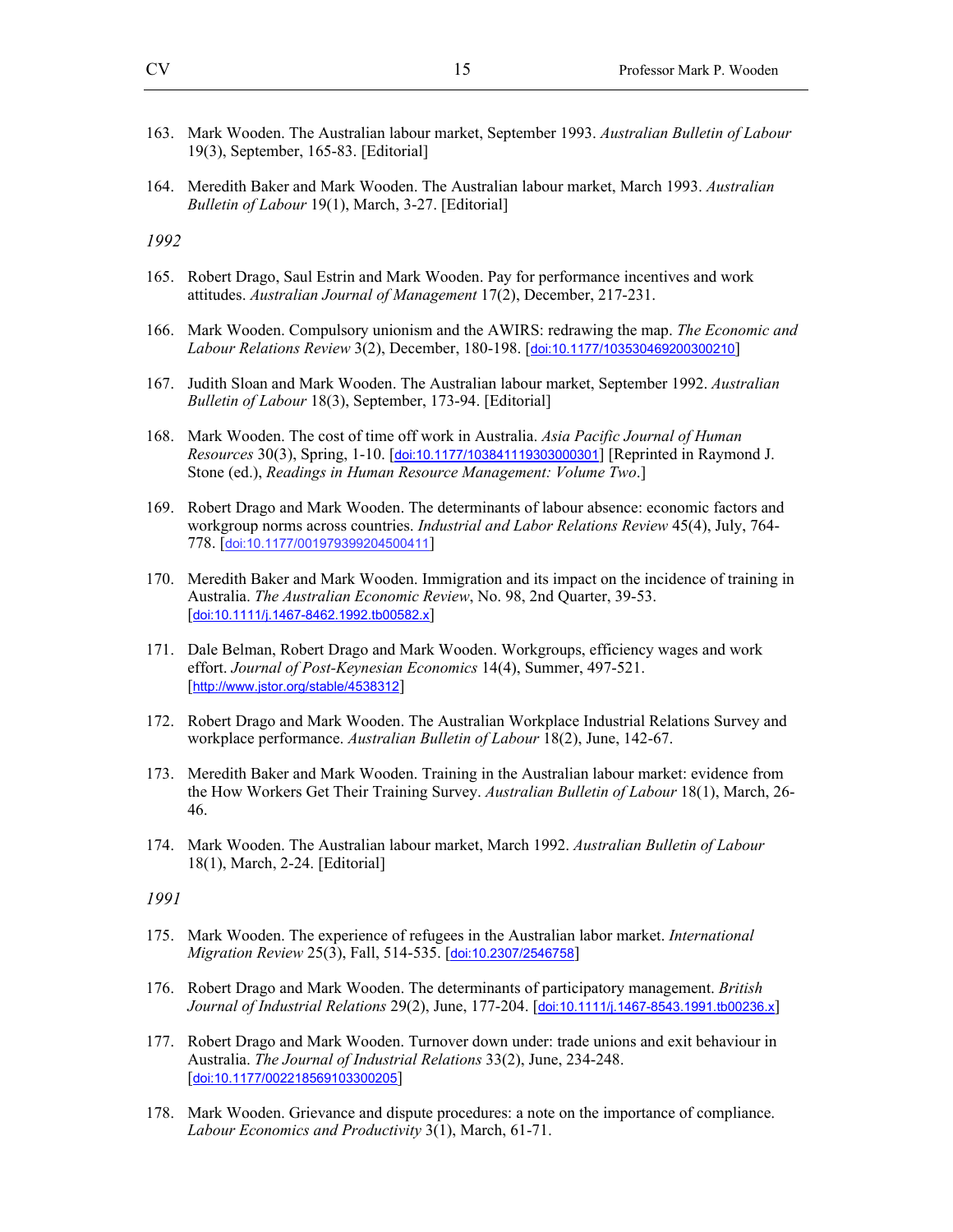163. Mark Wooden. The Australian labour market, September 1993. *Australian Bulletin of Labour* 19(3), September, 165-83. [Editorial]

164. Meredith Baker and Mark Wooden. The Australian labour market, March 1993. *Australian Bulletin of Labour* 19(1), March, 3-27. [Editorial]

*1992*

165. Robert Drago, Saul Estrin and Mark Wooden. Pay for performance incentives and work attitudes. *Australian Journal of Management* 17(2), December, 217-231.

166. Mark Wooden. Compulsory unionism and the AWIRS: redrawing the map. *The Economic and Labour Relations Review* 3(2), December, 180-198. [doi:10.1177/103530469200300210]

167. Judith Sloan and Mark Wooden. The Australian labour market, September 1992. *Australian Bulletin of Labour* 18(3), September, 173-94. [Editorial]

168. Mark Wooden. The cost of time off work in Australia. *Asia Pacific Journal of Human Resources* 30(3), Spring, 1-10. [doi:10.1177/103841119303000301] [Reprinted in Raymond J. Stone (ed.), *Readings in Human Resource Management: Volume Two*.]

169. Robert Drago and Mark Wooden. The determinants of labour absence: economic factors and workgroup norms across countries. *Industrial and Labor Relations Review* 45(4), July, 764-778. [doi:10.1177/001979399204500411]

170. Meredith Baker and Mark Wooden. Immigration and its impact on the incidence of training in Australia. *The Australian Economic Review*, No. 98, 2nd Quarter, 39-53. [doi:10.1111/j.1467-8462.1992.tb00582.x]

171. Dale Belman, Robert Drago and Mark Wooden. Workgroups, efficiency wages and work effort. *Journal of Post-Keynesian Economics* 14(4), Summer, 497-521. [http://www.jstor.org/stable/4538312]

172. Robert Drago and Mark Wooden. The Australian Workplace Industrial Relations Survey and workplace performance. *Australian Bulletin of Labour* 18(2), June, 142-67.

173. Meredith Baker and Mark Wooden. Training in the Australian labour market: evidence from the How Workers Get Their Training Survey. *Australian Bulletin of Labour* 18(1), March, 26-46.

174. Mark Wooden. The Australian labour market, March 1992. *Australian Bulletin of Labour* 18(1), March, 2-24. [Editorial]

*1991*

175. Mark Wooden. The experience of refugees in the Australian labor market. *International Migration Review* 25(3), Fall, 514-535. [doi:10.2307/2546758]

176. Robert Drago and Mark Wooden. The determinants of participatory management. *British Journal of Industrial Relations* 29(2), June, 177-204. [doi:10.1111/j.1467-8543.1991.tb00236.x]

177. Robert Drago and Mark Wooden. Turnover down under: trade unions and exit behaviour in Australia. *The Journal of Industrial Relations* 33(2), June, 234-248. [doi:10.1177/002218569103300205]

178. Mark Wooden. Grievance and dispute procedures: a note on the importance of compliance. *Labour Economics and Productivity* 3(1), March, 61-71.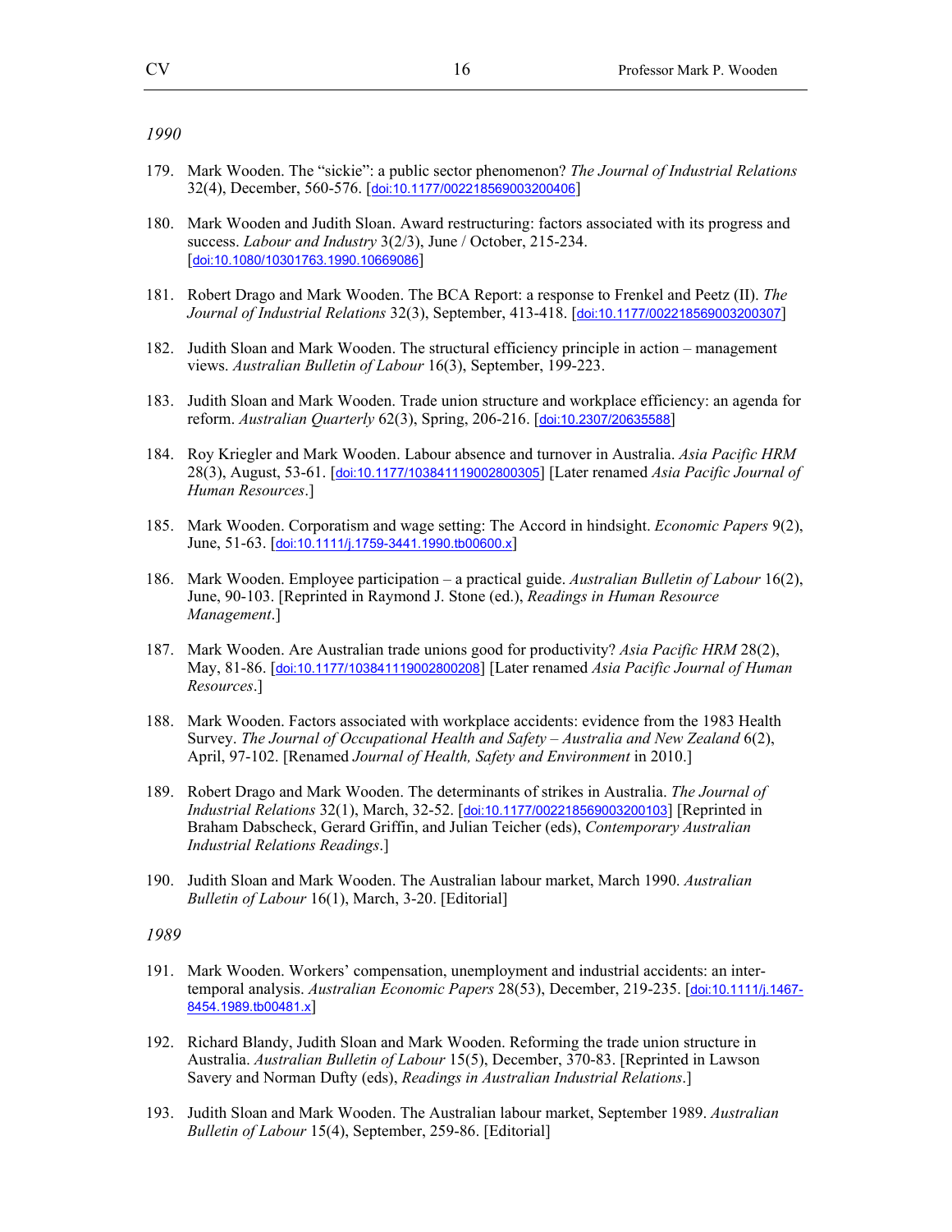*1990*

179. Mark Wooden. The "sickie": a public sector phenomenon? *The Journal of Industrial Relations* 32(4), December, 560-576. [doi:10.1177/002218569003200406]

180. Mark Wooden and Judith Sloan. Award restructuring: factors associated with its progress and success. *Labour and Industry* 3(2/3), June / October, 215-234. [doi:10.1080/10301763.1990.10669086]

181. Robert Drago and Mark Wooden. The BCA Report: a response to Frenkel and Peetz (II). *The Journal of Industrial Relations* 32(3), September, 413-418. [doi:10.1177/002218569003200307]

182. Judith Sloan and Mark Wooden. The structural efficiency principle in action – management views. *Australian Bulletin of Labour* 16(3), September, 199-223.

183. Judith Sloan and Mark Wooden. Trade union structure and workplace efficiency: an agenda for reform. *Australian Quarterly* 62(3), Spring, 206-216. [doi:10.2307/20635588]

184. Roy Kriegler and Mark Wooden. Labour absence and turnover in Australia. *Asia Pacific HRM* 28(3), August, 53-61. [doi:10.1177/103841119002800305] [Later renamed *Asia Pacific Journal of Human Resources*.]

185. Mark Wooden. Corporatism and wage setting: The Accord in hindsight. *Economic Papers* 9(2), June, 51-63. [doi:10.1111/j.1759-3441.1990.tb00600.x]

186. Mark Wooden. Employee participation – a practical guide. *Australian Bulletin of Labour* 16(2), June, 90-103. [Reprinted in Raymond J. Stone (ed.), *Readings in Human Resource Management*.]

187. Mark Wooden. Are Australian trade unions good for productivity? *Asia Pacific HRM* 28(2), May, 81-86. [doi:10.1177/103841119002800208] [Later renamed *Asia Pacific Journal of Human Resources*.]

188. Mark Wooden. Factors associated with workplace accidents: evidence from the 1983 Health Survey. *The Journal of Occupational Health and Safety – Australia and New Zealand* 6(2), April, 97-102. [Renamed *Journal of Health, Safety and Environment* in 2010.]

189. Robert Drago and Mark Wooden. The determinants of strikes in Australia. *The Journal of Industrial Relations* 32(1), March, 32-52. [doi:10.1177/002218569003200103] [Reprinted in Braham Dabscheck, Gerard Griffin, and Julian Teicher (eds), *Contemporary Australian Industrial Relations Readings*.]

190. Judith Sloan and Mark Wooden. The Australian labour market, March 1990. *Australian Bulletin of Labour* 16(1), March, 3-20. [Editorial]

*1989*

191. Mark Wooden. Workers' compensation, unemployment and industrial accidents: an inter-temporal analysis. *Australian Economic Papers* 28(53), December, 219-235. [doi:10.1111/j.1467-8454.1989.tb00481.x]

192. Richard Blandy, Judith Sloan and Mark Wooden. Reforming the trade union structure in Australia. *Australian Bulletin of Labour* 15(5), December, 370-83. [Reprinted in Lawson Savery and Norman Dufty (eds), *Readings in Australian Industrial Relations*.]

193. Judith Sloan and Mark Wooden. The Australian labour market, September 1989. *Australian Bulletin of Labour* 15(4), September, 259-86. [Editorial]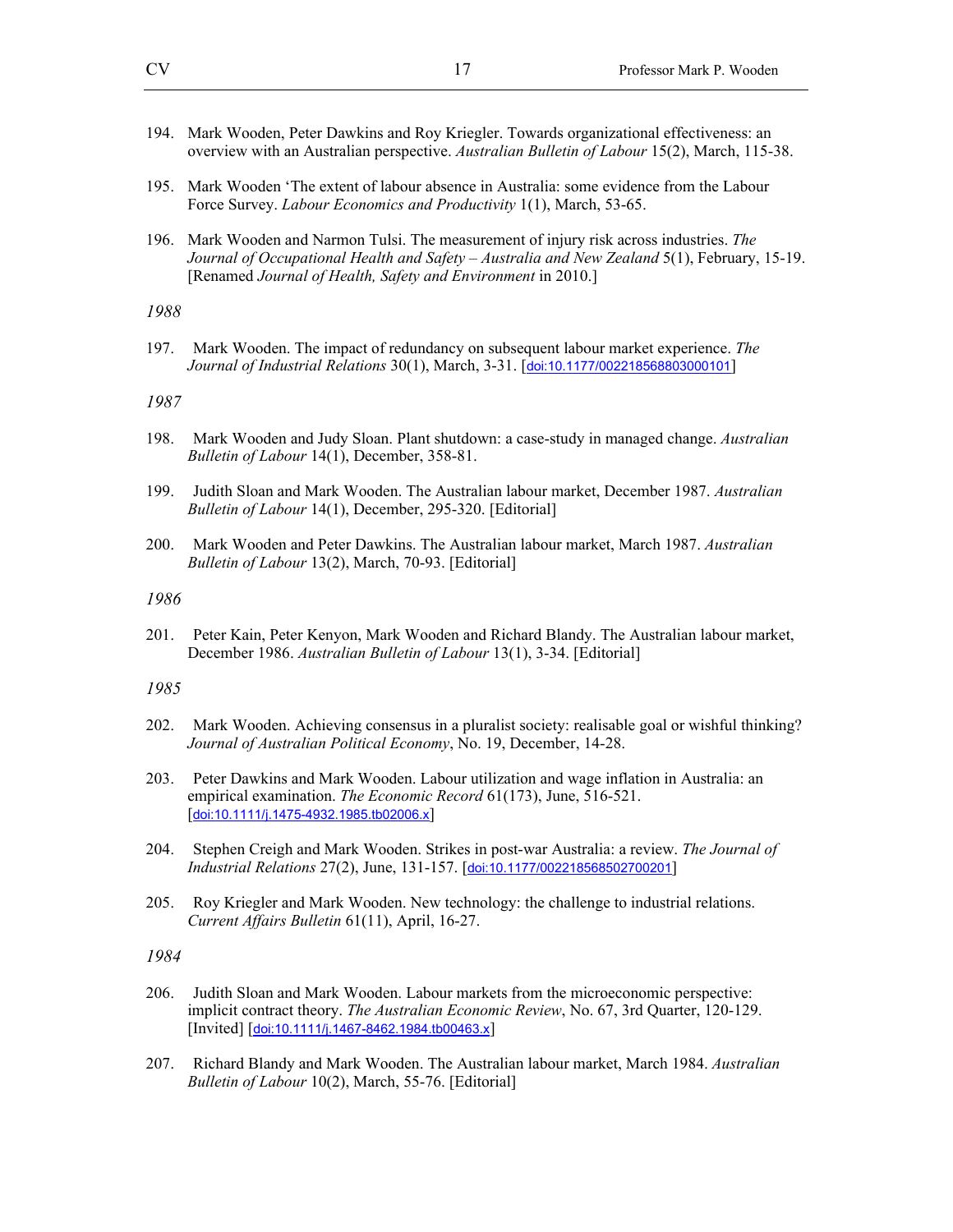194. Mark Wooden, Peter Dawkins and Roy Kriegler. Towards organizational effectiveness: an overview with an Australian perspective. *Australian Bulletin of Labour* 15(2), March, 115-38.

195. Mark Wooden 'The extent of labour absence in Australia: some evidence from the Labour Force Survey. *Labour Economics and Productivity* 1(1), March, 53-65.

196. Mark Wooden and Narmon Tulsi. The measurement of injury risk across industries. *The Journal of Occupational Health and Safety – Australia and New Zealand* 5(1), February, 15-19. [Renamed *Journal of Health, Safety and Environment* in 2010.]

*1988*

197. Mark Wooden. The impact of redundancy on subsequent labour market experience. *The Journal of Industrial Relations* 30(1), March, 3-31. [doi:10.1177/002218568803000101]

*1987*

198. Mark Wooden and Judy Sloan. Plant shutdown: a case-study in managed change. *Australian Bulletin of Labour* 14(1), December, 358-81.

199. Judith Sloan and Mark Wooden. The Australian labour market, December 1987. *Australian Bulletin of Labour* 14(1), December, 295-320. [Editorial]

200. Mark Wooden and Peter Dawkins. The Australian labour market, March 1987. *Australian Bulletin of Labour* 13(2), March, 70-93. [Editorial]

*1986*

201. Peter Kain, Peter Kenyon, Mark Wooden and Richard Blandy. The Australian labour market, December 1986. *Australian Bulletin of Labour* 13(1), 3-34. [Editorial]

*1985*

202. Mark Wooden. Achieving consensus in a pluralist society: realisable goal or wishful thinking? *Journal of Australian Political Economy*, No. 19, December, 14-28.

203. Peter Dawkins and Mark Wooden. Labour utilization and wage inflation in Australia: an empirical examination. *The Economic Record* 61(173), June, 516-521. [doi:10.1111/j.1475-4932.1985.tb02006.x]

204. Stephen Creigh and Mark Wooden. Strikes in post-war Australia: a review. *The Journal of Industrial Relations* 27(2), June, 131-157. [doi:10.1177/002218568502700201]

205. Roy Kriegler and Mark Wooden. New technology: the challenge to industrial relations. *Current Affairs Bulletin* 61(11), April, 16-27.

*1984*

206. Judith Sloan and Mark Wooden. Labour markets from the microeconomic perspective: implicit contract theory. *The Australian Economic Review*, No. 67, 3rd Quarter, 120-129. [Invited] [doi:10.1111/j.1467-8462.1984.tb00463.x]

207. Richard Blandy and Mark Wooden. The Australian labour market, March 1984. *Australian Bulletin of Labour* 10(2), March, 55-76. [Editorial]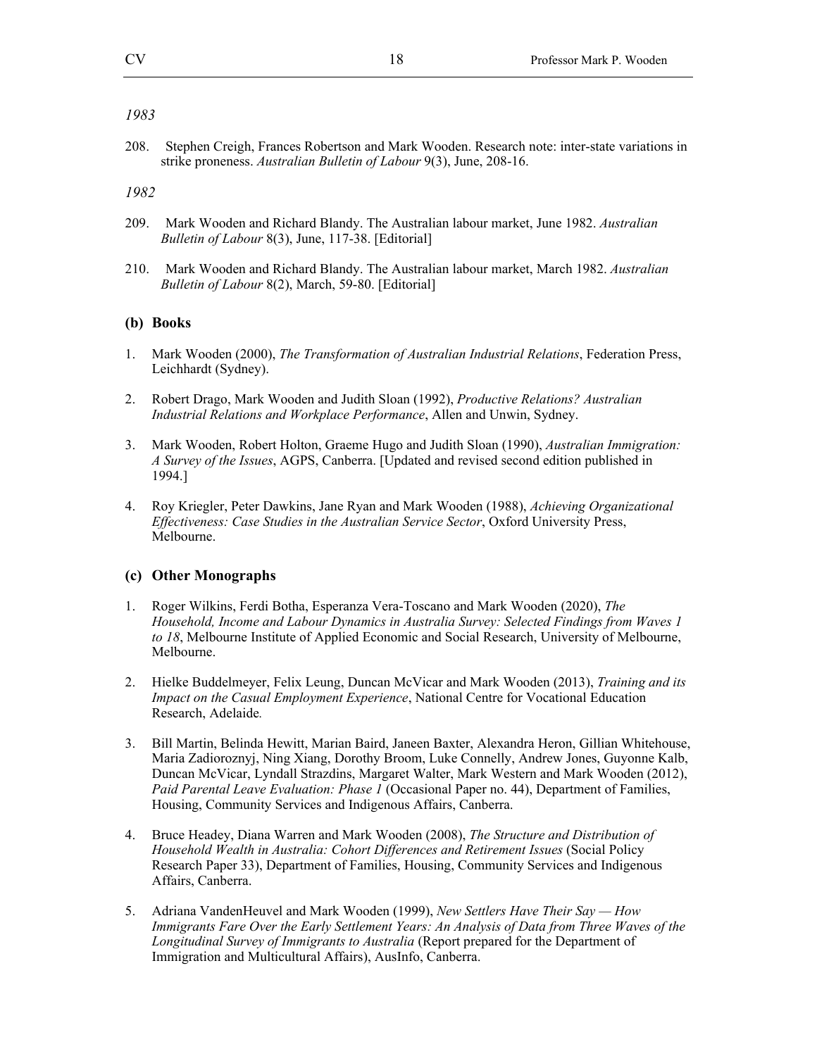*1983*

208. Stephen Creigh, Frances Robertson and Mark Wooden. Research note: inter-state variations in strike proneness. *Australian Bulletin of Labour* 9(3), June, 208-16.

*1982*

209. Mark Wooden and Richard Blandy. The Australian labour market, June 1982. *Australian Bulletin of Labour* 8(3), June, 117-38. [Editorial]

210. Mark Wooden and Richard Blandy. The Australian labour market, March 1982. *Australian Bulletin of Labour* 8(2), March, 59-80. [Editorial]

### (b) Books

1. Mark Wooden (2000), *The Transformation of Australian Industrial Relations*, Federation Press, Leichhardt (Sydney).

2. Robert Drago, Mark Wooden and Judith Sloan (1992), *Productive Relations? Australian Industrial Relations and Workplace Performance*, Allen and Unwin, Sydney.

3. Mark Wooden, Robert Holton, Graeme Hugo and Judith Sloan (1990), *Australian Immigration: A Survey of the Issues*, AGPS, Canberra. [Updated and revised second edition published in 1994.]

4. Roy Kriegler, Peter Dawkins, Jane Ryan and Mark Wooden (1988), *Achieving Organizational Effectiveness: Case Studies in the Australian Service Sector*, Oxford University Press, Melbourne.

### (c) Other Monographs

1. Roger Wilkins, Ferdi Botha, Esperanza Vera-Toscano and Mark Wooden (2020), *The Household, Income and Labour Dynamics in Australia Survey: Selected Findings from Waves 1 to 18*, Melbourne Institute of Applied Economic and Social Research, University of Melbourne, Melbourne.

2. Hielke Buddelmeyer, Felix Leung, Duncan McVicar and Mark Wooden (2013), *Training and its Impact on the Casual Employment Experience*, National Centre for Vocational Education Research, Adelaide.

3. Bill Martin, Belinda Hewitt, Marian Baird, Janeen Baxter, Alexandra Heron, Gillian Whitehouse, Maria Zadioroznyj, Ning Xiang, Dorothy Broom, Luke Connelly, Andrew Jones, Guyonne Kalb, Duncan McVicar, Lyndall Strazdins, Margaret Walter, Mark Western and Mark Wooden (2012), *Paid Parental Leave Evaluation: Phase 1* (Occasional Paper no. 44), Department of Families, Housing, Community Services and Indigenous Affairs, Canberra.

4. Bruce Headey, Diana Warren and Mark Wooden (2008), *The Structure and Distribution of Household Wealth in Australia: Cohort Differences and Retirement Issues* (Social Policy Research Paper 33), Department of Families, Housing, Community Services and Indigenous Affairs, Canberra.

5. Adriana VandenHeuvel and Mark Wooden (1999), *New Settlers Have Their Say — How Immigrants Fare Over the Early Settlement Years: An Analysis of Data from Three Waves of the Longitudinal Survey of Immigrants to Australia* (Report prepared for the Department of Immigration and Multicultural Affairs), AusInfo, Canberra.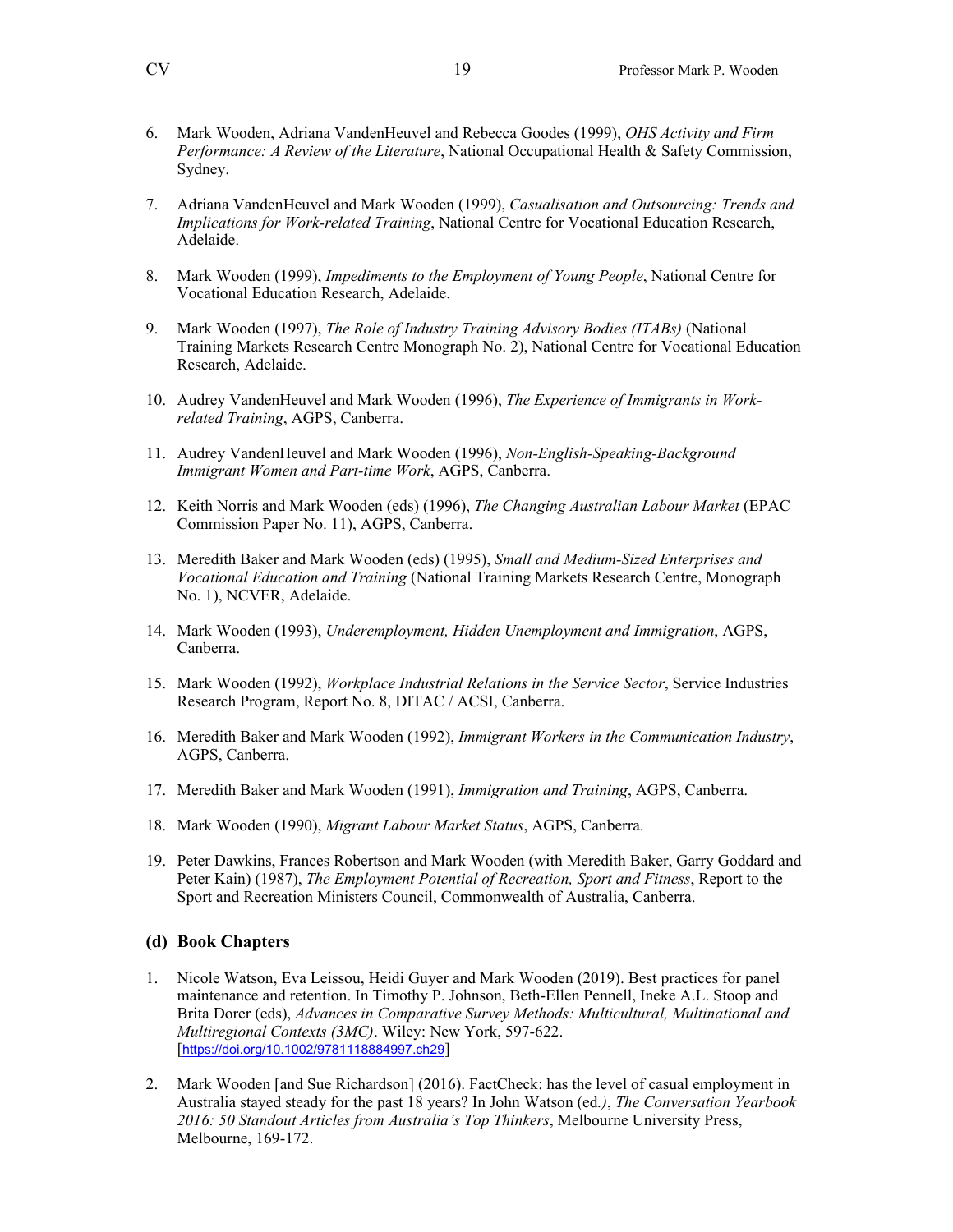6. Mark Wooden, Adriana VandenHeuvel and Rebecca Goodes (1999), *OHS Activity and Firm Performance: A Review of the Literature*, National Occupational Health & Safety Commission, Sydney.

7. Adriana VandenHeuvel and Mark Wooden (1999), *Casualisation and Outsourcing: Trends and Implications for Work-related Training*, National Centre for Vocational Education Research, Adelaide.

8. Mark Wooden (1999), *Impediments to the Employment of Young People*, National Centre for Vocational Education Research, Adelaide.

9. Mark Wooden (1997), *The Role of Industry Training Advisory Bodies (ITABs)* (National Training Markets Research Centre Monograph No. 2), National Centre for Vocational Education Research, Adelaide.

10. Audrey VandenHeuvel and Mark Wooden (1996), *The Experience of Immigrants in Work-related Training*, AGPS, Canberra.

11. Audrey VandenHeuvel and Mark Wooden (1996), *Non-English-Speaking-Background Immigrant Women and Part-time Work*, AGPS, Canberra.

12. Keith Norris and Mark Wooden (eds) (1996), *The Changing Australian Labour Market* (EPAC Commission Paper No. 11), AGPS, Canberra.

13. Meredith Baker and Mark Wooden (eds) (1995), *Small and Medium-Sized Enterprises and Vocational Education and Training* (National Training Markets Research Centre, Monograph No. 1), NCVER, Adelaide.

14. Mark Wooden (1993), *Underemployment, Hidden Unemployment and Immigration*, AGPS, Canberra.

15. Mark Wooden (1992), *Workplace Industrial Relations in the Service Sector*, Service Industries Research Program, Report No. 8, DITAC / ACSI, Canberra.

16. Meredith Baker and Mark Wooden (1992), *Immigrant Workers in the Communication Industry*, AGPS, Canberra.

17. Meredith Baker and Mark Wooden (1991), *Immigration and Training*, AGPS, Canberra.

18. Mark Wooden (1990), *Migrant Labour Market Status*, AGPS, Canberra.

19. Peter Dawkins, Frances Robertson and Mark Wooden (with Meredith Baker, Garry Goddard and Peter Kain) (1987), *The Employment Potential of Recreation, Sport and Fitness*, Report to the Sport and Recreation Ministers Council, Commonwealth of Australia, Canberra.

### (d) Book Chapters

1. Nicole Watson, Eva Leissou, Heidi Guyer and Mark Wooden (2019). Best practices for panel maintenance and retention. In Timothy P. Johnson, Beth-Ellen Pennell, Ineke A.L. Stoop and Brita Dorer (eds), *Advances in Comparative Survey Methods: Multicultural, Multinational and Multiregional Contexts (3MC)*. Wiley: New York, 597-622. [https://doi.org/10.1002/9781118884997.ch29]

2. Mark Wooden [and Sue Richardson] (2016). FactCheck: has the level of casual employment in Australia stayed steady for the past 18 years? In John Watson (ed.), *The Conversation Yearbook 2016: 50 Standout Articles from Australia's Top Thinkers*, Melbourne University Press, Melbourne, 169-172.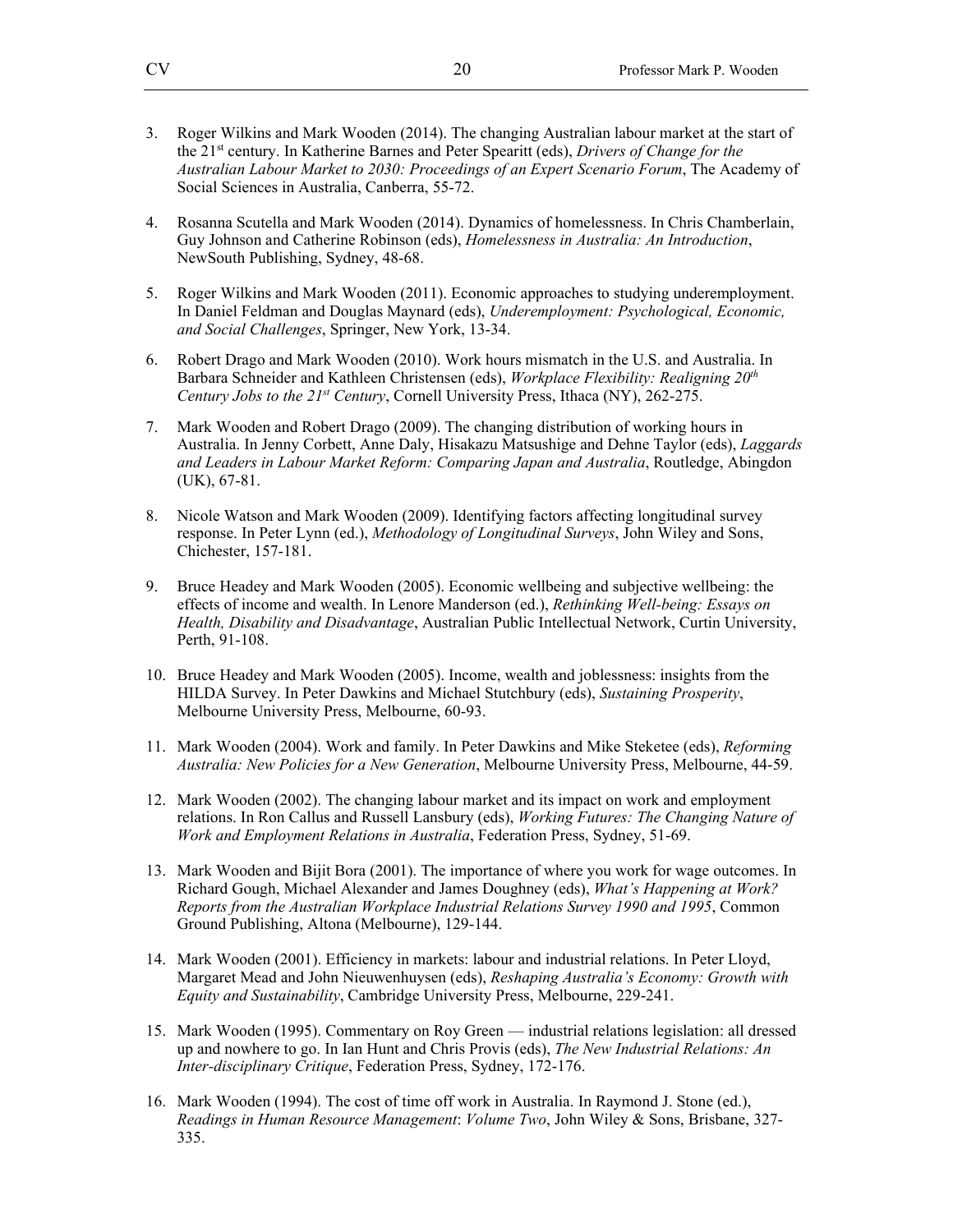3. Roger Wilkins and Mark Wooden (2014). The changing Australian labour market at the start of the 21st century. In Katherine Barnes and Peter Spearitt (eds), *Drivers of Change for the Australian Labour Market to 2030: Proceedings of an Expert Scenario Forum*, The Academy of Social Sciences in Australia, Canberra, 55-72.

4. Rosanna Scutella and Mark Wooden (2014). Dynamics of homelessness. In Chris Chamberlain, Guy Johnson and Catherine Robinson (eds), *Homelessness in Australia: An Introduction*, NewSouth Publishing, Sydney, 48-68.

5. Roger Wilkins and Mark Wooden (2011). Economic approaches to studying underemployment. In Daniel Feldman and Douglas Maynard (eds), *Underemployment: Psychological, Economic, and Social Challenges*, Springer, New York, 13-34.

6. Robert Drago and Mark Wooden (2010). Work hours mismatch in the U.S. and Australia. In Barbara Schneider and Kathleen Christensen (eds), *Workplace Flexibility: Realigning 20th Century Jobs to the 21st Century*, Cornell University Press, Ithaca (NY), 262-275.

7. Mark Wooden and Robert Drago (2009). The changing distribution of working hours in Australia. In Jenny Corbett, Anne Daly, Hisakazu Matsushige and Dehne Taylor (eds), *Laggards and Leaders in Labour Market Reform: Comparing Japan and Australia*, Routledge, Abingdon (UK), 67-81.

8. Nicole Watson and Mark Wooden (2009). Identifying factors affecting longitudinal survey response. In Peter Lynn (ed.), *Methodology of Longitudinal Surveys*, John Wiley and Sons, Chichester, 157-181.

9. Bruce Headey and Mark Wooden (2005). Economic wellbeing and subjective wellbeing: the effects of income and wealth. In Lenore Manderson (ed.), *Rethinking Well-being: Essays on Health, Disability and Disadvantage*, Australian Public Intellectual Network, Curtin University, Perth, 91-108.

10. Bruce Headey and Mark Wooden (2005). Income, wealth and joblessness: insights from the HILDA Survey. In Peter Dawkins and Michael Stutchbury (eds), *Sustaining Prosperity*, Melbourne University Press, Melbourne, 60-93.

11. Mark Wooden (2004). Work and family. In Peter Dawkins and Mike Steketee (eds), *Reforming Australia: New Policies for a New Generation*, Melbourne University Press, Melbourne, 44-59.

12. Mark Wooden (2002). The changing labour market and its impact on work and employment relations. In Ron Callus and Russell Lansbury (eds), *Working Futures: The Changing Nature of Work and Employment Relations in Australia*, Federation Press, Sydney, 51-69.

13. Mark Wooden and Bijit Bora (2001). The importance of where you work for wage outcomes. In Richard Gough, Michael Alexander and James Doughney (eds), *What's Happening at Work? Reports from the Australian Workplace Industrial Relations Survey 1990 and 1995*, Common Ground Publishing, Altona (Melbourne), 129-144.

14. Mark Wooden (2001). Efficiency in markets: labour and industrial relations. In Peter Lloyd, Margaret Mead and John Nieuwenhuysen (eds), *Reshaping Australia's Economy: Growth with Equity and Sustainability*, Cambridge University Press, Melbourne, 229-241.

15. Mark Wooden (1995). Commentary on Roy Green — industrial relations legislation: all dressed up and nowhere to go. In Ian Hunt and Chris Provis (eds), *The New Industrial Relations: An Inter-disciplinary Critique*, Federation Press, Sydney, 172-176.

16. Mark Wooden (1994). The cost of time off work in Australia. In Raymond J. Stone (ed.), *Readings in Human Resource Management*: *Volume Two*, John Wiley & Sons, Brisbane, 327-335.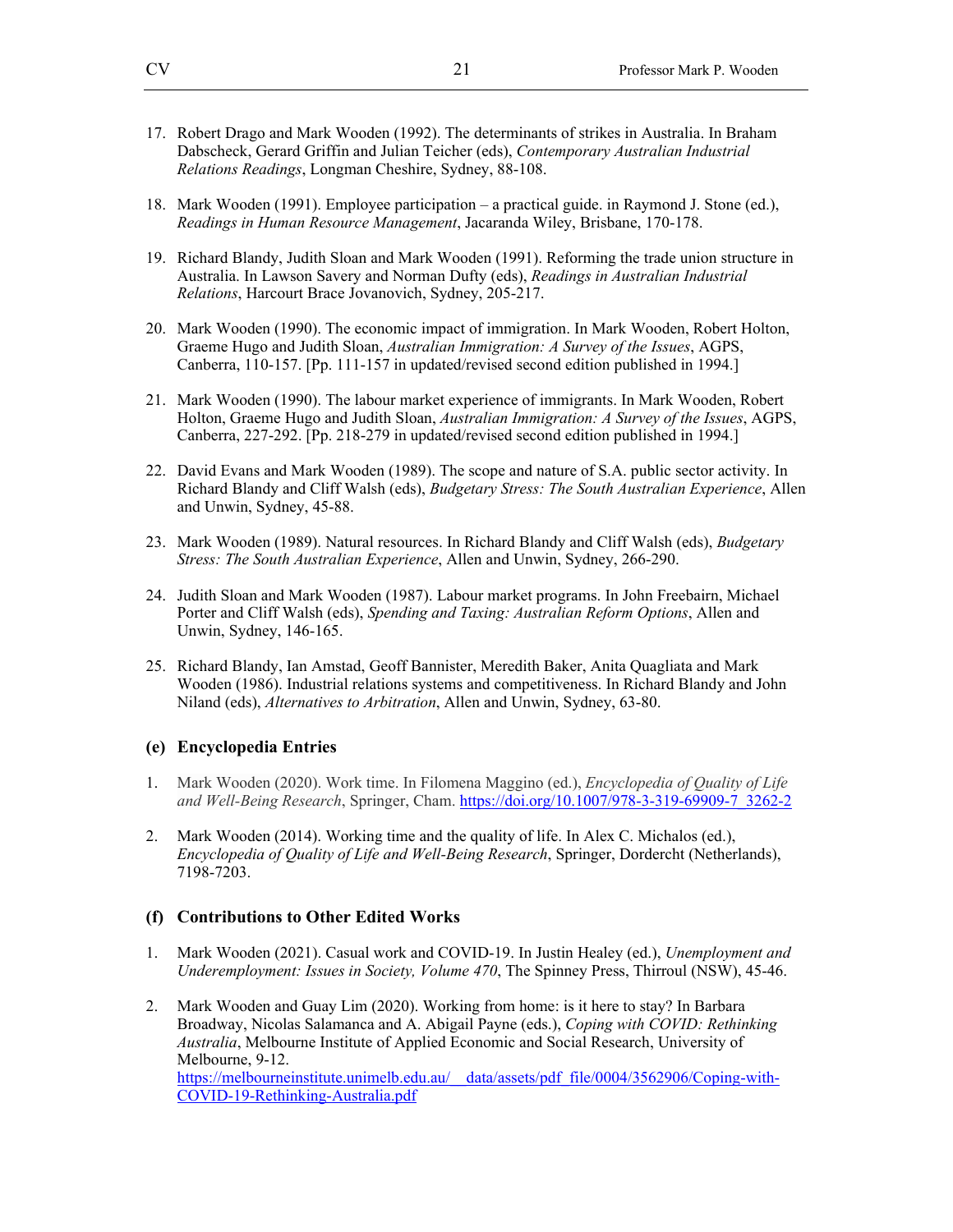17. Robert Drago and Mark Wooden (1992). The determinants of strikes in Australia. In Braham Dabscheck, Gerard Griffin and Julian Teicher (eds), *Contemporary Australian Industrial Relations Readings*, Longman Cheshire, Sydney, 88-108.

18. Mark Wooden (1991). Employee participation – a practical guide. in Raymond J. Stone (ed.), *Readings in Human Resource Management*, Jacaranda Wiley, Brisbane, 170-178.

19. Richard Blandy, Judith Sloan and Mark Wooden (1991). Reforming the trade union structure in Australia. In Lawson Savery and Norman Dufty (eds), *Readings in Australian Industrial Relations*, Harcourt Brace Jovanovich, Sydney, 205-217.

20. Mark Wooden (1990). The economic impact of immigration. In Mark Wooden, Robert Holton, Graeme Hugo and Judith Sloan, *Australian Immigration: A Survey of the Issues*, AGPS, Canberra, 110-157. [Pp. 111-157 in updated/revised second edition published in 1994.]

21. Mark Wooden (1990). The labour market experience of immigrants. In Mark Wooden, Robert Holton, Graeme Hugo and Judith Sloan, *Australian Immigration: A Survey of the Issues*, AGPS, Canberra, 227-292. [Pp. 218-279 in updated/revised second edition published in 1994.]

22. David Evans and Mark Wooden (1989). The scope and nature of S.A. public sector activity. In Richard Blandy and Cliff Walsh (eds), *Budgetary Stress: The South Australian Experience*, Allen and Unwin, Sydney, 45-88.

23. Mark Wooden (1989). Natural resources. In Richard Blandy and Cliff Walsh (eds), *Budgetary Stress: The South Australian Experience*, Allen and Unwin, Sydney, 266-290.

24. Judith Sloan and Mark Wooden (1987). Labour market programs. In John Freebairn, Michael Porter and Cliff Walsh (eds), *Spending and Taxing: Australian Reform Options*, Allen and Unwin, Sydney, 146-165.

25. Richard Blandy, Ian Amstad, Geoff Bannister, Meredith Baker, Anita Quagliata and Mark Wooden (1986). Industrial relations systems and competitiveness. In Richard Blandy and John Niland (eds), *Alternatives to Arbitration*, Allen and Unwin, Sydney, 63-80.

### (e) Encyclopedia Entries

1. Mark Wooden (2020). Work time. In Filomena Maggino (ed.), *Encyclopedia of Quality of Life and Well-Being Research*, Springer, Cham. https://doi.org/10.1007/978-3-319-69909-7_3262-2

2. Mark Wooden (2014). Working time and the quality of life. In Alex C. Michalos (ed.), *Encyclopedia of Quality of Life and Well-Being Research*, Springer, Dordercht (Netherlands), 7198-7203.

### (f) Contributions to Other Edited Works

1. Mark Wooden (2021). Casual work and COVID-19. In Justin Healey (ed.), *Unemployment and Underemployment: Issues in Society, Volume 470*, The Spinney Press, Thirroul (NSW), 45-46.

2. Mark Wooden and Guay Lim (2020). Working from home: is it here to stay? In Barbara Broadway, Nicolas Salamanca and A. Abigail Payne (eds.), *Coping with COVID: Rethinking Australia*, Melbourne Institute of Applied Economic and Social Research, University of Melbourne, 9-12.
https://melbourneinstitute.unimelb.edu.au/__data/assets/pdf_file/0004/3562906/Coping-with-COVID-19-Rethinking-Australia.pdf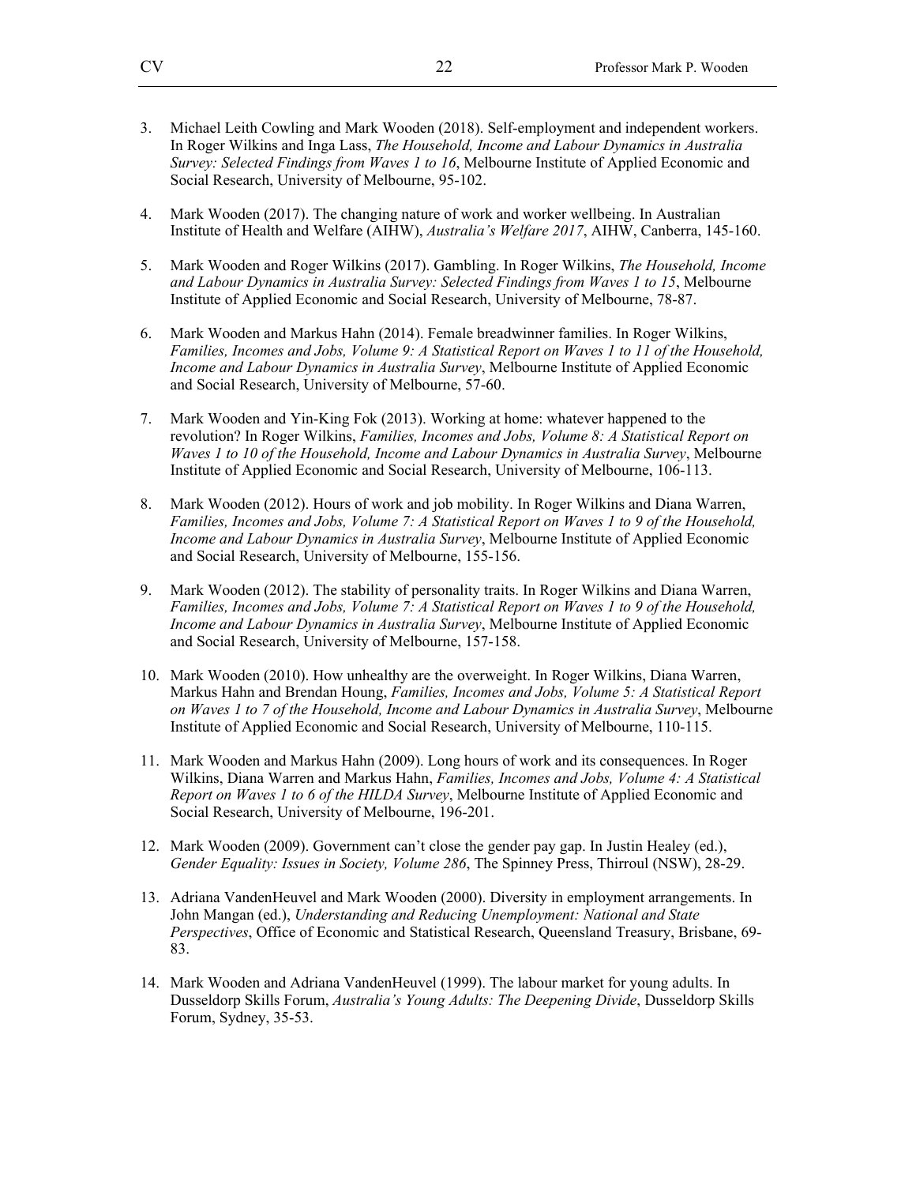3. Michael Leith Cowling and Mark Wooden (2018). Self-employment and independent workers. In Roger Wilkins and Inga Lass, *The Household, Income and Labour Dynamics in Australia Survey: Selected Findings from Waves 1 to 16*, Melbourne Institute of Applied Economic and Social Research, University of Melbourne, 95-102.

4. Mark Wooden (2017). The changing nature of work and worker wellbeing. In Australian Institute of Health and Welfare (AIHW), *Australia's Welfare 2017*, AIHW, Canberra, 145-160.

5. Mark Wooden and Roger Wilkins (2017). Gambling. In Roger Wilkins, *The Household, Income and Labour Dynamics in Australia Survey: Selected Findings from Waves 1 to 15*, Melbourne Institute of Applied Economic and Social Research, University of Melbourne, 78-87.

6. Mark Wooden and Markus Hahn (2014). Female breadwinner families. In Roger Wilkins, *Families, Incomes and Jobs, Volume 9: A Statistical Report on Waves 1 to 11 of the Household, Income and Labour Dynamics in Australia Survey*, Melbourne Institute of Applied Economic and Social Research, University of Melbourne, 57-60.

7. Mark Wooden and Yin-King Fok (2013). Working at home: whatever happened to the revolution? In Roger Wilkins, *Families, Incomes and Jobs, Volume 8: A Statistical Report on Waves 1 to 10 of the Household, Income and Labour Dynamics in Australia Survey*, Melbourne Institute of Applied Economic and Social Research, University of Melbourne, 106-113.

8. Mark Wooden (2012). Hours of work and job mobility. In Roger Wilkins and Diana Warren, *Families, Incomes and Jobs, Volume 7: A Statistical Report on Waves 1 to 9 of the Household, Income and Labour Dynamics in Australia Survey*, Melbourne Institute of Applied Economic and Social Research, University of Melbourne, 155-156.

9. Mark Wooden (2012). The stability of personality traits. In Roger Wilkins and Diana Warren, *Families, Incomes and Jobs, Volume 7: A Statistical Report on Waves 1 to 9 of the Household, Income and Labour Dynamics in Australia Survey*, Melbourne Institute of Applied Economic and Social Research, University of Melbourne, 157-158.

10. Mark Wooden (2010). How unhealthy are the overweight. In Roger Wilkins, Diana Warren, Markus Hahn and Brendan Houng, *Families, Incomes and Jobs, Volume 5: A Statistical Report on Waves 1 to 7 of the Household, Income and Labour Dynamics in Australia Survey*, Melbourne Institute of Applied Economic and Social Research, University of Melbourne, 110-115.

11. Mark Wooden and Markus Hahn (2009). Long hours of work and its consequences. In Roger Wilkins, Diana Warren and Markus Hahn, *Families, Incomes and Jobs, Volume 4: A Statistical Report on Waves 1 to 6 of the HILDA Survey*, Melbourne Institute of Applied Economic and Social Research, University of Melbourne, 196-201.

12. Mark Wooden (2009). Government can't close the gender pay gap. In Justin Healey (ed.), *Gender Equality: Issues in Society, Volume 286*, The Spinney Press, Thirroul (NSW), 28-29.

13. Adriana VandenHeuvel and Mark Wooden (2000). Diversity in employment arrangements. In John Mangan (ed.), *Understanding and Reducing Unemployment: National and State Perspectives*, Office of Economic and Statistical Research, Queensland Treasury, Brisbane, 69-83.

14. Mark Wooden and Adriana VandenHeuvel (1999). The labour market for young adults. In Dusseldorp Skills Forum, *Australia's Young Adults: The Deepening Divide*, Dusseldorp Skills Forum, Sydney, 35-53.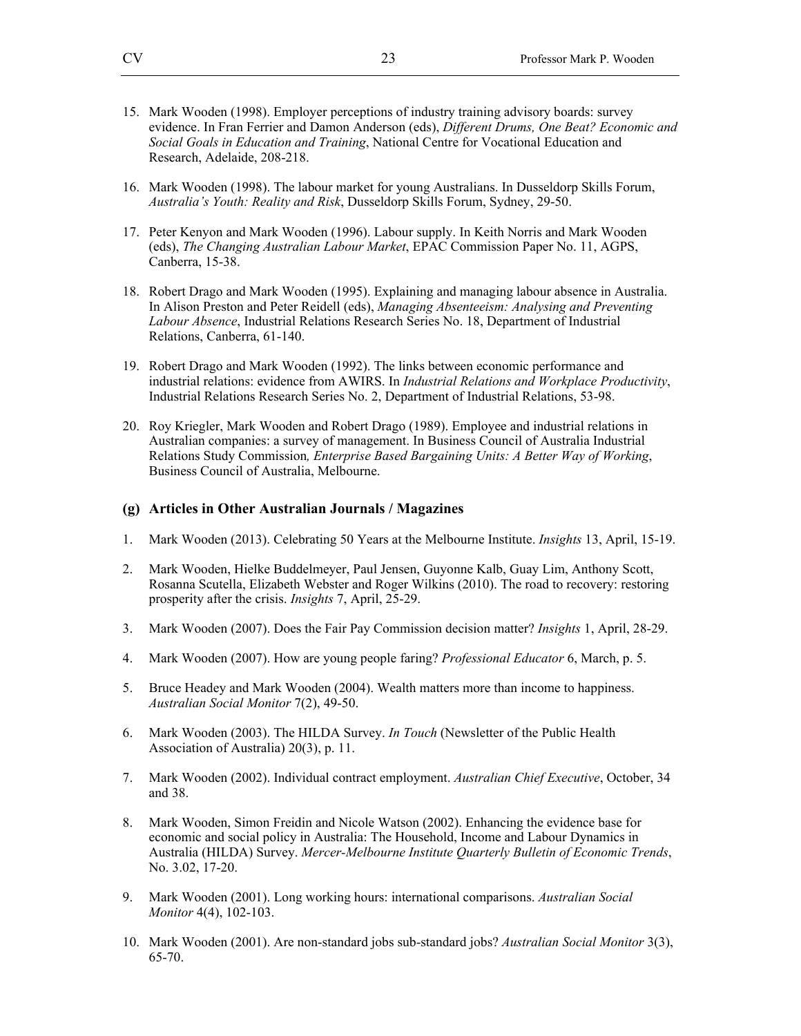15. Mark Wooden (1998). Employer perceptions of industry training advisory boards: survey evidence. In Fran Ferrier and Damon Anderson (eds), *Different Drums, One Beat? Economic and Social Goals in Education and Training*, National Centre for Vocational Education and Research, Adelaide, 208-218.

16. Mark Wooden (1998). The labour market for young Australians. In Dusseldorp Skills Forum, *Australia's Youth: Reality and Risk*, Dusseldorp Skills Forum, Sydney, 29-50.

17. Peter Kenyon and Mark Wooden (1996). Labour supply. In Keith Norris and Mark Wooden (eds), *The Changing Australian Labour Market*, EPAC Commission Paper No. 11, AGPS, Canberra, 15-38.

18. Robert Drago and Mark Wooden (1995). Explaining and managing labour absence in Australia. In Alison Preston and Peter Reidell (eds), *Managing Absenteeism: Analysing and Preventing Labour Absence*, Industrial Relations Research Series No. 18, Department of Industrial Relations, Canberra, 61-140.

19. Robert Drago and Mark Wooden (1992). The links between economic performance and industrial relations: evidence from AWIRS. In *Industrial Relations and Workplace Productivity*, Industrial Relations Research Series No. 2, Department of Industrial Relations, 53-98.

20. Roy Kriegler, Mark Wooden and Robert Drago (1989). Employee and industrial relations in Australian companies: a survey of management. In Business Council of Australia Industrial Relations Study Commission*, Enterprise Based Bargaining Units: A Better Way of Working*, Business Council of Australia, Melbourne.

### (g) Articles in Other Australian Journals / Magazines

1. Mark Wooden (2013). Celebrating 50 Years at the Melbourne Institute. *Insights* 13, April, 15-19.

2. Mark Wooden, Hielke Buddelmeyer, Paul Jensen, Guyonne Kalb, Guay Lim, Anthony Scott, Rosanna Scutella, Elizabeth Webster and Roger Wilkins (2010). The road to recovery: restoring prosperity after the crisis. *Insights* 7, April, 25-29.

3. Mark Wooden (2007). Does the Fair Pay Commission decision matter? *Insights* 1, April, 28-29.

4. Mark Wooden (2007). How are young people faring? *Professional Educator* 6, March, p. 5.

5. Bruce Headey and Mark Wooden (2004). Wealth matters more than income to happiness. *Australian Social Monitor* 7(2), 49-50.

6. Mark Wooden (2003). The HILDA Survey. *In Touch* (Newsletter of the Public Health Association of Australia) 20(3), p. 11.

7. Mark Wooden (2002). Individual contract employment. *Australian Chief Executive*, October, 34 and 38.

8. Mark Wooden, Simon Freidin and Nicole Watson (2002). Enhancing the evidence base for economic and social policy in Australia: The Household, Income and Labour Dynamics in Australia (HILDA) Survey. *Mercer-Melbourne Institute Quarterly Bulletin of Economic Trends*, No. 3.02, 17-20.

9. Mark Wooden (2001). Long working hours: international comparisons. *Australian Social Monitor* 4(4), 102-103.

10. Mark Wooden (2001). Are non-standard jobs sub-standard jobs? *Australian Social Monitor* 3(3), 65-70.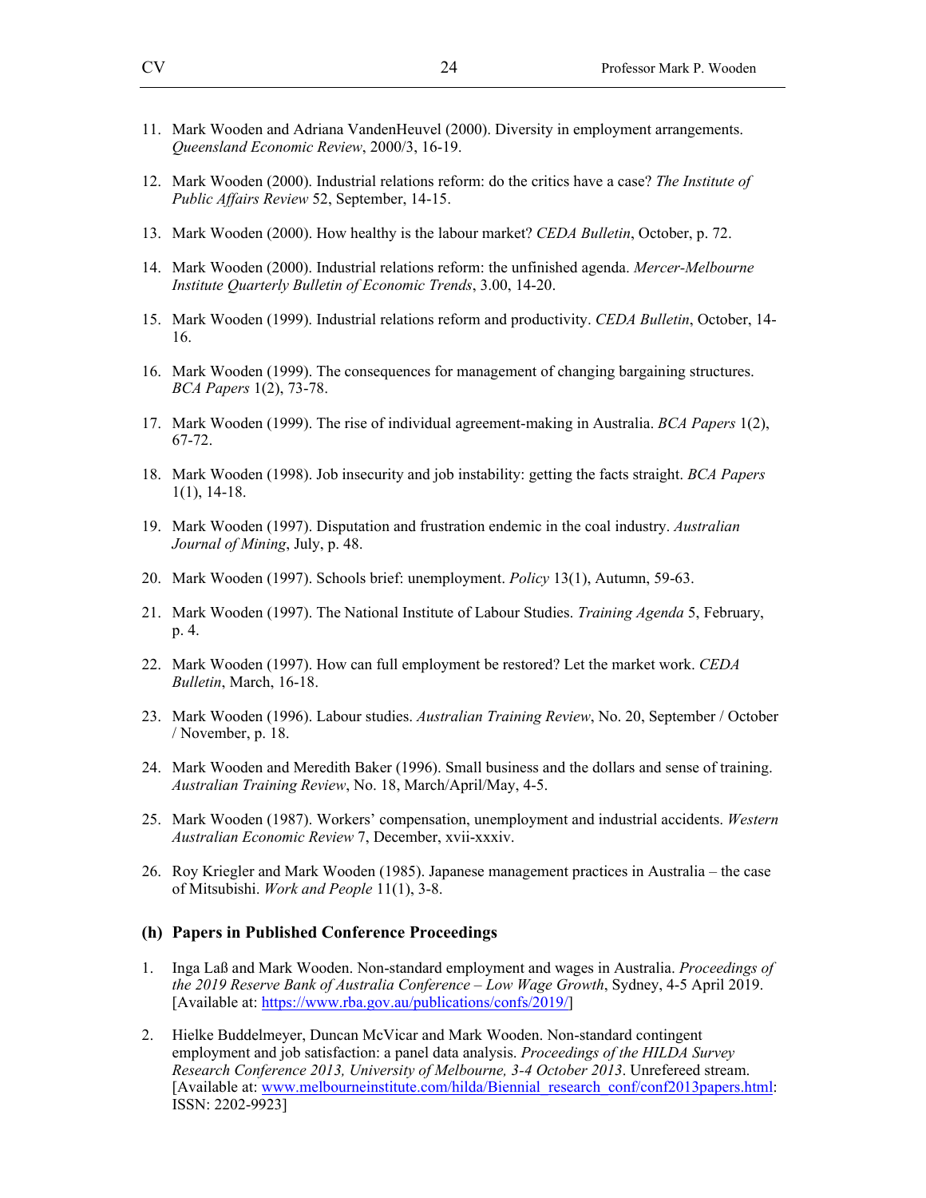11. Mark Wooden and Adriana VandenHeuvel (2000). Diversity in employment arrangements. *Queensland Economic Review*, 2000/3, 16-19.

12. Mark Wooden (2000). Industrial relations reform: do the critics have a case? *The Institute of Public Affairs Review* 52, September, 14-15.

13. Mark Wooden (2000). How healthy is the labour market? *CEDA Bulletin*, October, p. 72.

14. Mark Wooden (2000). Industrial relations reform: the unfinished agenda. *Mercer-Melbourne Institute Quarterly Bulletin of Economic Trends*, 3.00, 14-20.

15. Mark Wooden (1999). Industrial relations reform and productivity. *CEDA Bulletin*, October, 14-16.

16. Mark Wooden (1999). The consequences for management of changing bargaining structures. *BCA Papers* 1(2), 73-78.

17. Mark Wooden (1999). The rise of individual agreement-making in Australia. *BCA Papers* 1(2), 67-72.

18. Mark Wooden (1998). Job insecurity and job instability: getting the facts straight. *BCA Papers* 1(1), 14-18.

19. Mark Wooden (1997). Disputation and frustration endemic in the coal industry. *Australian Journal of Mining*, July, p. 48.

20. Mark Wooden (1997). Schools brief: unemployment. *Policy* 13(1), Autumn, 59-63.

21. Mark Wooden (1997). The National Institute of Labour Studies. *Training Agenda* 5, February, p. 4.

22. Mark Wooden (1997). How can full employment be restored? Let the market work. *CEDA Bulletin*, March, 16-18.

23. Mark Wooden (1996). Labour studies. *Australian Training Review*, No. 20, September / October / November, p. 18.

24. Mark Wooden and Meredith Baker (1996). Small business and the dollars and sense of training. *Australian Training Review*, No. 18, March/April/May, 4-5.

25. Mark Wooden (1987). Workers' compensation, unemployment and industrial accidents. *Western Australian Economic Review* 7, December, xvii-xxxiv.

26. Roy Kriegler and Mark Wooden (1985). Japanese management practices in Australia – the case of Mitsubishi. *Work and People* 11(1), 3-8.

### (h) Papers in Published Conference Proceedings

1. Inga Laß and Mark Wooden. Non-standard employment and wages in Australia. *Proceedings of the 2019 Reserve Bank of Australia Conference – Low Wage Growth*, Sydney, 4-5 April 2019. [Available at: https://www.rba.gov.au/publications/confs/2019/]

2. Hielke Buddelmeyer, Duncan McVicar and Mark Wooden. Non-standard contingent employment and job satisfaction: a panel data analysis. *Proceedings of the HILDA Survey Research Conference 2013, University of Melbourne, 3-4 October 2013*. Unrefereed stream. [Available at: www.melbourneinstitute.com/hilda/Biennial_research_conf/conf2013papers.html: ISSN: 2202-9923]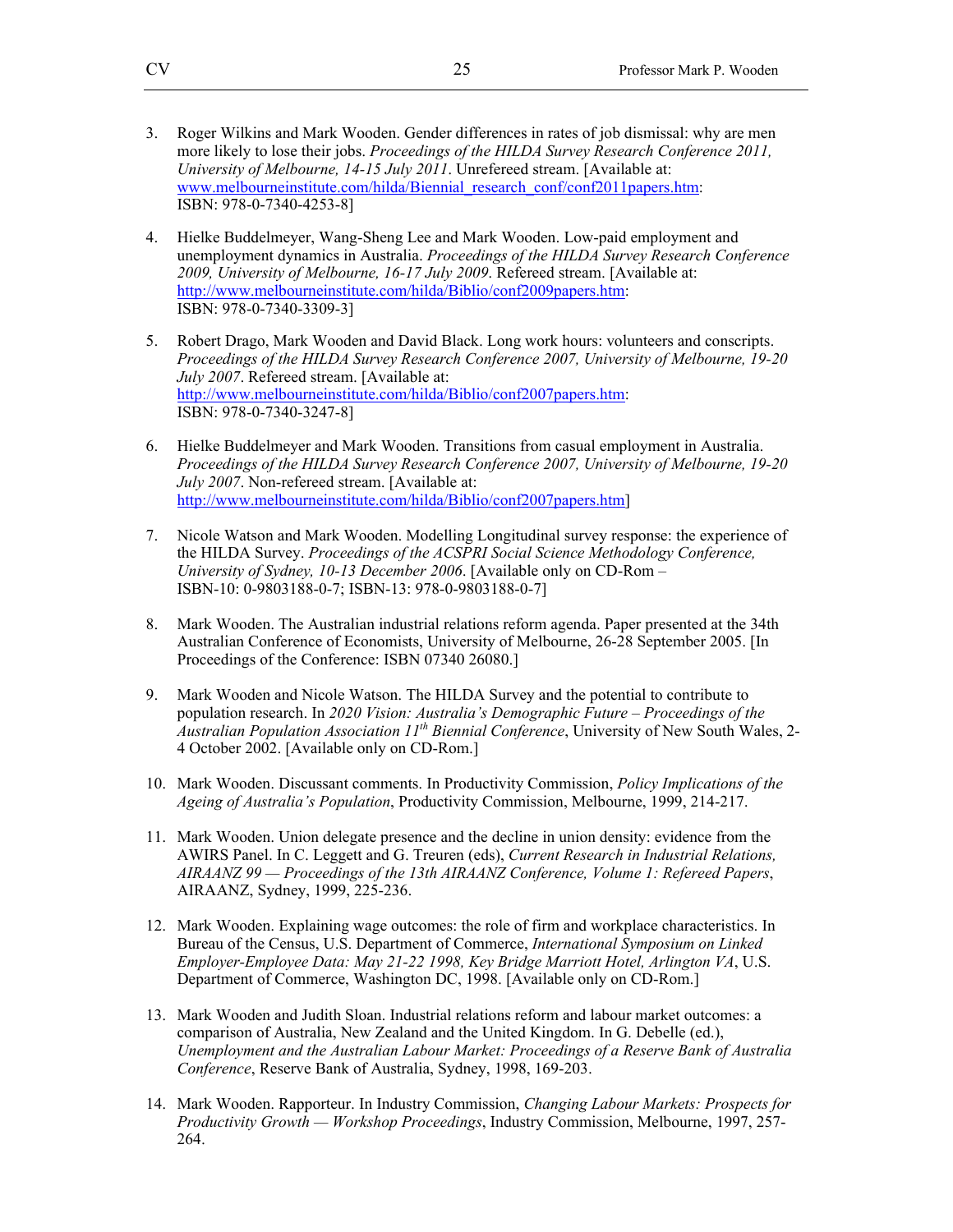3. Roger Wilkins and Mark Wooden. Gender differences in rates of job dismissal: why are men more likely to lose their jobs. *Proceedings of the HILDA Survey Research Conference 2011, University of Melbourne, 14-15 July 2011*. Unrefereed stream. [Available at: www.melbourneinstitute.com/hilda/Biennial_research_conf/conf2011papers.htm: ISBN: 978-0-7340-4253-8]

4. Hielke Buddelmeyer, Wang-Sheng Lee and Mark Wooden. Low-paid employment and unemployment dynamics in Australia. *Proceedings of the HILDA Survey Research Conference 2009, University of Melbourne, 16-17 July 2009*. Refereed stream. [Available at: http://www.melbourneinstitute.com/hilda/Biblio/conf2009papers.htm: ISBN: 978-0-7340-3309-3]

5. Robert Drago, Mark Wooden and David Black. Long work hours: volunteers and conscripts. *Proceedings of the HILDA Survey Research Conference 2007, University of Melbourne, 19-20 July 2007*. Refereed stream. [Available at: http://www.melbourneinstitute.com/hilda/Biblio/conf2007papers.htm: ISBN: 978-0-7340-3247-8]

6. Hielke Buddelmeyer and Mark Wooden. Transitions from casual employment in Australia. *Proceedings of the HILDA Survey Research Conference 2007, University of Melbourne, 19-20 July 2007*. Non-refereed stream. [Available at: http://www.melbourneinstitute.com/hilda/Biblio/conf2007papers.htm]

7. Nicole Watson and Mark Wooden. Modelling Longitudinal survey response: the experience of the HILDA Survey. *Proceedings of the ACSPRI Social Science Methodology Conference, University of Sydney, 10-13 December 2006*. [Available only on CD-Rom – ISBN-10: 0-9803188-0-7; ISBN-13: 978-0-9803188-0-7]

8. Mark Wooden. The Australian industrial relations reform agenda. Paper presented at the 34th Australian Conference of Economists, University of Melbourne, 26-28 September 2005. [In Proceedings of the Conference: ISBN 07340 26080.]

9. Mark Wooden and Nicole Watson. The HILDA Survey and the potential to contribute to population research. In *2020 Vision: Australia's Demographic Future – Proceedings of the Australian Population Association 11th Biennial Conference*, University of New South Wales, 2-4 October 2002. [Available only on CD-Rom.]

10. Mark Wooden. Discussant comments. In Productivity Commission, *Policy Implications of the Ageing of Australia's Population*, Productivity Commission, Melbourne, 1999, 214-217.

11. Mark Wooden. Union delegate presence and the decline in union density: evidence from the AWIRS Panel. In C. Leggett and G. Treuren (eds), *Current Research in Industrial Relations, AIRAANZ 99 — Proceedings of the 13th AIRAANZ Conference, Volume 1: Refereed Papers*, AIRAANZ, Sydney, 1999, 225-236.

12. Mark Wooden. Explaining wage outcomes: the role of firm and workplace characteristics. In Bureau of the Census, U.S. Department of Commerce, *International Symposium on Linked Employer-Employee Data: May 21-22 1998, Key Bridge Marriott Hotel, Arlington VA*, U.S. Department of Commerce, Washington DC, 1998. [Available only on CD-Rom.]

13. Mark Wooden and Judith Sloan. Industrial relations reform and labour market outcomes: a comparison of Australia, New Zealand and the United Kingdom. In G. Debelle (ed.), *Unemployment and the Australian Labour Market: Proceedings of a Reserve Bank of Australia Conference*, Reserve Bank of Australia, Sydney, 1998, 169-203.

14. Mark Wooden. Rapporteur. In Industry Commission, *Changing Labour Markets: Prospects for Productivity Growth — Workshop Proceedings*, Industry Commission, Melbourne, 1997, 257-264.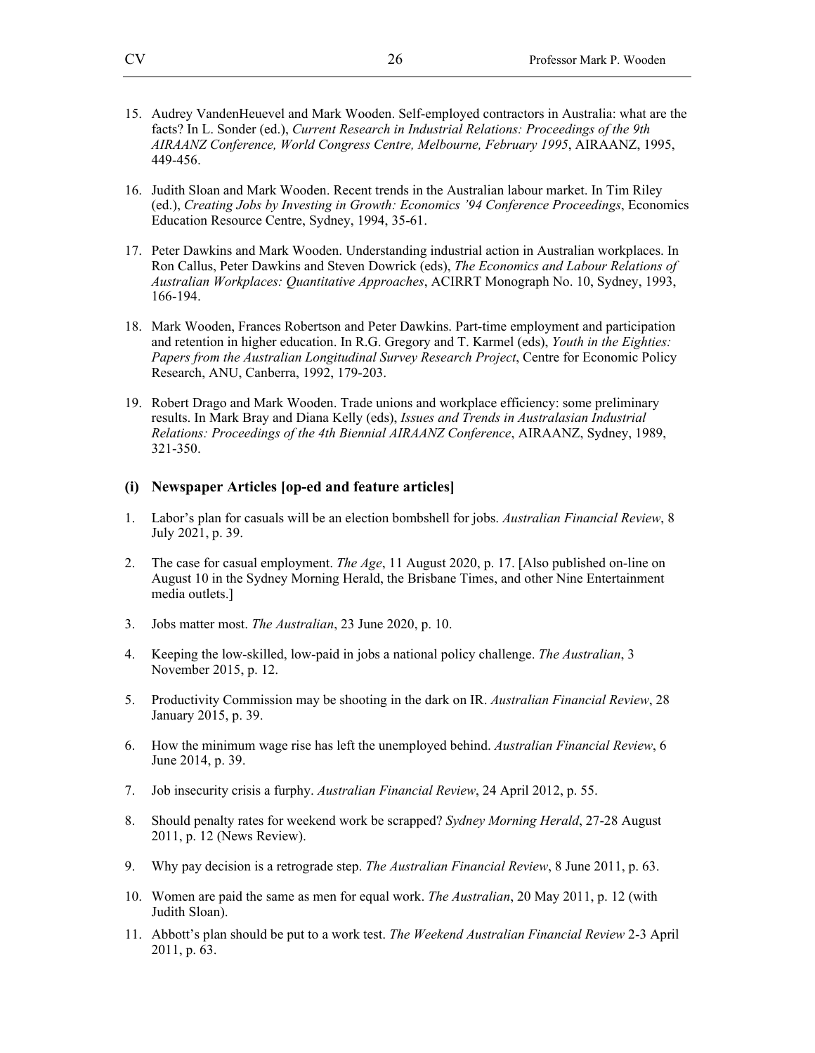15. Audrey VandenHeuevel and Mark Wooden. Self-employed contractors in Australia: what are the facts? In L. Sonder (ed.), *Current Research in Industrial Relations: Proceedings of the 9th AIRAANZ Conference, World Congress Centre, Melbourne, February 1995*, AIRAANZ, 1995, 449-456.

16. Judith Sloan and Mark Wooden. Recent trends in the Australian labour market. In Tim Riley (ed.), *Creating Jobs by Investing in Growth: Economics '94 Conference Proceedings*, Economics Education Resource Centre, Sydney, 1994, 35-61.

17. Peter Dawkins and Mark Wooden. Understanding industrial action in Australian workplaces. In Ron Callus, Peter Dawkins and Steven Dowrick (eds), *The Economics and Labour Relations of Australian Workplaces: Quantitative Approaches*, ACIRRT Monograph No. 10, Sydney, 1993, 166-194.

18. Mark Wooden, Frances Robertson and Peter Dawkins. Part-time employment and participation and retention in higher education. In R.G. Gregory and T. Karmel (eds), *Youth in the Eighties: Papers from the Australian Longitudinal Survey Research Project*, Centre for Economic Policy Research, ANU, Canberra, 1992, 179-203.

19. Robert Drago and Mark Wooden. Trade unions and workplace efficiency: some preliminary results. In Mark Bray and Diana Kelly (eds), *Issues and Trends in Australasian Industrial Relations: Proceedings of the 4th Biennial AIRAANZ Conference*, AIRAANZ, Sydney, 1989, 321-350.

### (i) Newspaper Articles [op-ed and feature articles]

1. Labor's plan for casuals will be an election bombshell for jobs. *Australian Financial Review*, 8 July 2021, p. 39.

2. The case for casual employment. *The Age*, 11 August 2020, p. 17. [Also published on-line on August 10 in the Sydney Morning Herald, the Brisbane Times, and other Nine Entertainment media outlets.]

3. Jobs matter most. *The Australian*, 23 June 2020, p. 10.

4. Keeping the low-skilled, low-paid in jobs a national policy challenge. *The Australian*, 3 November 2015, p. 12.

5. Productivity Commission may be shooting in the dark on IR. *Australian Financial Review*, 28 January 2015, p. 39.

6. How the minimum wage rise has left the unemployed behind. *Australian Financial Review*, 6 June 2014, p. 39.

7. Job insecurity crisis a furphy. *Australian Financial Review*, 24 April 2012, p. 55.

8. Should penalty rates for weekend work be scrapped? *Sydney Morning Herald*, 27-28 August 2011, p. 12 (News Review).

9. Why pay decision is a retrograde step. *The Australian Financial Review*, 8 June 2011, p. 63.

10. Women are paid the same as men for equal work. *The Australian*, 20 May 2011, p. 12 (with Judith Sloan).

11. Abbott's plan should be put to a work test. *The Weekend Australian Financial Review* 2-3 April 2011, p. 63.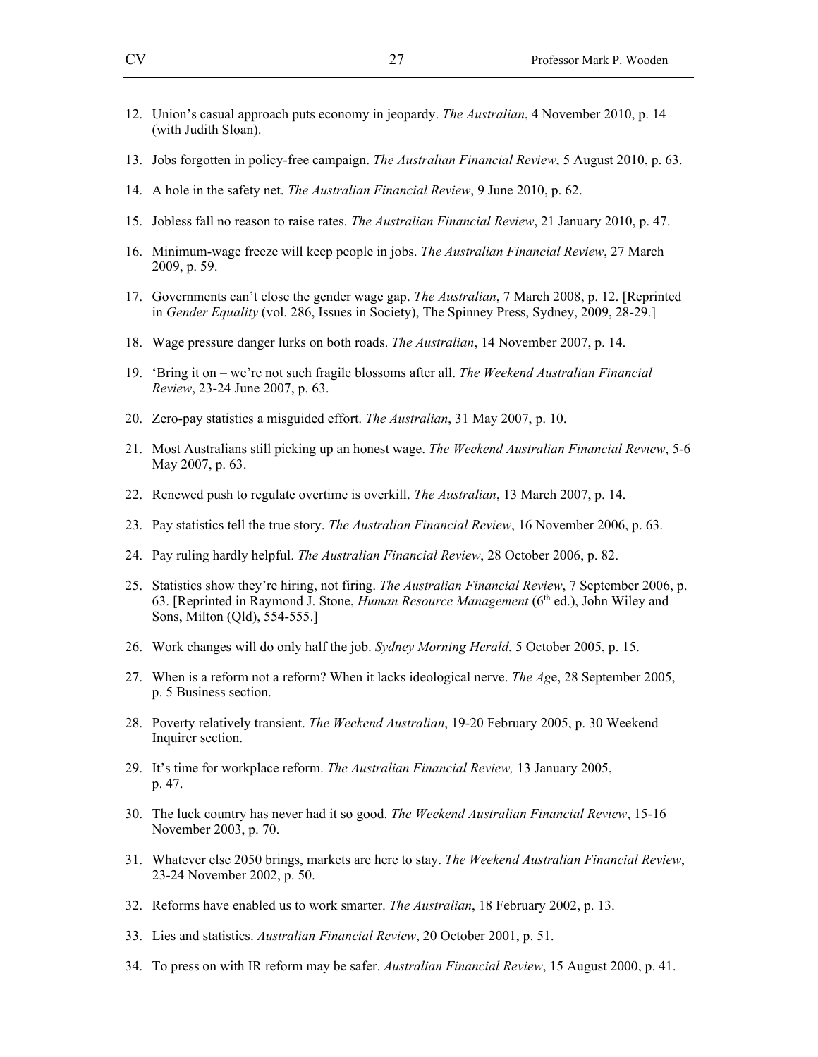12. Union's casual approach puts economy in jeopardy. *The Australian*, 4 November 2010, p. 14 (with Judith Sloan).

13. Jobs forgotten in policy-free campaign. *The Australian Financial Review*, 5 August 2010, p. 63.

14. A hole in the safety net. *The Australian Financial Review*, 9 June 2010, p. 62.

15. Jobless fall no reason to raise rates. *The Australian Financial Review*, 21 January 2010, p. 47.

16. Minimum-wage freeze will keep people in jobs. *The Australian Financial Review*, 27 March 2009, p. 59.

17. Governments can't close the gender wage gap. *The Australian*, 7 March 2008, p. 12. [Reprinted in *Gender Equality* (vol. 286, Issues in Society), The Spinney Press, Sydney, 2009, 28-29.]

18. Wage pressure danger lurks on both roads. *The Australian*, 14 November 2007, p. 14.

19. 'Bring it on – we're not such fragile blossoms after all. *The Weekend Australian Financial Review*, 23-24 June 2007, p. 63.

20. Zero-pay statistics a misguided effort. *The Australian*, 31 May 2007, p. 10.

21. Most Australians still picking up an honest wage. *The Weekend Australian Financial Review*, 5-6 May 2007, p. 63.

22. Renewed push to regulate overtime is overkill. *The Australian*, 13 March 2007, p. 14.

23. Pay statistics tell the true story. *The Australian Financial Review*, 16 November 2006, p. 63.

24. Pay ruling hardly helpful. *The Australian Financial Review*, 28 October 2006, p. 82.

25. Statistics show they're hiring, not firing. *The Australian Financial Review*, 7 September 2006, p. 63. [Reprinted in Raymond J. Stone, *Human Resource Management* (6th ed.), John Wiley and Sons, Milton (Qld), 554-555.]

26. Work changes will do only half the job. *Sydney Morning Herald*, 5 October 2005, p. 15.

27. When is a reform not a reform? When it lacks ideological nerve. *The Age*, 28 September 2005, p. 5 Business section.

28. Poverty relatively transient. *The Weekend Australian*, 19-20 February 2005, p. 30 Weekend Inquirer section.

29. It's time for workplace reform. *The Australian Financial Review,* 13 January 2005, p. 47.

30. The luck country has never had it so good. *The Weekend Australian Financial Review*, 15-16 November 2003, p. 70.

31. Whatever else 2050 brings, markets are here to stay. *The Weekend Australian Financial Review*, 23-24 November 2002, p. 50.

32. Reforms have enabled us to work smarter. *The Australian*, 18 February 2002, p. 13.

33. Lies and statistics. *Australian Financial Review*, 20 October 2001, p. 51.

34. To press on with IR reform may be safer. *Australian Financial Review*, 15 August 2000, p. 41.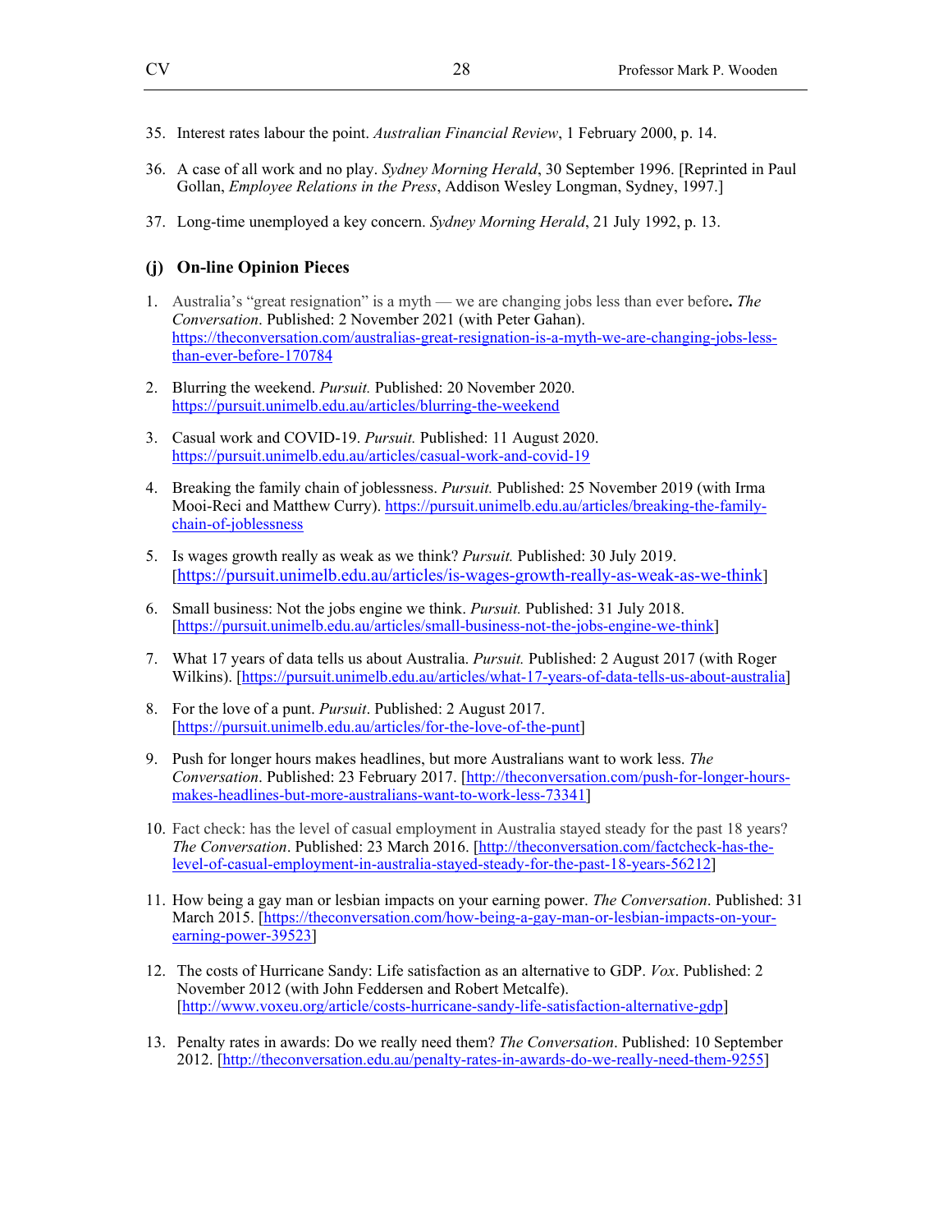35. Interest rates labour the point. *Australian Financial Review*, 1 February 2000, p. 14.

36. A case of all work and no play. *Sydney Morning Herald*, 30 September 1996. [Reprinted in Paul Gollan, *Employee Relations in the Press*, Addison Wesley Longman, Sydney, 1997.]

37. Long-time unemployed a key concern. *Sydney Morning Herald*, 21 July 1992, p. 13.

### (j) On-line Opinion Pieces

1. Australia's "great resignation" is a myth — we are changing jobs less than ever before**.** *The Conversation*. Published: 2 November 2021 (with Peter Gahan). https://theconversation.com/australias-great-resignation-is-a-myth-we-are-changing-jobs-less-than-ever-before-170784

2. Blurring the weekend. *Pursuit.* Published: 20 November 2020. https://pursuit.unimelb.edu.au/articles/blurring-the-weekend

3. Casual work and COVID-19. *Pursuit.* Published: 11 August 2020. https://pursuit.unimelb.edu.au/articles/casual-work-and-covid-19

4. Breaking the family chain of joblessness. *Pursuit.* Published: 25 November 2019 (with Irma Mooi-Reci and Matthew Curry). https://pursuit.unimelb.edu.au/articles/breaking-the-family-chain-of-joblessness

5. Is wages growth really as weak as we think? *Pursuit.* Published: 30 July 2019. [https://pursuit.unimelb.edu.au/articles/is-wages-growth-really-as-weak-as-we-think]

6. Small business: Not the jobs engine we think. *Pursuit.* Published: 31 July 2018. [https://pursuit.unimelb.edu.au/articles/small-business-not-the-jobs-engine-we-think]

7. What 17 years of data tells us about Australia. *Pursuit.* Published: 2 August 2017 (with Roger Wilkins). [https://pursuit.unimelb.edu.au/articles/what-17-years-of-data-tells-us-about-australia]

8. For the love of a punt. *Pursuit*. Published: 2 August 2017. [https://pursuit.unimelb.edu.au/articles/for-the-love-of-the-punt]

9. Push for longer hours makes headlines, but more Australians want to work less. *The Conversation*. Published: 23 February 2017. [http://theconversation.com/push-for-longer-hours-makes-headlines-but-more-australians-want-to-work-less-73341]

10. Fact check: has the level of casual employment in Australia stayed steady for the past 18 years? *The Conversation*. Published: 23 March 2016. [http://theconversation.com/factcheck-has-the-level-of-casual-employment-in-australia-stayed-steady-for-the-past-18-years-56212]

11. How being a gay man or lesbian impacts on your earning power. *The Conversation*. Published: 31 March 2015. [https://theconversation.com/how-being-a-gay-man-or-lesbian-impacts-on-your-earning-power-39523]

12. The costs of Hurricane Sandy: Life satisfaction as an alternative to GDP. *Vox*. Published: 2 November 2012 (with John Feddersen and Robert Metcalfe). [http://www.voxeu.org/article/costs-hurricane-sandy-life-satisfaction-alternative-gdp]

13. Penalty rates in awards: Do we really need them? *The Conversation*. Published: 10 September 2012. [http://theconversation.edu.au/penalty-rates-in-awards-do-we-really-need-them-9255]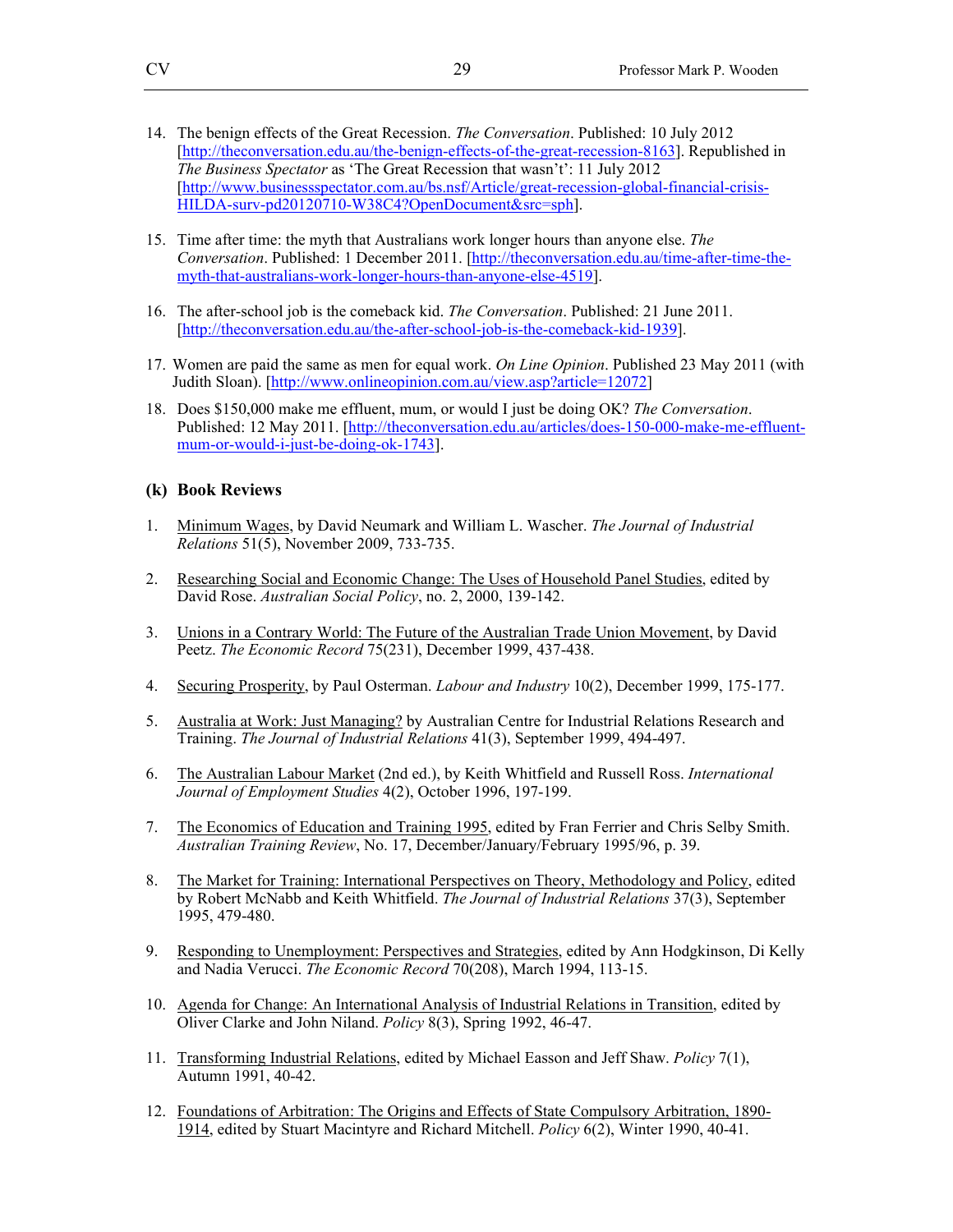14. The benign effects of the Great Recession. *The Conversation*. Published: 10 July 2012 [http://theconversation.edu.au/the-benign-effects-of-the-great-recession-8163]. Republished in *The Business Spectator* as 'The Great Recession that wasn't': 11 July 2012 [http://www.businessspectator.com.au/bs.nsf/Article/great-recession-global-financial-crisis-HILDA-surv-pd20120710-W38C4?OpenDocument&src=sph].

15. Time after time: the myth that Australians work longer hours than anyone else. *The Conversation*. Published: 1 December 2011. [http://theconversation.edu.au/time-after-time-the-myth-that-australians-work-longer-hours-than-anyone-else-4519].

16. The after-school job is the comeback kid. *The Conversation*. Published: 21 June 2011. [http://theconversation.edu.au/the-after-school-job-is-the-comeback-kid-1939].

17. Women are paid the same as men for equal work. *On Line Opinion*. Published 23 May 2011 (with Judith Sloan). [http://www.onlineopinion.com.au/view.asp?article=12072]

18. Does $150,000 make me effluent, mum, or would I just be doing OK? *The Conversation*. Published: 12 May 2011. [http://theconversation.edu.au/articles/does-150-000-make-me-effluent-mum-or-would-i-just-be-doing-ok-1743].

### (k) Book Reviews

1. Minimum Wages, by David Neumark and William L. Wascher. *The Journal of Industrial Relations* 51(5), November 2009, 733-735.

2. Researching Social and Economic Change: The Uses of Household Panel Studies, edited by David Rose. *Australian Social Policy*, no. 2, 2000, 139-142.

3. Unions in a Contrary World: The Future of the Australian Trade Union Movement, by David Peetz. *The Economic Record* 75(231), December 1999, 437-438.

4. Securing Prosperity, by Paul Osterman. *Labour and Industry* 10(2), December 1999, 175-177.

5. Australia at Work: Just Managing? by Australian Centre for Industrial Relations Research and Training. *The Journal of Industrial Relations* 41(3), September 1999, 494-497.

6. The Australian Labour Market (2nd ed.), by Keith Whitfield and Russell Ross. *International Journal of Employment Studies* 4(2), October 1996, 197-199.

7. The Economics of Education and Training 1995, edited by Fran Ferrier and Chris Selby Smith. *Australian Training Review*, No. 17, December/January/February 1995/96, p. 39.

8. The Market for Training: International Perspectives on Theory, Methodology and Policy, edited by Robert McNabb and Keith Whitfield. *The Journal of Industrial Relations* 37(3), September 1995, 479-480.

9. Responding to Unemployment: Perspectives and Strategies, edited by Ann Hodgkinson, Di Kelly and Nadia Verucci. *The Economic Record* 70(208), March 1994, 113-15.

10. Agenda for Change: An International Analysis of Industrial Relations in Transition, edited by Oliver Clarke and John Niland. *Policy* 8(3), Spring 1992, 46-47.

11. Transforming Industrial Relations, edited by Michael Easson and Jeff Shaw. *Policy* 7(1), Autumn 1991, 40-42.

12. Foundations of Arbitration: The Origins and Effects of State Compulsory Arbitration, 1890-1914, edited by Stuart Macintyre and Richard Mitchell. *Policy* 6(2), Winter 1990, 40-41.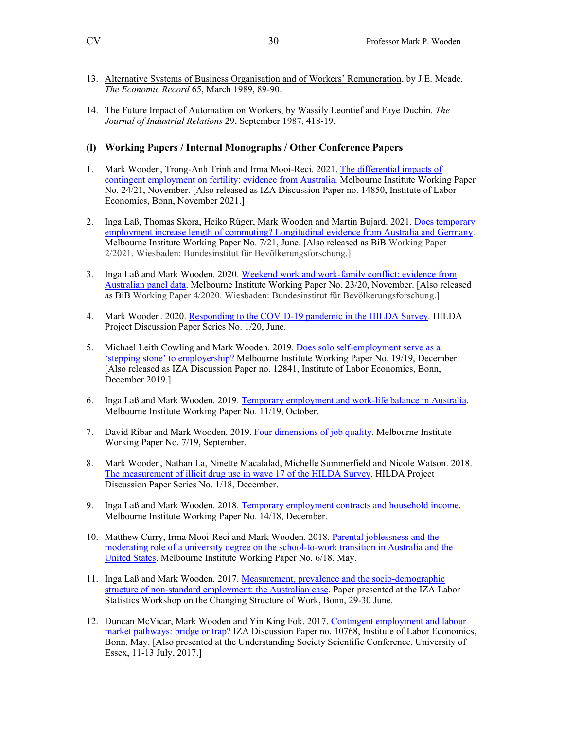13. Alternative Systems of Business Organisation and of Workers' Remuneration, by J.E. Meade. *The Economic Record* 65, March 1989, 89-90.

14. The Future Impact of Automation on Workers, by Wassily Leontief and Faye Duchin. *The Journal of Industrial Relations* 29, September 1987, 418-19.

## (l) Working Papers / Internal Monographs / Other Conference Papers

1. Mark Wooden, Trong-Anh Trinh and Irma Mooi-Reci. 2021. The differential impacts of contingent employment on fertility: evidence from Australia. Melbourne Institute Working Paper No. 24/21, November. [Also released as IZA Discussion Paper no. 14850, Institute of Labor Economics, Bonn, November 2021.]

2. Inga Laß, Thomas Skora, Heiko Rüger, Mark Wooden and Martin Bujard. 2021. Does temporary employment increase length of commuting? Longitudinal evidence from Australia and Germany. Melbourne Institute Working Paper No. 7/21, June. [Also released as BiB Working Paper 2/2021. Wiesbaden: Bundesinstitut für Bevölkerungsforschung.]

3. Inga Laß and Mark Wooden. 2020. Weekend work and work-family conflict: evidence from Australian panel data. Melbourne Institute Working Paper No. 23/20, November. [Also released as BiB Working Paper 4/2020. Wiesbaden: Bundesinstitut für Bevölkerungsforschung.]

4. Mark Wooden. 2020. Responding to the COVID-19 pandemic in the HILDA Survey. HILDA Project Discussion Paper Series No. 1/20, June.

5. Michael Leith Cowling and Mark Wooden. 2019. Does solo self-employment serve as a 'stepping stone' to employership? Melbourne Institute Working Paper No. 19/19, December. [Also released as IZA Discussion Paper no. 12841, Institute of Labor Economics, Bonn, December 2019.]

6. Inga Laß and Mark Wooden. 2019. Temporary employment and work-life balance in Australia. Melbourne Institute Working Paper No. 11/19, October.

7. David Ribar and Mark Wooden. 2019. Four dimensions of job quality. Melbourne Institute Working Paper No. 7/19, September.

8. Mark Wooden, Nathan La, Ninette Macalalad, Michelle Summerfield and Nicole Watson. 2018. The measurement of illicit drug use in wave 17 of the HILDA Survey. HILDA Project Discussion Paper Series No. 1/18, December.

9. Inga Laß and Mark Wooden. 2018. Temporary employment contracts and household income. Melbourne Institute Working Paper No. 14/18, December.

10. Matthew Curry, Irma Mooi-Reci and Mark Wooden. 2018. Parental joblessness and the moderating role of a university degree on the school-to-work transition in Australia and the United States. Melbourne Institute Working Paper No. 6/18, May.

11. Inga Laß and Mark Wooden. 2017. Measurement, prevalence and the socio-demographic structure of non-standard employment: the Australian case. Paper presented at the IZA Labor Statistics Workshop on the Changing Structure of Work, Bonn, 29-30 June.

12. Duncan McVicar, Mark Wooden and Yin King Fok. 2017. Contingent employment and labour market pathways: bridge or trap? IZA Discussion Paper no. 10768, Institute of Labor Economics, Bonn, May. [Also presented at the Understanding Society Scientific Conference, University of Essex, 11-13 July, 2017.]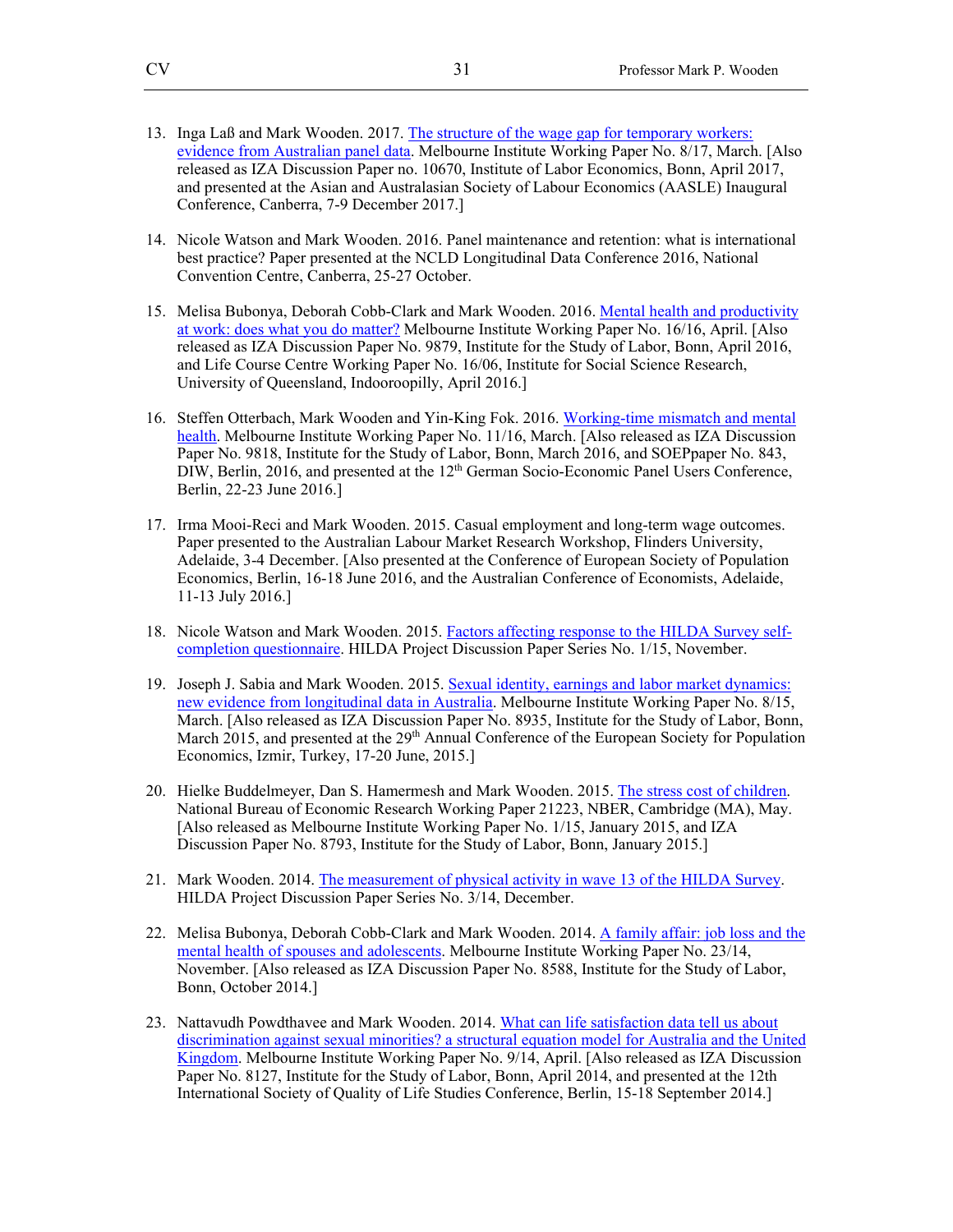13. Inga Laß and Mark Wooden. 2017. The structure of the wage gap for temporary workers: evidence from Australian panel data. Melbourne Institute Working Paper No. 8/17, March. [Also released as IZA Discussion Paper no. 10670, Institute of Labor Economics, Bonn, April 2017, and presented at the Asian and Australasian Society of Labour Economics (AASLE) Inaugural Conference, Canberra, 7-9 December 2017.]

14. Nicole Watson and Mark Wooden. 2016. Panel maintenance and retention: what is international best practice? Paper presented at the NCLD Longitudinal Data Conference 2016, National Convention Centre, Canberra, 25-27 October.

15. Melisa Bubonya, Deborah Cobb-Clark and Mark Wooden. 2016. Mental health and productivity at work: does what you do matter? Melbourne Institute Working Paper No. 16/16, April. [Also released as IZA Discussion Paper No. 9879, Institute for the Study of Labor, Bonn, April 2016, and Life Course Centre Working Paper No. 16/06, Institute for Social Science Research, University of Queensland, Indooroopilly, April 2016.]

16. Steffen Otterbach, Mark Wooden and Yin-King Fok. 2016. Working-time mismatch and mental health. Melbourne Institute Working Paper No. 11/16, March. [Also released as IZA Discussion Paper No. 9818, Institute for the Study of Labor, Bonn, March 2016, and SOEPpaper No. 843, DIW, Berlin, 2016, and presented at the 12th German Socio-Economic Panel Users Conference, Berlin, 22-23 June 2016.]

17. Irma Mooi-Reci and Mark Wooden. 2015. Casual employment and long-term wage outcomes. Paper presented to the Australian Labour Market Research Workshop, Flinders University, Adelaide, 3-4 December. [Also presented at the Conference of European Society of Population Economics, Berlin, 16-18 June 2016, and the Australian Conference of Economists, Adelaide, 11-13 July 2016.]

18. Nicole Watson and Mark Wooden. 2015. Factors affecting response to the HILDA Survey self-completion questionnaire. HILDA Project Discussion Paper Series No. 1/15, November.

19. Joseph J. Sabia and Mark Wooden. 2015. Sexual identity, earnings and labor market dynamics: new evidence from longitudinal data in Australia. Melbourne Institute Working Paper No. 8/15, March. [Also released as IZA Discussion Paper No. 8935, Institute for the Study of Labor, Bonn, March 2015, and presented at the 29th Annual Conference of the European Society for Population Economics, Izmir, Turkey, 17-20 June, 2015.]

20. Hielke Buddelmeyer, Dan S. Hamermesh and Mark Wooden. 2015. The stress cost of children. National Bureau of Economic Research Working Paper 21223, NBER, Cambridge (MA), May. [Also released as Melbourne Institute Working Paper No. 1/15, January 2015, and IZA Discussion Paper No. 8793, Institute for the Study of Labor, Bonn, January 2015.]

21. Mark Wooden. 2014. The measurement of physical activity in wave 13 of the HILDA Survey. HILDA Project Discussion Paper Series No. 3/14, December.

22. Melisa Bubonya, Deborah Cobb-Clark and Mark Wooden. 2014. A family affair: job loss and the mental health of spouses and adolescents. Melbourne Institute Working Paper No. 23/14, November. [Also released as IZA Discussion Paper No. 8588, Institute for the Study of Labor, Bonn, October 2014.]

23. Nattavudh Powdthavee and Mark Wooden. 2014. What can life satisfaction data tell us about discrimination against sexual minorities? a structural equation model for Australia and the United Kingdom. Melbourne Institute Working Paper No. 9/14, April. [Also released as IZA Discussion Paper No. 8127, Institute for the Study of Labor, Bonn, April 2014, and presented at the 12th International Society of Quality of Life Studies Conference, Berlin, 15-18 September 2014.]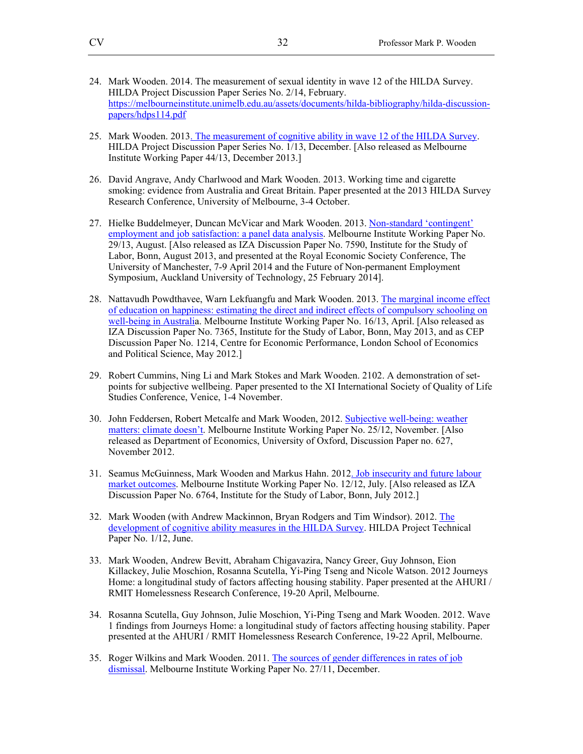24. Mark Wooden. 2014. The measurement of sexual identity in wave 12 of the HILDA Survey. HILDA Project Discussion Paper Series No. 2/14, February. https://melbourneinstitute.unimelb.edu.au/assets/documents/hilda-bibliography/hilda-discussion-papers/hdps114.pdf

25. Mark Wooden. 2013. The measurement of cognitive ability in wave 12 of the HILDA Survey. HILDA Project Discussion Paper Series No. 1/13, December. [Also released as Melbourne Institute Working Paper 44/13, December 2013.]

26. David Angrave, Andy Charlwood and Mark Wooden. 2013. Working time and cigarette smoking: evidence from Australia and Great Britain. Paper presented at the 2013 HILDA Survey Research Conference, University of Melbourne, 3-4 October.

27. Hielke Buddelmeyer, Duncan McVicar and Mark Wooden. 2013. Non-standard 'contingent' employment and job satisfaction: a panel data analysis. Melbourne Institute Working Paper No. 29/13, August. [Also released as IZA Discussion Paper No. 7590, Institute for the Study of Labor, Bonn, August 2013, and presented at the Royal Economic Society Conference, The University of Manchester, 7-9 April 2014 and the Future of Non-permanent Employment Symposium, Auckland University of Technology, 25 February 2014].

28. Nattavudh Powdthavee, Warn Lekfuangfu and Mark Wooden. 2013. The marginal income effect of education on happiness: estimating the direct and indirect effects of compulsory schooling on well-being in Australia. Melbourne Institute Working Paper No. 16/13, April. [Also released as IZA Discussion Paper No. 7365, Institute for the Study of Labor, Bonn, May 2013, and as CEP Discussion Paper No. 1214, Centre for Economic Performance, London School of Economics and Political Science, May 2012.]

29. Robert Cummins, Ning Li and Mark Stokes and Mark Wooden. 2102. A demonstration of set-points for subjective wellbeing. Paper presented to the XI International Society of Quality of Life Studies Conference, Venice, 1-4 November.

30. John Feddersen, Robert Metcalfe and Mark Wooden, 2012. Subjective well-being: weather matters: climate doesn't. Melbourne Institute Working Paper No. 25/12, November. [Also released as Department of Economics, University of Oxford, Discussion Paper no. 627, November 2012.

31. Seamus McGuinness, Mark Wooden and Markus Hahn. 2012. Job insecurity and future labour market outcomes. Melbourne Institute Working Paper No. 12/12, July. [Also released as IZA Discussion Paper No. 6764, Institute for the Study of Labor, Bonn, July 2012.]

32. Mark Wooden (with Andrew Mackinnon, Bryan Rodgers and Tim Windsor). 2012. The development of cognitive ability measures in the HILDA Survey. HILDA Project Technical Paper No. 1/12, June.

33. Mark Wooden, Andrew Bevitt, Abraham Chigavazira, Nancy Greer, Guy Johnson, Eion Killackey, Julie Moschion, Rosanna Scutella, Yi-Ping Tseng and Nicole Watson. 2012 Journeys Home: a longitudinal study of factors affecting housing stability. Paper presented at the AHURI / RMIT Homelessness Research Conference, 19-20 April, Melbourne.

34. Rosanna Scutella, Guy Johnson, Julie Moschion, Yi-Ping Tseng and Mark Wooden. 2012. Wave 1 findings from Journeys Home: a longitudinal study of factors affecting housing stability. Paper presented at the AHURI / RMIT Homelessness Research Conference, 19-22 April, Melbourne.

35. Roger Wilkins and Mark Wooden. 2011. The sources of gender differences in rates of job dismissal. Melbourne Institute Working Paper No. 27/11, December.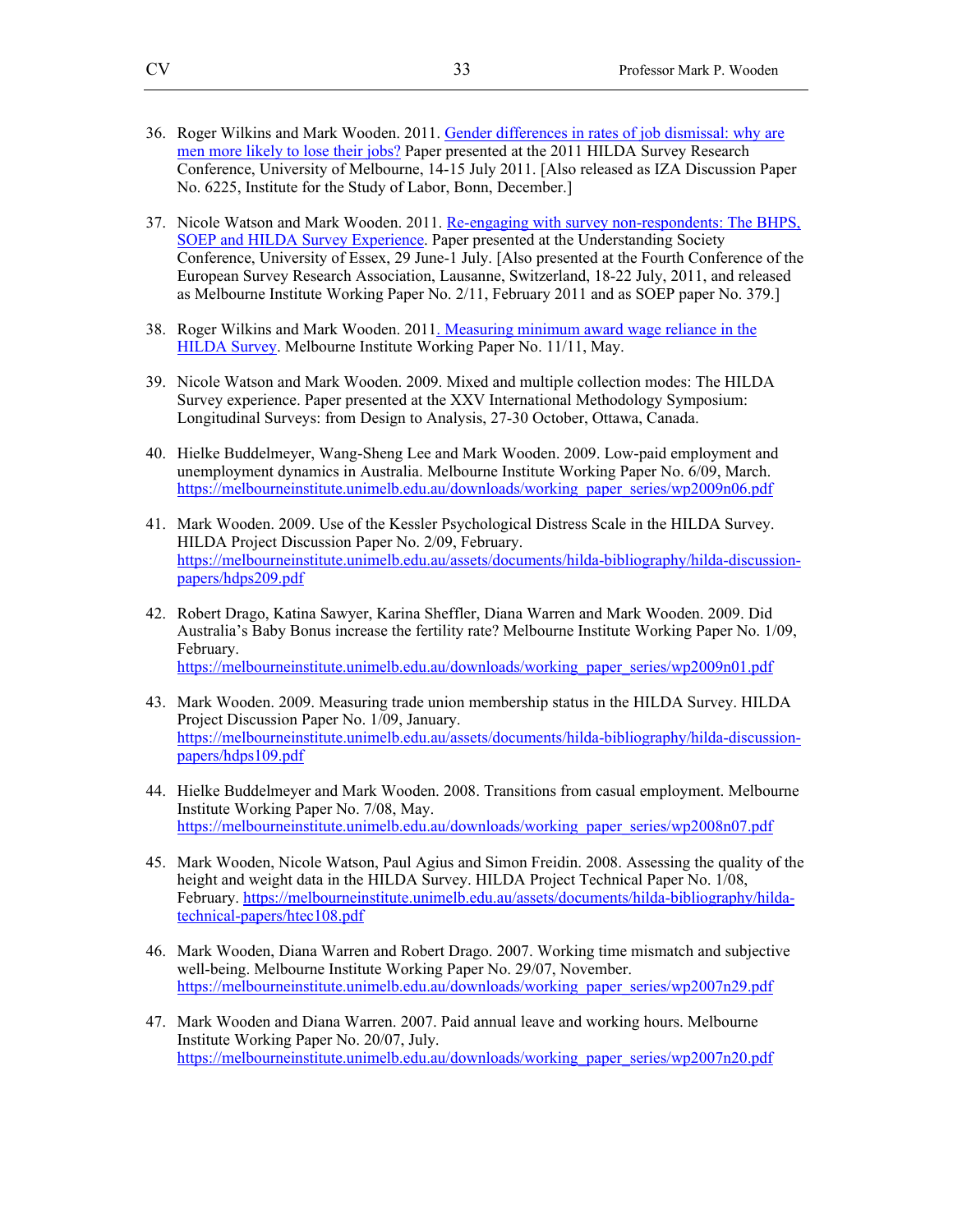36. Roger Wilkins and Mark Wooden. 2011. Gender differences in rates of job dismissal: why are men more likely to lose their jobs? Paper presented at the 2011 HILDA Survey Research Conference, University of Melbourne, 14-15 July 2011. [Also released as IZA Discussion Paper No. 6225, Institute for the Study of Labor, Bonn, December.]

37. Nicole Watson and Mark Wooden. 2011. Re-engaging with survey non-respondents: The BHPS, SOEP and HILDA Survey Experience. Paper presented at the Understanding Society Conference, University of Essex, 29 June-1 July. [Also presented at the Fourth Conference of the European Survey Research Association, Lausanne, Switzerland, 18-22 July, 2011, and released as Melbourne Institute Working Paper No. 2/11, February 2011 and as SOEP paper No. 379.]

38. Roger Wilkins and Mark Wooden. 2011. Measuring minimum award wage reliance in the HILDA Survey. Melbourne Institute Working Paper No. 11/11, May.

39. Nicole Watson and Mark Wooden. 2009. Mixed and multiple collection modes: The HILDA Survey experience. Paper presented at the XXV International Methodology Symposium: Longitudinal Surveys: from Design to Analysis, 27-30 October, Ottawa, Canada.

40. Hielke Buddelmeyer, Wang-Sheng Lee and Mark Wooden. 2009. Low-paid employment and unemployment dynamics in Australia. Melbourne Institute Working Paper No. 6/09, March. https://melbourneinstitute.unimelb.edu.au/downloads/working_paper_series/wp2009n06.pdf

41. Mark Wooden. 2009. Use of the Kessler Psychological Distress Scale in the HILDA Survey. HILDA Project Discussion Paper No. 2/09, February. https://melbourneinstitute.unimelb.edu.au/assets/documents/hilda-bibliography/hilda-discussion-papers/hdps209.pdf

42. Robert Drago, Katina Sawyer, Karina Sheffler, Diana Warren and Mark Wooden. 2009. Did Australia's Baby Bonus increase the fertility rate? Melbourne Institute Working Paper No. 1/09, February. https://melbourneinstitute.unimelb.edu.au/downloads/working_paper_series/wp2009n01.pdf

43. Mark Wooden. 2009. Measuring trade union membership status in the HILDA Survey. HILDA Project Discussion Paper No. 1/09, January. https://melbourneinstitute.unimelb.edu.au/assets/documents/hilda-bibliography/hilda-discussion-papers/hdps109.pdf

44. Hielke Buddelmeyer and Mark Wooden. 2008. Transitions from casual employment. Melbourne Institute Working Paper No. 7/08, May. https://melbourneinstitute.unimelb.edu.au/downloads/working_paper_series/wp2008n07.pdf

45. Mark Wooden, Nicole Watson, Paul Agius and Simon Freidin. 2008. Assessing the quality of the height and weight data in the HILDA Survey. HILDA Project Technical Paper No. 1/08, February. https://melbourneinstitute.unimelb.edu.au/assets/documents/hilda-bibliography/hilda-technical-papers/htec108.pdf

46. Mark Wooden, Diana Warren and Robert Drago. 2007. Working time mismatch and subjective well-being. Melbourne Institute Working Paper No. 29/07, November. https://melbourneinstitute.unimelb.edu.au/downloads/working_paper_series/wp2007n29.pdf

47. Mark Wooden and Diana Warren. 2007. Paid annual leave and working hours. Melbourne Institute Working Paper No. 20/07, July. https://melbourneinstitute.unimelb.edu.au/downloads/working_paper_series/wp2007n20.pdf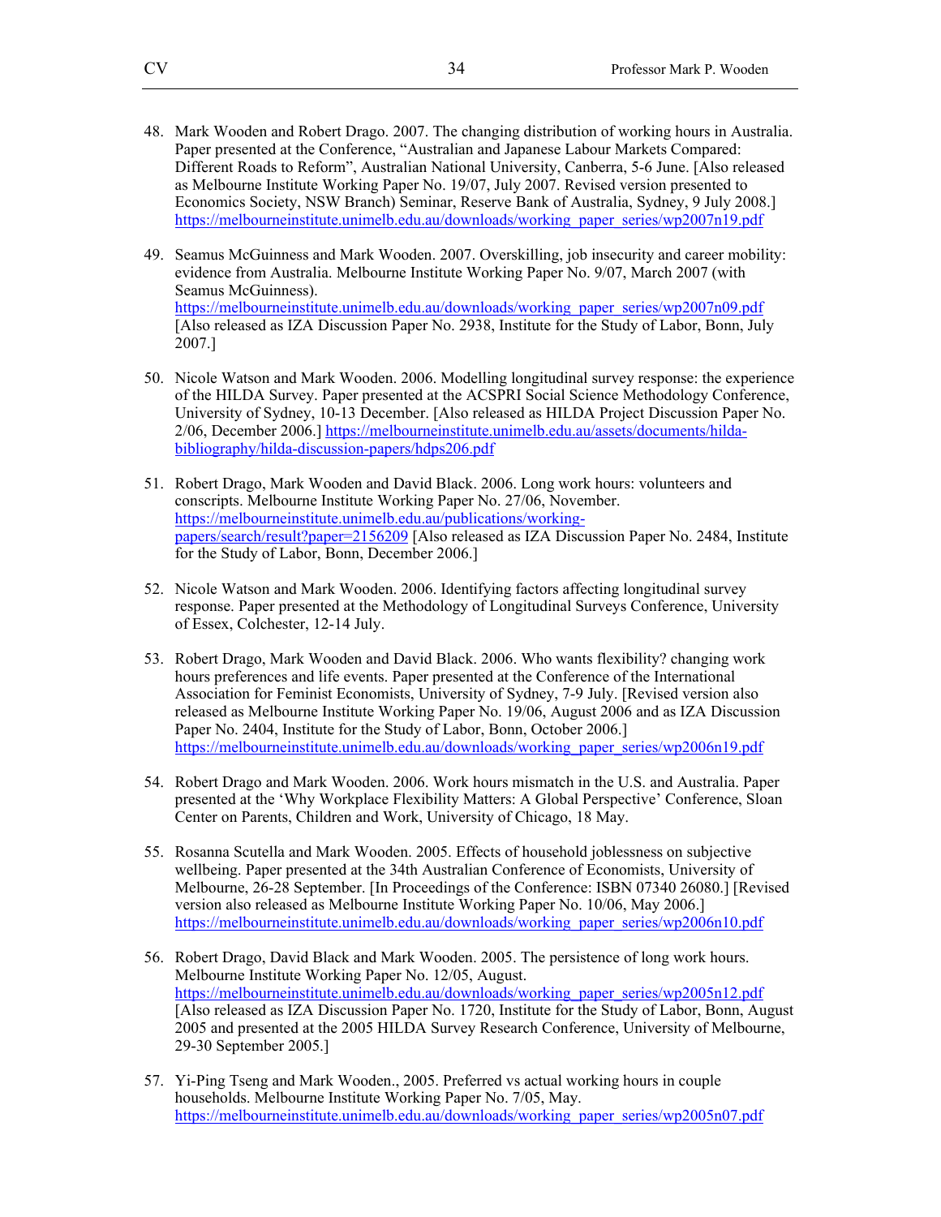48. Mark Wooden and Robert Drago. 2007. The changing distribution of working hours in Australia. Paper presented at the Conference, "Australian and Japanese Labour Markets Compared: Different Roads to Reform", Australian National University, Canberra, 5-6 June. [Also released as Melbourne Institute Working Paper No. 19/07, July 2007. Revised version presented to Economics Society, NSW Branch) Seminar, Reserve Bank of Australia, Sydney, 9 July 2008.] https://melbourneinstitute.unimelb.edu.au/downloads/working_paper_series/wp2007n19.pdf

49. Seamus McGuinness and Mark Wooden. 2007. Overskilling, job insecurity and career mobility: evidence from Australia. Melbourne Institute Working Paper No. 9/07, March 2007 (with Seamus McGuinness). https://melbourneinstitute.unimelb.edu.au/downloads/working_paper_series/wp2007n09.pdf [Also released as IZA Discussion Paper No. 2938, Institute for the Study of Labor, Bonn, July 2007.]

50. Nicole Watson and Mark Wooden. 2006. Modelling longitudinal survey response: the experience of the HILDA Survey. Paper presented at the ACSPRI Social Science Methodology Conference, University of Sydney, 10-13 December. [Also released as HILDA Project Discussion Paper No. 2/06, December 2006.] https://melbourneinstitute.unimelb.edu.au/assets/documents/hilda-bibliography/hilda-discussion-papers/hdps206.pdf

51. Robert Drago, Mark Wooden and David Black. 2006. Long work hours: volunteers and conscripts. Melbourne Institute Working Paper No. 27/06, November. https://melbourneinstitute.unimelb.edu.au/publications/working-papers/search/result?paper=2156209 [Also released as IZA Discussion Paper No. 2484, Institute for the Study of Labor, Bonn, December 2006.]

52. Nicole Watson and Mark Wooden. 2006. Identifying factors affecting longitudinal survey response. Paper presented at the Methodology of Longitudinal Surveys Conference, University of Essex, Colchester, 12-14 July.

53. Robert Drago, Mark Wooden and David Black. 2006. Who wants flexibility? changing work hours preferences and life events. Paper presented at the Conference of the International Association for Feminist Economists, University of Sydney, 7-9 July. [Revised version also released as Melbourne Institute Working Paper No. 19/06, August 2006 and as IZA Discussion Paper No. 2404, Institute for the Study of Labor, Bonn, October 2006.] https://melbourneinstitute.unimelb.edu.au/downloads/working_paper_series/wp2006n19.pdf

54. Robert Drago and Mark Wooden. 2006. Work hours mismatch in the U.S. and Australia. Paper presented at the 'Why Workplace Flexibility Matters: A Global Perspective' Conference, Sloan Center on Parents, Children and Work, University of Chicago, 18 May.

55. Rosanna Scutella and Mark Wooden. 2005. Effects of household joblessness on subjective wellbeing. Paper presented at the 34th Australian Conference of Economists, University of Melbourne, 26-28 September. [In Proceedings of the Conference: ISBN 07340 26080.] [Revised version also released as Melbourne Institute Working Paper No. 10/06, May 2006.] https://melbourneinstitute.unimelb.edu.au/downloads/working_paper_series/wp2006n10.pdf

56. Robert Drago, David Black and Mark Wooden. 2005. The persistence of long work hours. Melbourne Institute Working Paper No. 12/05, August. https://melbourneinstitute.unimelb.edu.au/downloads/working_paper_series/wp2005n12.pdf [Also released as IZA Discussion Paper No. 1720, Institute for the Study of Labor, Bonn, August 2005 and presented at the 2005 HILDA Survey Research Conference, University of Melbourne, 29-30 September 2005.]

57. Yi-Ping Tseng and Mark Wooden., 2005. Preferred vs actual working hours in couple households. Melbourne Institute Working Paper No. 7/05, May. https://melbourneinstitute.unimelb.edu.au/downloads/working_paper_series/wp2005n07.pdf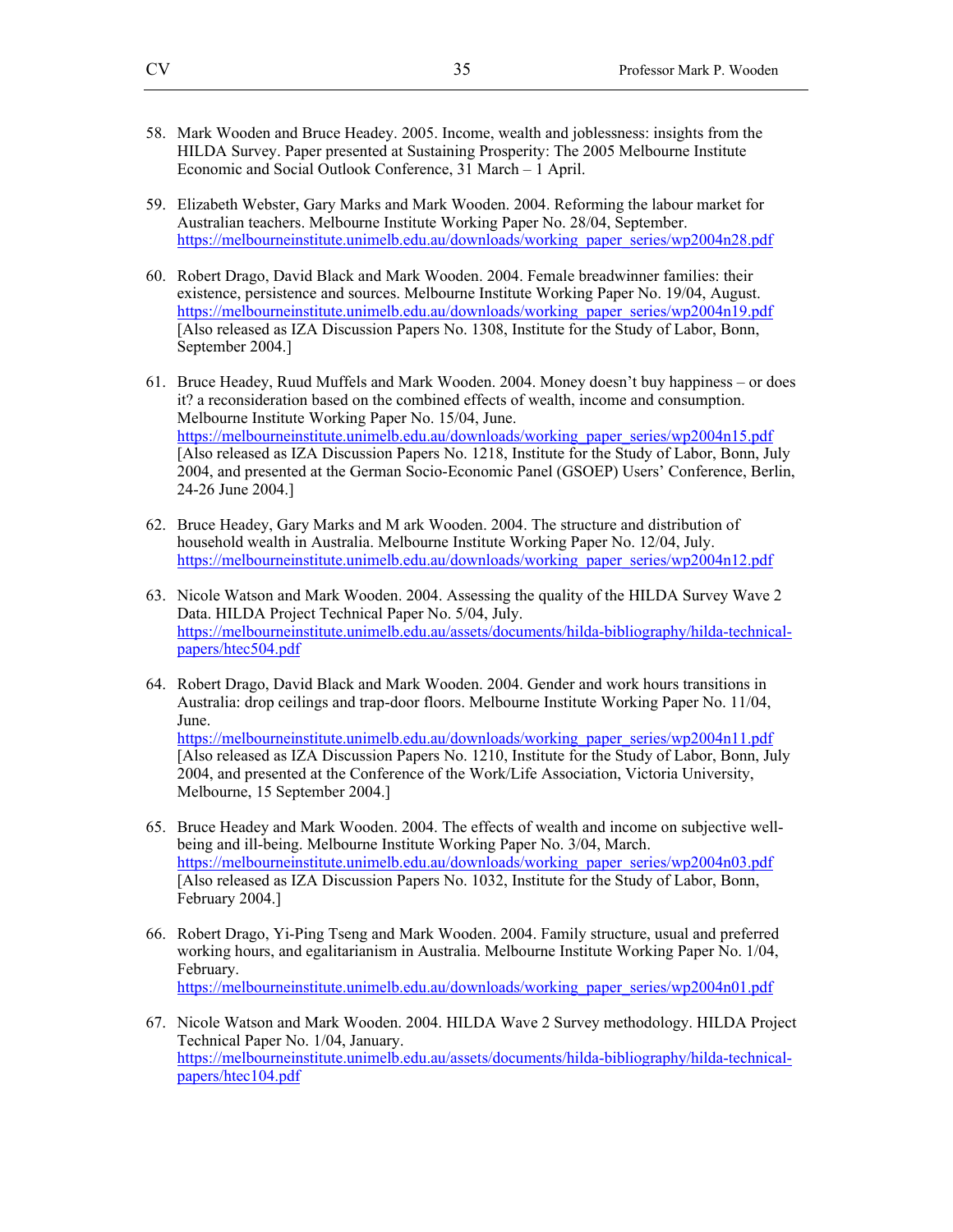58. Mark Wooden and Bruce Headey. 2005. Income, wealth and joblessness: insights from the HILDA Survey. Paper presented at Sustaining Prosperity: The 2005 Melbourne Institute Economic and Social Outlook Conference, 31 March – 1 April.

59. Elizabeth Webster, Gary Marks and Mark Wooden. 2004. Reforming the labour market for Australian teachers. Melbourne Institute Working Paper No. 28/04, September. https://melbourneinstitute.unimelb.edu.au/downloads/working_paper_series/wp2004n28.pdf

60. Robert Drago, David Black and Mark Wooden. 2004. Female breadwinner families: their existence, persistence and sources. Melbourne Institute Working Paper No. 19/04, August. https://melbourneinstitute.unimelb.edu.au/downloads/working_paper_series/wp2004n19.pdf [Also released as IZA Discussion Papers No. 1308, Institute for the Study of Labor, Bonn, September 2004.]

61. Bruce Headey, Ruud Muffels and Mark Wooden. 2004. Money doesn't buy happiness – or does it? a reconsideration based on the combined effects of wealth, income and consumption. Melbourne Institute Working Paper No. 15/04, June. https://melbourneinstitute.unimelb.edu.au/downloads/working_paper_series/wp2004n15.pdf [Also released as IZA Discussion Papers No. 1218, Institute for the Study of Labor, Bonn, July 2004, and presented at the German Socio-Economic Panel (GSOEP) Users' Conference, Berlin, 24-26 June 2004.]

62. Bruce Headey, Gary Marks and M ark Wooden. 2004. The structure and distribution of household wealth in Australia. Melbourne Institute Working Paper No. 12/04, July. https://melbourneinstitute.unimelb.edu.au/downloads/working_paper_series/wp2004n12.pdf

63. Nicole Watson and Mark Wooden. 2004. Assessing the quality of the HILDA Survey Wave 2 Data. HILDA Project Technical Paper No. 5/04, July. https://melbourneinstitute.unimelb.edu.au/assets/documents/hilda-bibliography/hilda-technical-papers/htec504.pdf

64. Robert Drago, David Black and Mark Wooden. 2004. Gender and work hours transitions in Australia: drop ceilings and trap-door floors. Melbourne Institute Working Paper No. 11/04, June. https://melbourneinstitute.unimelb.edu.au/downloads/working_paper_series/wp2004n11.pdf [Also released as IZA Discussion Papers No. 1210, Institute for the Study of Labor, Bonn, July 2004, and presented at the Conference of the Work/Life Association, Victoria University, Melbourne, 15 September 2004.]

65. Bruce Headey and Mark Wooden. 2004. The effects of wealth and income on subjective well-being and ill-being. Melbourne Institute Working Paper No. 3/04, March. https://melbourneinstitute.unimelb.edu.au/downloads/working_paper_series/wp2004n03.pdf [Also released as IZA Discussion Papers No. 1032, Institute for the Study of Labor, Bonn, February 2004.]

66. Robert Drago, Yi-Ping Tseng and Mark Wooden. 2004. Family structure, usual and preferred working hours, and egalitarianism in Australia. Melbourne Institute Working Paper No. 1/04, February. https://melbourneinstitute.unimelb.edu.au/downloads/working_paper_series/wp2004n01.pdf

67. Nicole Watson and Mark Wooden. 2004. HILDA Wave 2 Survey methodology. HILDA Project Technical Paper No. 1/04, January. https://melbourneinstitute.unimelb.edu.au/assets/documents/hilda-bibliography/hilda-technical-papers/htec104.pdf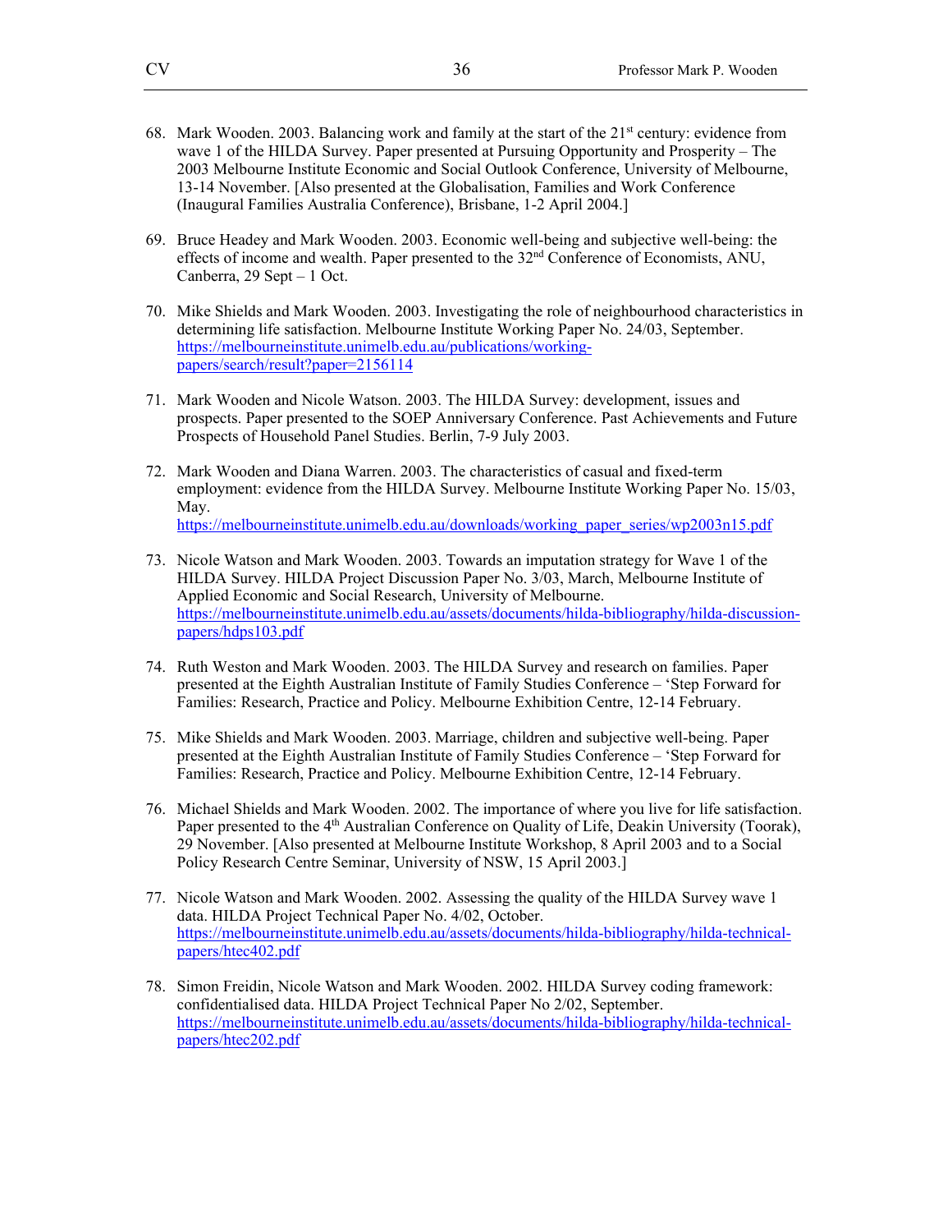68. Mark Wooden. 2003. Balancing work and family at the start of the 21st century: evidence from wave 1 of the HILDA Survey. Paper presented at Pursuing Opportunity and Prosperity – The 2003 Melbourne Institute Economic and Social Outlook Conference, University of Melbourne, 13-14 November. [Also presented at the Globalisation, Families and Work Conference (Inaugural Families Australia Conference), Brisbane, 1-2 April 2004.]

69. Bruce Headey and Mark Wooden. 2003. Economic well-being and subjective well-being: the effects of income and wealth. Paper presented to the 32nd Conference of Economists, ANU, Canberra, 29 Sept – 1 Oct.

70. Mike Shields and Mark Wooden. 2003. Investigating the role of neighbourhood characteristics in determining life satisfaction. Melbourne Institute Working Paper No. 24/03, September. https://melbourneinstitute.unimelb.edu.au/publications/working-papers/search/result?paper=2156114

71. Mark Wooden and Nicole Watson. 2003. The HILDA Survey: development, issues and prospects. Paper presented to the SOEP Anniversary Conference. Past Achievements and Future Prospects of Household Panel Studies. Berlin, 7-9 July 2003.

72. Mark Wooden and Diana Warren. 2003. The characteristics of casual and fixed-term employment: evidence from the HILDA Survey. Melbourne Institute Working Paper No. 15/03, May. https://melbourneinstitute.unimelb.edu.au/downloads/working_paper_series/wp2003n15.pdf

73. Nicole Watson and Mark Wooden. 2003. Towards an imputation strategy for Wave 1 of the HILDA Survey. HILDA Project Discussion Paper No. 3/03, March, Melbourne Institute of Applied Economic and Social Research, University of Melbourne. https://melbourneinstitute.unimelb.edu.au/assets/documents/hilda-bibliography/hilda-discussion-papers/hdps103.pdf

74. Ruth Weston and Mark Wooden. 2003. The HILDA Survey and research on families. Paper presented at the Eighth Australian Institute of Family Studies Conference – 'Step Forward for Families: Research, Practice and Policy. Melbourne Exhibition Centre, 12-14 February.

75. Mike Shields and Mark Wooden. 2003. Marriage, children and subjective well-being. Paper presented at the Eighth Australian Institute of Family Studies Conference – 'Step Forward for Families: Research, Practice and Policy. Melbourne Exhibition Centre, 12-14 February.

76. Michael Shields and Mark Wooden. 2002. The importance of where you live for life satisfaction. Paper presented to the 4th Australian Conference on Quality of Life, Deakin University (Toorak), 29 November. [Also presented at Melbourne Institute Workshop, 8 April 2003 and to a Social Policy Research Centre Seminar, University of NSW, 15 April 2003.]

77. Nicole Watson and Mark Wooden. 2002. Assessing the quality of the HILDA Survey wave 1 data. HILDA Project Technical Paper No. 4/02, October. https://melbourneinstitute.unimelb.edu.au/assets/documents/hilda-bibliography/hilda-technical-papers/htec402.pdf

78. Simon Freidin, Nicole Watson and Mark Wooden. 2002. HILDA Survey coding framework: confidentialised data. HILDA Project Technical Paper No 2/02, September. https://melbourneinstitute.unimelb.edu.au/assets/documents/hilda-bibliography/hilda-technical-papers/htec202.pdf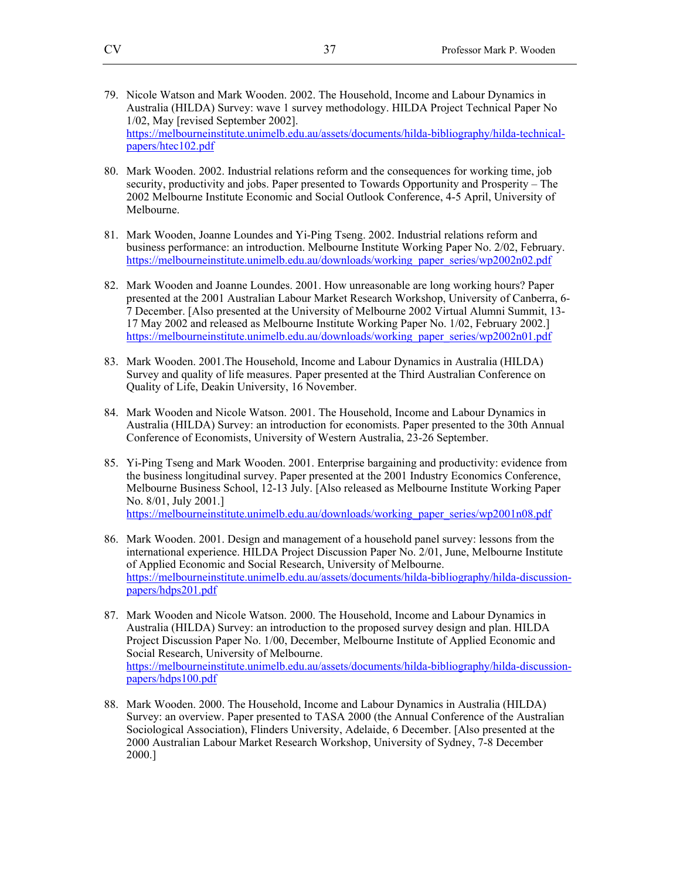79. Nicole Watson and Mark Wooden. 2002. The Household, Income and Labour Dynamics in Australia (HILDA) Survey: wave 1 survey methodology. HILDA Project Technical Paper No 1/02, May [revised September 2002]. https://melbourneinstitute.unimelb.edu.au/assets/documents/hilda-bibliography/hilda-technical-papers/htec102.pdf

80. Mark Wooden. 2002. Industrial relations reform and the consequences for working time, job security, productivity and jobs. Paper presented to Towards Opportunity and Prosperity – The 2002 Melbourne Institute Economic and Social Outlook Conference, 4-5 April, University of Melbourne.

81. Mark Wooden, Joanne Loundes and Yi-Ping Tseng. 2002. Industrial relations reform and business performance: an introduction. Melbourne Institute Working Paper No. 2/02, February. https://melbourneinstitute.unimelb.edu.au/downloads/working_paper_series/wp2002n02.pdf

82. Mark Wooden and Joanne Loundes. 2001. How unreasonable are long working hours? Paper presented at the 2001 Australian Labour Market Research Workshop, University of Canberra, 6-7 December. [Also presented at the University of Melbourne 2002 Virtual Alumni Summit, 13-17 May 2002 and released as Melbourne Institute Working Paper No. 1/02, February 2002.] https://melbourneinstitute.unimelb.edu.au/downloads/working_paper_series/wp2002n01.pdf

83. Mark Wooden. 2001.The Household, Income and Labour Dynamics in Australia (HILDA) Survey and quality of life measures. Paper presented at the Third Australian Conference on Quality of Life, Deakin University, 16 November.

84. Mark Wooden and Nicole Watson. 2001. The Household, Income and Labour Dynamics in Australia (HILDA) Survey: an introduction for economists. Paper presented to the 30th Annual Conference of Economists, University of Western Australia, 23-26 September.

85. Yi-Ping Tseng and Mark Wooden. 2001. Enterprise bargaining and productivity: evidence from the business longitudinal survey. Paper presented at the 2001 Industry Economics Conference, Melbourne Business School, 12-13 July. [Also released as Melbourne Institute Working Paper No. 8/01, July 2001.] https://melbourneinstitute.unimelb.edu.au/downloads/working_paper_series/wp2001n08.pdf

86. Mark Wooden. 2001. Design and management of a household panel survey: lessons from the international experience. HILDA Project Discussion Paper No. 2/01, June, Melbourne Institute of Applied Economic and Social Research, University of Melbourne. https://melbourneinstitute.unimelb.edu.au/assets/documents/hilda-bibliography/hilda-discussion-papers/hdps201.pdf

87. Mark Wooden and Nicole Watson. 2000. The Household, Income and Labour Dynamics in Australia (HILDA) Survey: an introduction to the proposed survey design and plan. HILDA Project Discussion Paper No. 1/00, December, Melbourne Institute of Applied Economic and Social Research, University of Melbourne. https://melbourneinstitute.unimelb.edu.au/assets/documents/hilda-bibliography/hilda-discussion-papers/hdps100.pdf

88. Mark Wooden. 2000. The Household, Income and Labour Dynamics in Australia (HILDA) Survey: an overview. Paper presented to TASA 2000 (the Annual Conference of the Australian Sociological Association), Flinders University, Adelaide, 6 December. [Also presented at the 2000 Australian Labour Market Research Workshop, University of Sydney, 7-8 December 2000.]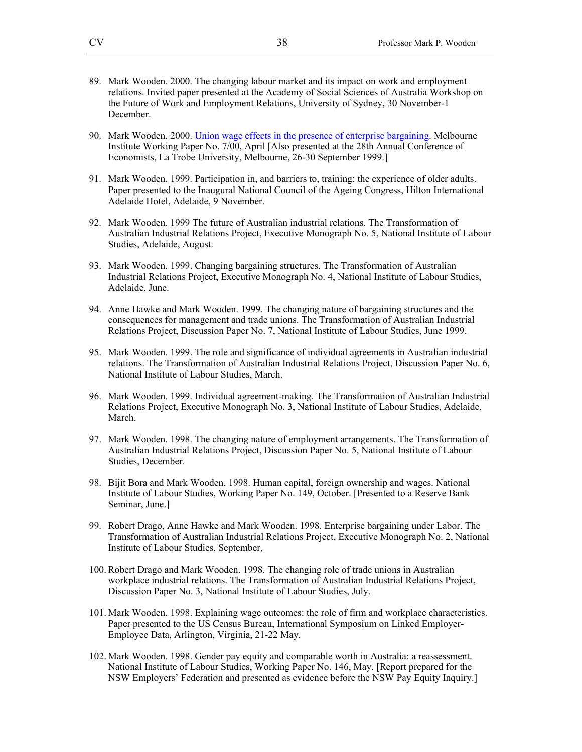89. Mark Wooden. 2000. The changing labour market and its impact on work and employment relations. Invited paper presented at the Academy of Social Sciences of Australia Workshop on the Future of Work and Employment Relations, University of Sydney, 30 November-1 December.

90. Mark Wooden. 2000. Union wage effects in the presence of enterprise bargaining. Melbourne Institute Working Paper No. 7/00, April [Also presented at the 28th Annual Conference of Economists, La Trobe University, Melbourne, 26-30 September 1999.]

91. Mark Wooden. 1999. Participation in, and barriers to, training: the experience of older adults. Paper presented to the Inaugural National Council of the Ageing Congress, Hilton International Adelaide Hotel, Adelaide, 9 November.

92. Mark Wooden. 1999 The future of Australian industrial relations. The Transformation of Australian Industrial Relations Project, Executive Monograph No. 5, National Institute of Labour Studies, Adelaide, August.

93. Mark Wooden. 1999. Changing bargaining structures. The Transformation of Australian Industrial Relations Project, Executive Monograph No. 4, National Institute of Labour Studies, Adelaide, June.

94. Anne Hawke and Mark Wooden. 1999. The changing nature of bargaining structures and the consequences for management and trade unions. The Transformation of Australian Industrial Relations Project, Discussion Paper No. 7, National Institute of Labour Studies, June 1999.

95. Mark Wooden. 1999. The role and significance of individual agreements in Australian industrial relations. The Transformation of Australian Industrial Relations Project, Discussion Paper No. 6, National Institute of Labour Studies, March.

96. Mark Wooden. 1999. Individual agreement-making. The Transformation of Australian Industrial Relations Project, Executive Monograph No. 3, National Institute of Labour Studies, Adelaide, March.

97. Mark Wooden. 1998. The changing nature of employment arrangements. The Transformation of Australian Industrial Relations Project, Discussion Paper No. 5, National Institute of Labour Studies, December.

98. Bijit Bora and Mark Wooden. 1998. Human capital, foreign ownership and wages. National Institute of Labour Studies, Working Paper No. 149, October. [Presented to a Reserve Bank Seminar, June.]

99. Robert Drago, Anne Hawke and Mark Wooden. 1998. Enterprise bargaining under Labor. The Transformation of Australian Industrial Relations Project, Executive Monograph No. 2, National Institute of Labour Studies, September,

100. Robert Drago and Mark Wooden. 1998. The changing role of trade unions in Australian workplace industrial relations. The Transformation of Australian Industrial Relations Project, Discussion Paper No. 3, National Institute of Labour Studies, July.

101. Mark Wooden. 1998. Explaining wage outcomes: the role of firm and workplace characteristics. Paper presented to the US Census Bureau, International Symposium on Linked Employer-Employee Data, Arlington, Virginia, 21-22 May.

102. Mark Wooden. 1998. Gender pay equity and comparable worth in Australia: a reassessment. National Institute of Labour Studies, Working Paper No. 146, May. [Report prepared for the NSW Employers' Federation and presented as evidence before the NSW Pay Equity Inquiry.]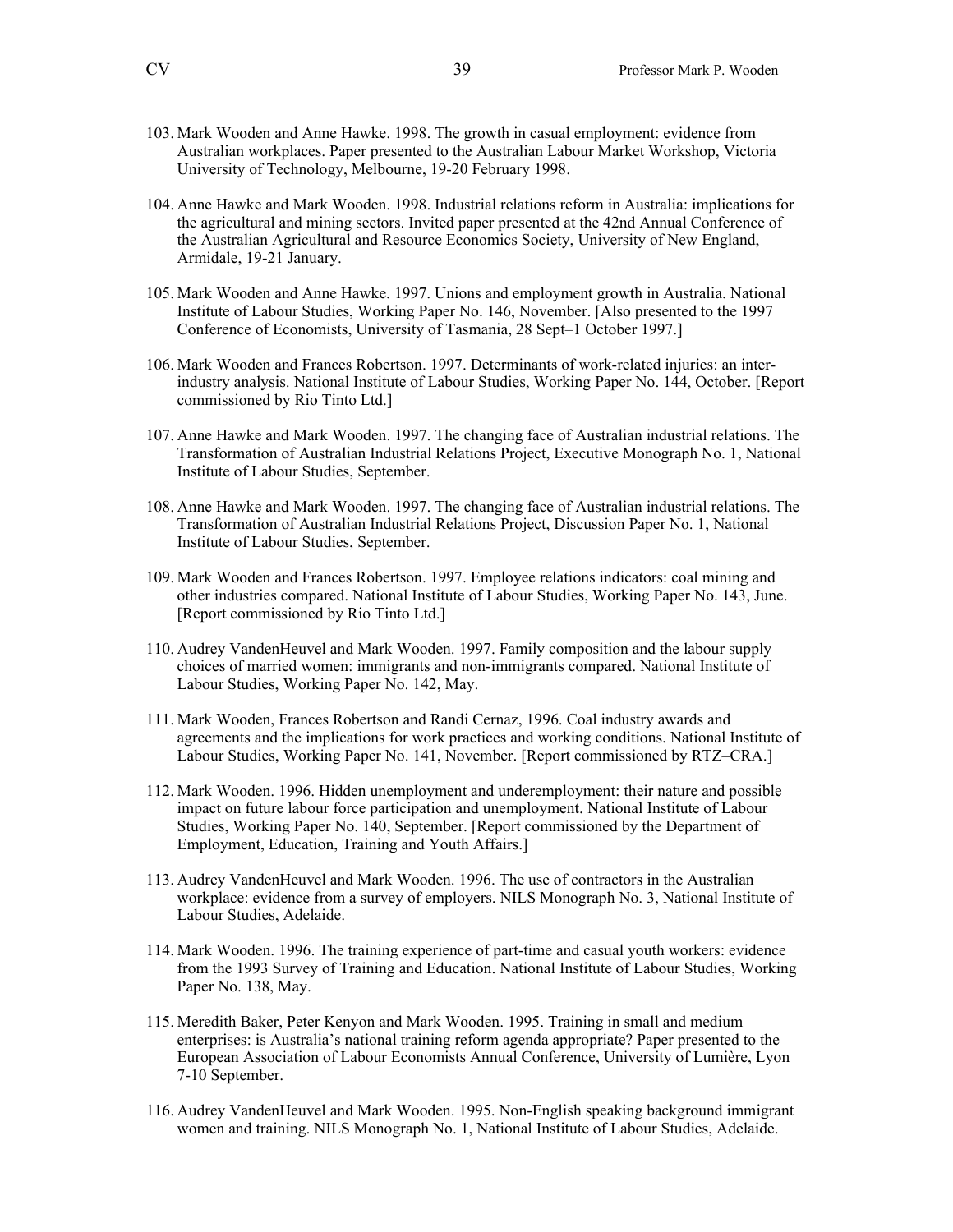103. Mark Wooden and Anne Hawke. 1998. The growth in casual employment: evidence from Australian workplaces. Paper presented to the Australian Labour Market Workshop, Victoria University of Technology, Melbourne, 19-20 February 1998.

104. Anne Hawke and Mark Wooden. 1998. Industrial relations reform in Australia: implications for the agricultural and mining sectors. Invited paper presented at the 42nd Annual Conference of the Australian Agricultural and Resource Economics Society, University of New England, Armidale, 19-21 January.

105. Mark Wooden and Anne Hawke. 1997. Unions and employment growth in Australia. National Institute of Labour Studies, Working Paper No. 146, November. [Also presented to the 1997 Conference of Economists, University of Tasmania, 28 Sept–1 October 1997.]

106. Mark Wooden and Frances Robertson. 1997. Determinants of work-related injuries: an inter-industry analysis. National Institute of Labour Studies, Working Paper No. 144, October. [Report commissioned by Rio Tinto Ltd.]

107. Anne Hawke and Mark Wooden. 1997. The changing face of Australian industrial relations. The Transformation of Australian Industrial Relations Project, Executive Monograph No. 1, National Institute of Labour Studies, September.

108. Anne Hawke and Mark Wooden. 1997. The changing face of Australian industrial relations. The Transformation of Australian Industrial Relations Project, Discussion Paper No. 1, National Institute of Labour Studies, September.

109. Mark Wooden and Frances Robertson. 1997. Employee relations indicators: coal mining and other industries compared. National Institute of Labour Studies, Working Paper No. 143, June. [Report commissioned by Rio Tinto Ltd.]

110. Audrey VandenHeuvel and Mark Wooden. 1997. Family composition and the labour supply choices of married women: immigrants and non-immigrants compared. National Institute of Labour Studies, Working Paper No. 142, May.

111. Mark Wooden, Frances Robertson and Randi Cernaz, 1996. Coal industry awards and agreements and the implications for work practices and working conditions. National Institute of Labour Studies, Working Paper No. 141, November. [Report commissioned by RTZ–CRA.]

112. Mark Wooden. 1996. Hidden unemployment and underemployment: their nature and possible impact on future labour force participation and unemployment. National Institute of Labour Studies, Working Paper No. 140, September. [Report commissioned by the Department of Employment, Education, Training and Youth Affairs.]

113. Audrey VandenHeuvel and Mark Wooden. 1996. The use of contractors in the Australian workplace: evidence from a survey of employers. NILS Monograph No. 3, National Institute of Labour Studies, Adelaide.

114. Mark Wooden. 1996. The training experience of part-time and casual youth workers: evidence from the 1993 Survey of Training and Education. National Institute of Labour Studies, Working Paper No. 138, May.

115. Meredith Baker, Peter Kenyon and Mark Wooden. 1995. Training in small and medium enterprises: is Australia's national training reform agenda appropriate? Paper presented to the European Association of Labour Economists Annual Conference, University of Lumière, Lyon 7-10 September.

116. Audrey VandenHeuvel and Mark Wooden. 1995. Non-English speaking background immigrant women and training. NILS Monograph No. 1, National Institute of Labour Studies, Adelaide.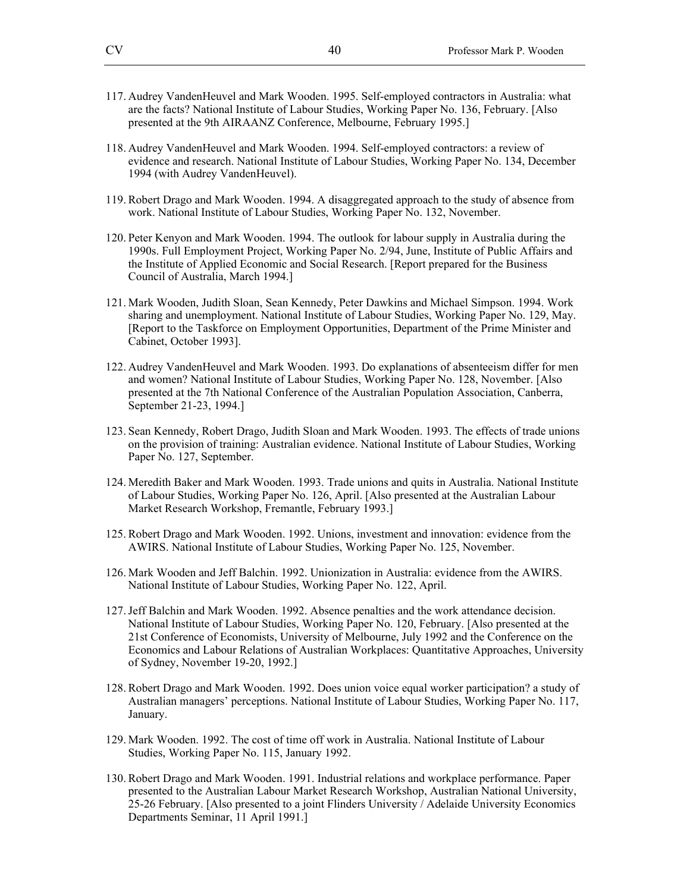117. Audrey VandenHeuvel and Mark Wooden. 1995. Self-employed contractors in Australia: what are the facts? National Institute of Labour Studies, Working Paper No. 136, February. [Also presented at the 9th AIRAANZ Conference, Melbourne, February 1995.]

118. Audrey VandenHeuvel and Mark Wooden. 1994. Self-employed contractors: a review of evidence and research. National Institute of Labour Studies, Working Paper No. 134, December 1994 (with Audrey VandenHeuvel).

119. Robert Drago and Mark Wooden. 1994. A disaggregated approach to the study of absence from work. National Institute of Labour Studies, Working Paper No. 132, November.

120. Peter Kenyon and Mark Wooden. 1994. The outlook for labour supply in Australia during the 1990s. Full Employment Project, Working Paper No. 2/94, June, Institute of Public Affairs and the Institute of Applied Economic and Social Research. [Report prepared for the Business Council of Australia, March 1994.]

121. Mark Wooden, Judith Sloan, Sean Kennedy, Peter Dawkins and Michael Simpson. 1994. Work sharing and unemployment. National Institute of Labour Studies, Working Paper No. 129, May. [Report to the Taskforce on Employment Opportunities, Department of the Prime Minister and Cabinet, October 1993].

122. Audrey VandenHeuvel and Mark Wooden. 1993. Do explanations of absenteeism differ for men and women? National Institute of Labour Studies, Working Paper No. 128, November. [Also presented at the 7th National Conference of the Australian Population Association, Canberra, September 21-23, 1994.]

123. Sean Kennedy, Robert Drago, Judith Sloan and Mark Wooden. 1993. The effects of trade unions on the provision of training: Australian evidence. National Institute of Labour Studies, Working Paper No. 127, September.

124. Meredith Baker and Mark Wooden. 1993. Trade unions and quits in Australia. National Institute of Labour Studies, Working Paper No. 126, April. [Also presented at the Australian Labour Market Research Workshop, Fremantle, February 1993.]

125. Robert Drago and Mark Wooden. 1992. Unions, investment and innovation: evidence from the AWIRS. National Institute of Labour Studies, Working Paper No. 125, November.

126. Mark Wooden and Jeff Balchin. 1992. Unionization in Australia: evidence from the AWIRS. National Institute of Labour Studies, Working Paper No. 122, April.

127. Jeff Balchin and Mark Wooden. 1992. Absence penalties and the work attendance decision. National Institute of Labour Studies, Working Paper No. 120, February. [Also presented at the 21st Conference of Economists, University of Melbourne, July 1992 and the Conference on the Economics and Labour Relations of Australian Workplaces: Quantitative Approaches, University of Sydney, November 19-20, 1992.]

128. Robert Drago and Mark Wooden. 1992. Does union voice equal worker participation? a study of Australian managers' perceptions. National Institute of Labour Studies, Working Paper No. 117, January.

129. Mark Wooden. 1992. The cost of time off work in Australia. National Institute of Labour Studies, Working Paper No. 115, January 1992.

130. Robert Drago and Mark Wooden. 1991. Industrial relations and workplace performance. Paper presented to the Australian Labour Market Research Workshop, Australian National University, 25-26 February. [Also presented to a joint Flinders University / Adelaide University Economics Departments Seminar, 11 April 1991.]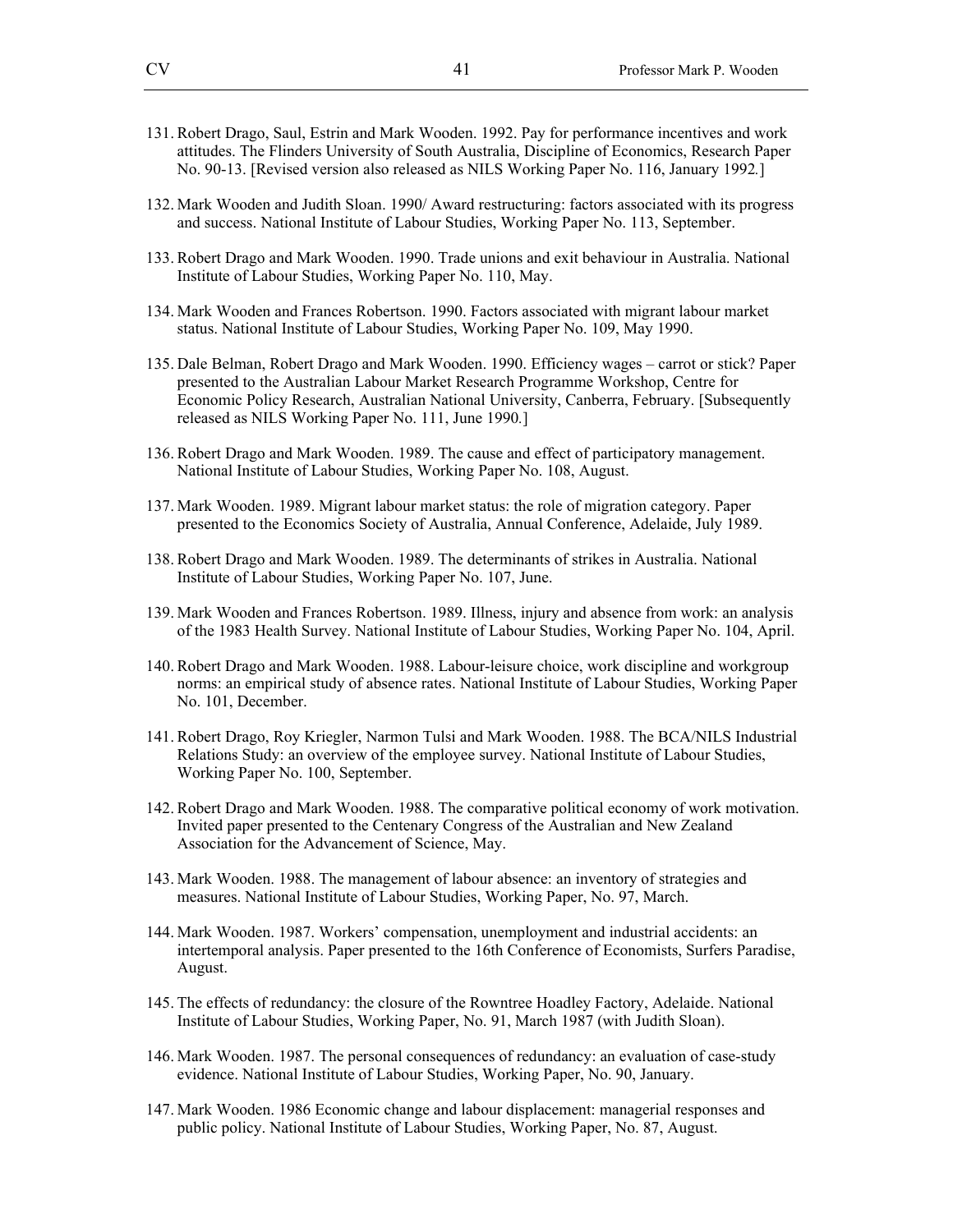131. Robert Drago, Saul, Estrin and Mark Wooden. 1992. Pay for performance incentives and work attitudes. The Flinders University of South Australia, Discipline of Economics, Research Paper No. 90-13. [Revised version also released as NILS Working Paper No. 116, January 1992.]

132. Mark Wooden and Judith Sloan. 1990/ Award restructuring: factors associated with its progress and success. National Institute of Labour Studies, Working Paper No. 113, September.

133. Robert Drago and Mark Wooden. 1990. Trade unions and exit behaviour in Australia. National Institute of Labour Studies, Working Paper No. 110, May.

134. Mark Wooden and Frances Robertson. 1990. Factors associated with migrant labour market status. National Institute of Labour Studies, Working Paper No. 109, May 1990.

135. Dale Belman, Robert Drago and Mark Wooden. 1990. Efficiency wages – carrot or stick? Paper presented to the Australian Labour Market Research Programme Workshop, Centre for Economic Policy Research, Australian National University, Canberra, February. [Subsequently released as NILS Working Paper No. 111, June 1990.]

136. Robert Drago and Mark Wooden. 1989. The cause and effect of participatory management. National Institute of Labour Studies, Working Paper No. 108, August.

137. Mark Wooden. 1989. Migrant labour market status: the role of migration category. Paper presented to the Economics Society of Australia, Annual Conference, Adelaide, July 1989.

138. Robert Drago and Mark Wooden. 1989. The determinants of strikes in Australia. National Institute of Labour Studies, Working Paper No. 107, June.

139. Mark Wooden and Frances Robertson. 1989. Illness, injury and absence from work: an analysis of the 1983 Health Survey. National Institute of Labour Studies, Working Paper No. 104, April.

140. Robert Drago and Mark Wooden. 1988. Labour-leisure choice, work discipline and workgroup norms: an empirical study of absence rates. National Institute of Labour Studies, Working Paper No. 101, December.

141. Robert Drago, Roy Kriegler, Narmon Tulsi and Mark Wooden. 1988. The BCA/NILS Industrial Relations Study: an overview of the employee survey. National Institute of Labour Studies, Working Paper No. 100, September.

142. Robert Drago and Mark Wooden. 1988. The comparative political economy of work motivation. Invited paper presented to the Centenary Congress of the Australian and New Zealand Association for the Advancement of Science, May.

143. Mark Wooden. 1988. The management of labour absence: an inventory of strategies and measures. National Institute of Labour Studies, Working Paper, No. 97, March.

144. Mark Wooden. 1987. Workers' compensation, unemployment and industrial accidents: an intertemporal analysis. Paper presented to the 16th Conference of Economists, Surfers Paradise, August.

145. The effects of redundancy: the closure of the Rowntree Hoadley Factory, Adelaide. National Institute of Labour Studies, Working Paper, No. 91, March 1987 (with Judith Sloan).

146. Mark Wooden. 1987. The personal consequences of redundancy: an evaluation of case-study evidence. National Institute of Labour Studies, Working Paper, No. 90, January.

147. Mark Wooden. 1986 Economic change and labour displacement: managerial responses and public policy. National Institute of Labour Studies, Working Paper, No. 87, August.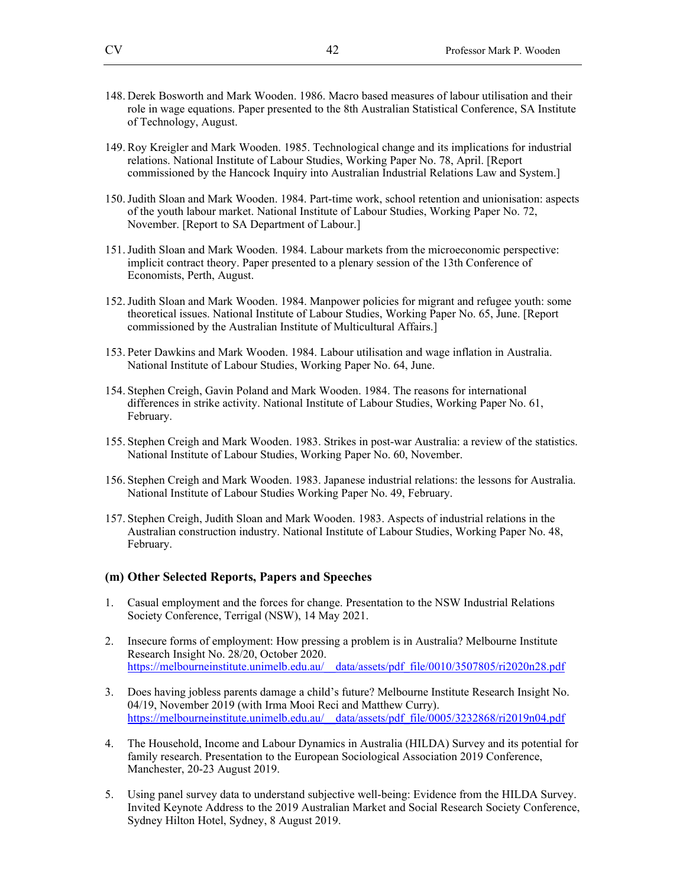148. Derek Bosworth and Mark Wooden. 1986. Macro based measures of labour utilisation and their role in wage equations. Paper presented to the 8th Australian Statistical Conference, SA Institute of Technology, August.

149. Roy Kreigler and Mark Wooden. 1985. Technological change and its implications for industrial relations. National Institute of Labour Studies, Working Paper No. 78, April. [Report commissioned by the Hancock Inquiry into Australian Industrial Relations Law and System.]

150. Judith Sloan and Mark Wooden. 1984. Part-time work, school retention and unionisation: aspects of the youth labour market. National Institute of Labour Studies, Working Paper No. 72, November. [Report to SA Department of Labour.]

151. Judith Sloan and Mark Wooden. 1984. Labour markets from the microeconomic perspective: implicit contract theory. Paper presented to a plenary session of the 13th Conference of Economists, Perth, August.

152. Judith Sloan and Mark Wooden. 1984. Manpower policies for migrant and refugee youth: some theoretical issues. National Institute of Labour Studies, Working Paper No. 65, June. [Report commissioned by the Australian Institute of Multicultural Affairs.]

153. Peter Dawkins and Mark Wooden. 1984. Labour utilisation and wage inflation in Australia. National Institute of Labour Studies, Working Paper No. 64, June.

154. Stephen Creigh, Gavin Poland and Mark Wooden. 1984. The reasons for international differences in strike activity. National Institute of Labour Studies, Working Paper No. 61, February.

155. Stephen Creigh and Mark Wooden. 1983. Strikes in post-war Australia: a review of the statistics. National Institute of Labour Studies, Working Paper No. 60, November.

156. Stephen Creigh and Mark Wooden. 1983. Japanese industrial relations: the lessons for Australia. National Institute of Labour Studies Working Paper No. 49, February.

157. Stephen Creigh, Judith Sloan and Mark Wooden. 1983. Aspects of industrial relations in the Australian construction industry. National Institute of Labour Studies, Working Paper No. 48, February.

### (m) Other Selected Reports, Papers and Speeches

1. Casual employment and the forces for change. Presentation to the NSW Industrial Relations Society Conference, Terrigal (NSW), 14 May 2021.

2. Insecure forms of employment: How pressing a problem is in Australia? Melbourne Institute Research Insight No. 28/20, October 2020. https://melbourneinstitute.unimelb.edu.au/__data/assets/pdf_file/0010/3507805/ri2020n28.pdf

3. Does having jobless parents damage a child's future? Melbourne Institute Research Insight No. 04/19, November 2019 (with Irma Mooi Reci and Matthew Curry). https://melbourneinstitute.unimelb.edu.au/__data/assets/pdf_file/0005/3232868/ri2019n04.pdf

4. The Household, Income and Labour Dynamics in Australia (HILDA) Survey and its potential for family research. Presentation to the European Sociological Association 2019 Conference, Manchester, 20-23 August 2019.

5. Using panel survey data to understand subjective well-being: Evidence from the HILDA Survey. Invited Keynote Address to the 2019 Australian Market and Social Research Society Conference, Sydney Hilton Hotel, Sydney, 8 August 2019.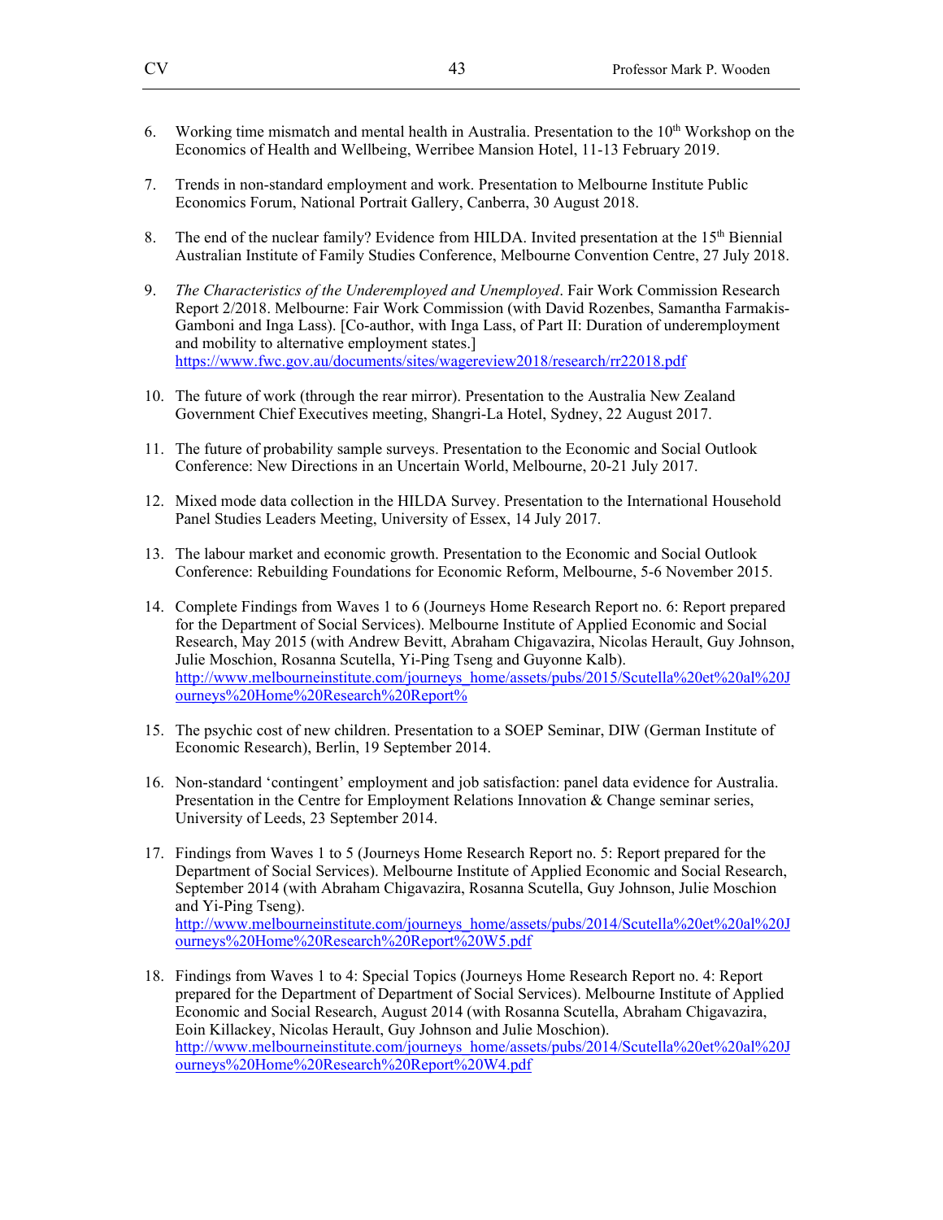6. Working time mismatch and mental health in Australia. Presentation to the 10th Workshop on the Economics of Health and Wellbeing, Werribee Mansion Hotel, 11-13 February 2019.

7. Trends in non-standard employment and work. Presentation to Melbourne Institute Public Economics Forum, National Portrait Gallery, Canberra, 30 August 2018.

8. The end of the nuclear family? Evidence from HILDA. Invited presentation at the 15th Biennial Australian Institute of Family Studies Conference, Melbourne Convention Centre, 27 July 2018.

9. *The Characteristics of the Underemployed and Unemployed*. Fair Work Commission Research Report 2/2018. Melbourne: Fair Work Commission (with David Rozenbes, Samantha Farmakis-Gamboni and Inga Lass). [Co-author, with Inga Lass, of Part II: Duration of underemployment and mobility to alternative employment states.] https://www.fwc.gov.au/documents/sites/wagereview2018/research/rr22018.pdf

10. The future of work (through the rear mirror). Presentation to the Australia New Zealand Government Chief Executives meeting, Shangri-La Hotel, Sydney, 22 August 2017.

11. The future of probability sample surveys. Presentation to the Economic and Social Outlook Conference: New Directions in an Uncertain World, Melbourne, 20-21 July 2017.

12. Mixed mode data collection in the HILDA Survey. Presentation to the International Household Panel Studies Leaders Meeting, University of Essex, 14 July 2017.

13. The labour market and economic growth. Presentation to the Economic and Social Outlook Conference: Rebuilding Foundations for Economic Reform, Melbourne, 5-6 November 2015.

14. Complete Findings from Waves 1 to 6 (Journeys Home Research Report no. 6: Report prepared for the Department of Social Services). Melbourne Institute of Applied Economic and Social Research, May 2015 (with Andrew Bevitt, Abraham Chigavazira, Nicolas Herault, Guy Johnson, Julie Moschion, Rosanna Scutella, Yi-Ping Tseng and Guyonne Kalb). http://www.melbourneinstitute.com/journeys_home/assets/pubs/2015/Scutella%20et%20al%20Journeys%20Home%20Research%20Report%

15. The psychic cost of new children. Presentation to a SOEP Seminar, DIW (German Institute of Economic Research), Berlin, 19 September 2014.

16. Non-standard 'contingent' employment and job satisfaction: panel data evidence for Australia. Presentation in the Centre for Employment Relations Innovation & Change seminar series, University of Leeds, 23 September 2014.

17. Findings from Waves 1 to 5 (Journeys Home Research Report no. 5: Report prepared for the Department of Social Services). Melbourne Institute of Applied Economic and Social Research, September 2014 (with Abraham Chigavazira, Rosanna Scutella, Guy Johnson, Julie Moschion and Yi-Ping Tseng). http://www.melbourneinstitute.com/journeys_home/assets/pubs/2014/Scutella%20et%20al%20Journeys%20Home%20Research%20Report%20W5.pdf

18. Findings from Waves 1 to 4: Special Topics (Journeys Home Research Report no. 4: Report prepared for the Department of Department of Social Services). Melbourne Institute of Applied Economic and Social Research, August 2014 (with Rosanna Scutella, Abraham Chigavazira, Eoin Killackey, Nicolas Herault, Guy Johnson and Julie Moschion). http://www.melbourneinstitute.com/journeys_home/assets/pubs/2014/Scutella%20et%20al%20Journeys%20Home%20Research%20Report%20W4.pdf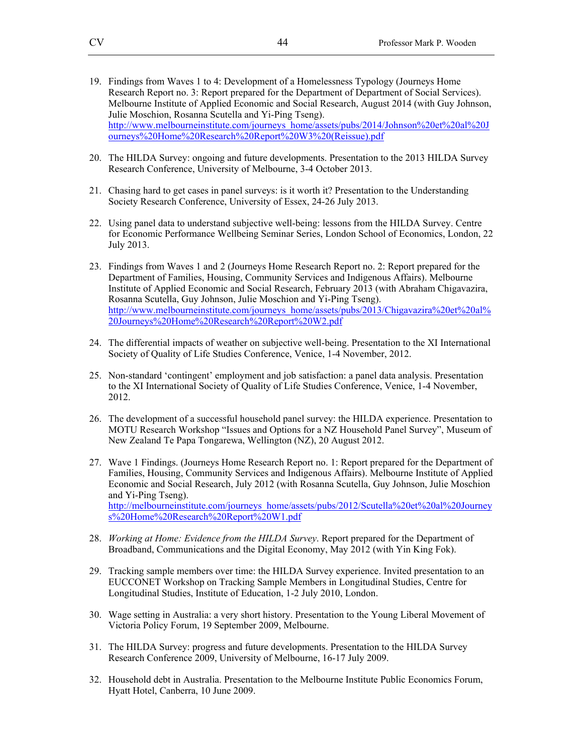19. Findings from Waves 1 to 4: Development of a Homelessness Typology (Journeys Home Research Report no. 3: Report prepared for the Department of Department of Social Services). Melbourne Institute of Applied Economic and Social Research, August 2014 (with Guy Johnson, Julie Moschion, Rosanna Scutella and Yi-Ping Tseng). [http://www.melbourneinstitute.com/journeys_home/assets/pubs/2014/Johnson%20et%20al%20Journeys%20Home%20Research%20Report%20W3%20(Reissue).pdf](http://www.melbourneinstitute.com/journeys_home/assets/pubs/2014/Johnson%20et%20al%20Journeys%20Home%20Research%20Report%20W3%20(Reissue).pdf)

20. The HILDA Survey: ongoing and future developments. Presentation to the 2013 HILDA Survey Research Conference, University of Melbourne, 3-4 October 2013.

21. Chasing hard to get cases in panel surveys: is it worth it? Presentation to the Understanding Society Research Conference, University of Essex, 24-26 July 2013.

22. Using panel data to understand subjective well-being: lessons from the HILDA Survey. Centre for Economic Performance Wellbeing Seminar Series, London School of Economics, London, 22 July 2013.

23. Findings from Waves 1 and 2 (Journeys Home Research Report no. 2: Report prepared for the Department of Families, Housing, Community Services and Indigenous Affairs). Melbourne Institute of Applied Economic and Social Research, February 2013 (with Abraham Chigavazira, Rosanna Scutella, Guy Johnson, Julie Moschion and Yi-Ping Tseng). [http://www.melbourneinstitute.com/journeys_home/assets/pubs/2013/Chigavazira%20et%20al%20Journeys%20Home%20Research%20Report%20W2.pdf](http://www.melbourneinstitute.com/journeys_home/assets/pubs/2013/Chigavazira%20et%20al%20Journeys%20Home%20Research%20Report%20W2.pdf)

24. The differential impacts of weather on subjective well-being. Presentation to the XI International Society of Quality of Life Studies Conference, Venice, 1-4 November, 2012.

25. Non-standard 'contingent' employment and job satisfaction: a panel data analysis. Presentation to the XI International Society of Quality of Life Studies Conference, Venice, 1-4 November, 2012.

26. The development of a successful household panel survey: the HILDA experience. Presentation to MOTU Research Workshop "Issues and Options for a NZ Household Panel Survey", Museum of New Zealand Te Papa Tongarewa, Wellington (NZ), 20 August 2012.

27. Wave 1 Findings. (Journeys Home Research Report no. 1: Report prepared for the Department of Families, Housing, Community Services and Indigenous Affairs). Melbourne Institute of Applied Economic and Social Research, July 2012 (with Rosanna Scutella, Guy Johnson, Julie Moschion and Yi-Ping Tseng). [http://melbourneinstitute.com/journeys_home/assets/pubs/2012/Scutella%20et%20al%20Journeys%20Home%20Research%20Report%20W1.pdf](http://melbourneinstitute.com/journeys_home/assets/pubs/2012/Scutella%20et%20al%20Journeys%20Home%20Research%20Report%20W1.pdf)

28. *Working at Home: Evidence from the HILDA Survey*. Report prepared for the Department of Broadband, Communications and the Digital Economy, May 2012 (with Yin King Fok).

29. Tracking sample members over time: the HILDA Survey experience. Invited presentation to an EUCCONET Workshop on Tracking Sample Members in Longitudinal Studies, Centre for Longitudinal Studies, Institute of Education, 1-2 July 2010, London.

30. Wage setting in Australia: a very short history. Presentation to the Young Liberal Movement of Victoria Policy Forum, 19 September 2009, Melbourne.

31. The HILDA Survey: progress and future developments. Presentation to the HILDA Survey Research Conference 2009, University of Melbourne, 16-17 July 2009.

32. Household debt in Australia. Presentation to the Melbourne Institute Public Economics Forum, Hyatt Hotel, Canberra, 10 June 2009.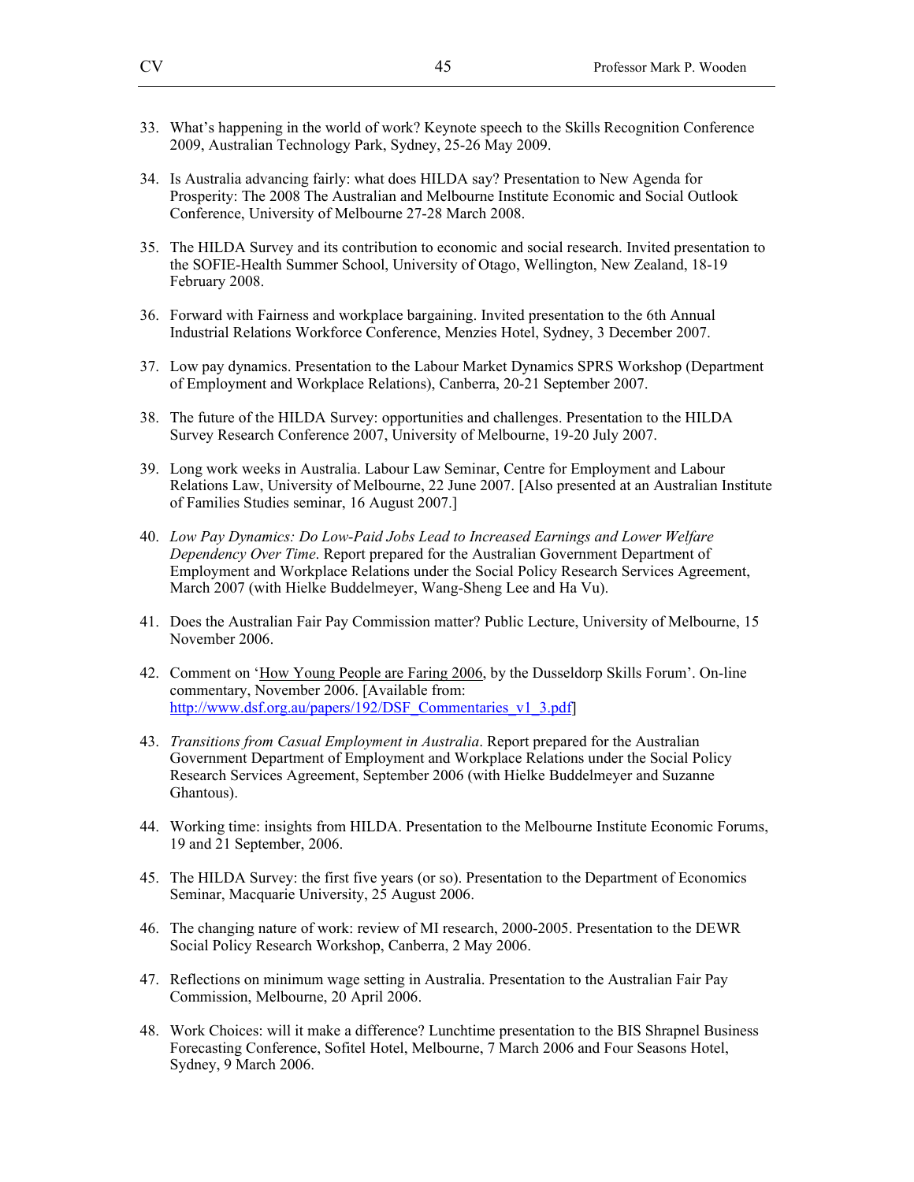33. What's happening in the world of work? Keynote speech to the Skills Recognition Conference 2009, Australian Technology Park, Sydney, 25-26 May 2009.

34. Is Australia advancing fairly: what does HILDA say? Presentation to New Agenda for Prosperity: The 2008 The Australian and Melbourne Institute Economic and Social Outlook Conference, University of Melbourne 27-28 March 2008.

35. The HILDA Survey and its contribution to economic and social research. Invited presentation to the SOFIE-Health Summer School, University of Otago, Wellington, New Zealand, 18-19 February 2008.

36. Forward with Fairness and workplace bargaining. Invited presentation to the 6th Annual Industrial Relations Workforce Conference, Menzies Hotel, Sydney, 3 December 2007.

37. Low pay dynamics. Presentation to the Labour Market Dynamics SPRS Workshop (Department of Employment and Workplace Relations), Canberra, 20-21 September 2007.

38. The future of the HILDA Survey: opportunities and challenges. Presentation to the HILDA Survey Research Conference 2007, University of Melbourne, 19-20 July 2007.

39. Long work weeks in Australia. Labour Law Seminar, Centre for Employment and Labour Relations Law, University of Melbourne, 22 June 2007. [Also presented at an Australian Institute of Families Studies seminar, 16 August 2007.]

40. *Low Pay Dynamics: Do Low-Paid Jobs Lead to Increased Earnings and Lower Welfare Dependency Over Time*. Report prepared for the Australian Government Department of Employment and Workplace Relations under the Social Policy Research Services Agreement, March 2007 (with Hielke Buddelmeyer, Wang-Sheng Lee and Ha Vu).

41. Does the Australian Fair Pay Commission matter? Public Lecture, University of Melbourne, 15 November 2006.

42. Comment on 'How Young People are Faring 2006, by the Dusseldorp Skills Forum'. On-line commentary, November 2006. [Available from: http://www.dsf.org.au/papers/192/DSF_Commentaries_v1_3.pdf]

43. *Transitions from Casual Employment in Australia*. Report prepared for the Australian Government Department of Employment and Workplace Relations under the Social Policy Research Services Agreement, September 2006 (with Hielke Buddelmeyer and Suzanne Ghantous).

44. Working time: insights from HILDA. Presentation to the Melbourne Institute Economic Forums, 19 and 21 September, 2006.

45. The HILDA Survey: the first five years (or so). Presentation to the Department of Economics Seminar, Macquarie University, 25 August 2006.

46. The changing nature of work: review of MI research, 2000-2005. Presentation to the DEWR Social Policy Research Workshop, Canberra, 2 May 2006.

47. Reflections on minimum wage setting in Australia. Presentation to the Australian Fair Pay Commission, Melbourne, 20 April 2006.

48. Work Choices: will it make a difference? Lunchtime presentation to the BIS Shrapnel Business Forecasting Conference, Sofitel Hotel, Melbourne, 7 March 2006 and Four Seasons Hotel, Sydney, 9 March 2006.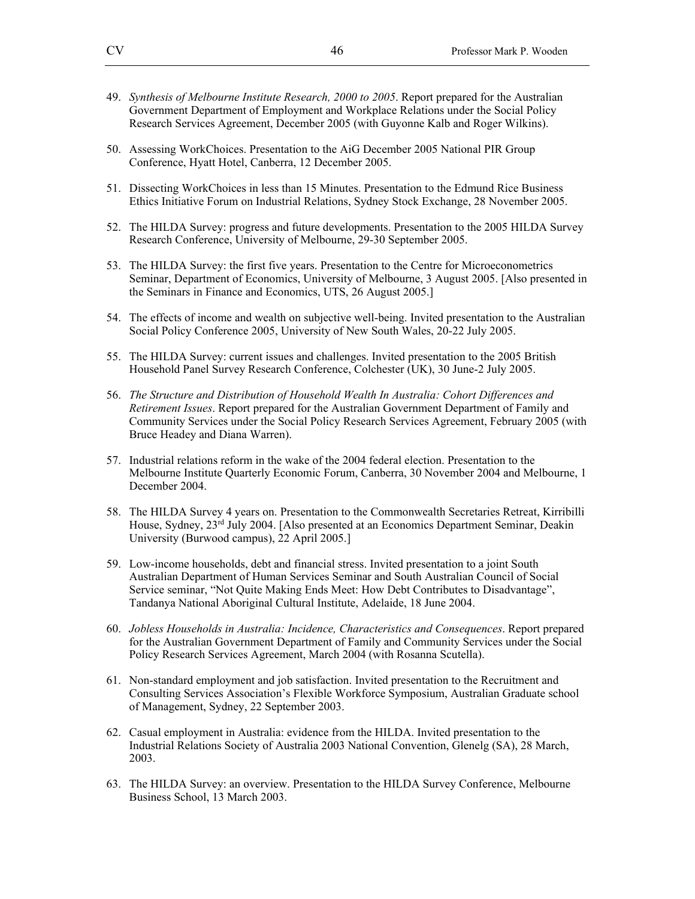49. *Synthesis of Melbourne Institute Research, 2000 to 2005*. Report prepared for the Australian Government Department of Employment and Workplace Relations under the Social Policy Research Services Agreement, December 2005 (with Guyonne Kalb and Roger Wilkins).

50. Assessing WorkChoices. Presentation to the AiG December 2005 National PIR Group Conference, Hyatt Hotel, Canberra, 12 December 2005.

51. Dissecting WorkChoices in less than 15 Minutes. Presentation to the Edmund Rice Business Ethics Initiative Forum on Industrial Relations, Sydney Stock Exchange, 28 November 2005.

52. The HILDA Survey: progress and future developments. Presentation to the 2005 HILDA Survey Research Conference, University of Melbourne, 29-30 September 2005.

53. The HILDA Survey: the first five years. Presentation to the Centre for Microeconometrics Seminar, Department of Economics, University of Melbourne, 3 August 2005. [Also presented in the Seminars in Finance and Economics, UTS, 26 August 2005.]

54. The effects of income and wealth on subjective well-being. Invited presentation to the Australian Social Policy Conference 2005, University of New South Wales, 20-22 July 2005.

55. The HILDA Survey: current issues and challenges. Invited presentation to the 2005 British Household Panel Survey Research Conference, Colchester (UK), 30 June-2 July 2005.

56. *The Structure and Distribution of Household Wealth In Australia: Cohort Differences and Retirement Issues*. Report prepared for the Australian Government Department of Family and Community Services under the Social Policy Research Services Agreement, February 2005 (with Bruce Headey and Diana Warren).

57. Industrial relations reform in the wake of the 2004 federal election. Presentation to the Melbourne Institute Quarterly Economic Forum, Canberra, 30 November 2004 and Melbourne, 1 December 2004.

58. The HILDA Survey 4 years on. Presentation to the Commonwealth Secretaries Retreat, Kirribilli House, Sydney, 23rd July 2004. [Also presented at an Economics Department Seminar, Deakin University (Burwood campus), 22 April 2005.]

59. Low-income households, debt and financial stress. Invited presentation to a joint South Australian Department of Human Services Seminar and South Australian Council of Social Service seminar, "Not Quite Making Ends Meet: How Debt Contributes to Disadvantage", Tandanya National Aboriginal Cultural Institute, Adelaide, 18 June 2004.

60. *Jobless Households in Australia: Incidence, Characteristics and Consequences*. Report prepared for the Australian Government Department of Family and Community Services under the Social Policy Research Services Agreement, March 2004 (with Rosanna Scutella).

61. Non-standard employment and job satisfaction. Invited presentation to the Recruitment and Consulting Services Association's Flexible Workforce Symposium, Australian Graduate school of Management, Sydney, 22 September 2003.

62. Casual employment in Australia: evidence from the HILDA. Invited presentation to the Industrial Relations Society of Australia 2003 National Convention, Glenelg (SA), 28 March, 2003.

63. The HILDA Survey: an overview. Presentation to the HILDA Survey Conference, Melbourne Business School, 13 March 2003.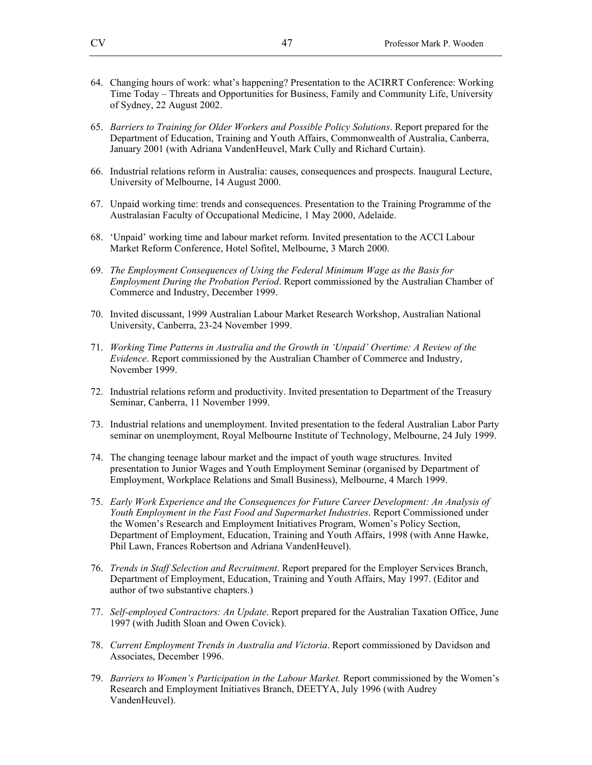64. Changing hours of work: what's happening? Presentation to the ACIRRT Conference: Working Time Today – Threats and Opportunities for Business, Family and Community Life, University of Sydney, 22 August 2002.

65. *Barriers to Training for Older Workers and Possible Policy Solutions*. Report prepared for the Department of Education, Training and Youth Affairs, Commonwealth of Australia, Canberra, January 2001 (with Adriana VandenHeuvel, Mark Cully and Richard Curtain).

66. Industrial relations reform in Australia: causes, consequences and prospects. Inaugural Lecture, University of Melbourne, 14 August 2000.

67. Unpaid working time: trends and consequences. Presentation to the Training Programme of the Australasian Faculty of Occupational Medicine, 1 May 2000, Adelaide.

68. 'Unpaid' working time and labour market reform. Invited presentation to the ACCI Labour Market Reform Conference, Hotel Sofitel, Melbourne, 3 March 2000.

69. *The Employment Consequences of Using the Federal Minimum Wage as the Basis for Employment During the Probation Period*. Report commissioned by the Australian Chamber of Commerce and Industry, December 1999.

70. Invited discussant, 1999 Australian Labour Market Research Workshop, Australian National University, Canberra, 23-24 November 1999.

71. *Working Time Patterns in Australia and the Growth in 'Unpaid' Overtime: A Review of the Evidence*. Report commissioned by the Australian Chamber of Commerce and Industry, November 1999.

72. Industrial relations reform and productivity. Invited presentation to Department of the Treasury Seminar, Canberra, 11 November 1999.

73. Industrial relations and unemployment. Invited presentation to the federal Australian Labor Party seminar on unemployment, Royal Melbourne Institute of Technology, Melbourne, 24 July 1999.

74. The changing teenage labour market and the impact of youth wage structures. Invited presentation to Junior Wages and Youth Employment Seminar (organised by Department of Employment, Workplace Relations and Small Business), Melbourne, 4 March 1999.

75. *Early Work Experience and the Consequences for Future Career Development: An Analysis of Youth Employment in the Fast Food and Supermarket Industries*. Report Commissioned under the Women's Research and Employment Initiatives Program, Women's Policy Section, Department of Employment, Education, Training and Youth Affairs, 1998 (with Anne Hawke, Phil Lawn, Frances Robertson and Adriana VandenHeuvel).

76. *Trends in Staff Selection and Recruitment*. Report prepared for the Employer Services Branch, Department of Employment, Education, Training and Youth Affairs, May 1997. (Editor and author of two substantive chapters.)

77. *Self-employed Contractors: An Update*. Report prepared for the Australian Taxation Office, June 1997 (with Judith Sloan and Owen Covick).

78. *Current Employment Trends in Australia and Victoria*. Report commissioned by Davidson and Associates, December 1996.

79. *Barriers to Women's Participation in the Labour Market.* Report commissioned by the Women's Research and Employment Initiatives Branch, DEETYA, July 1996 (with Audrey VandenHeuvel).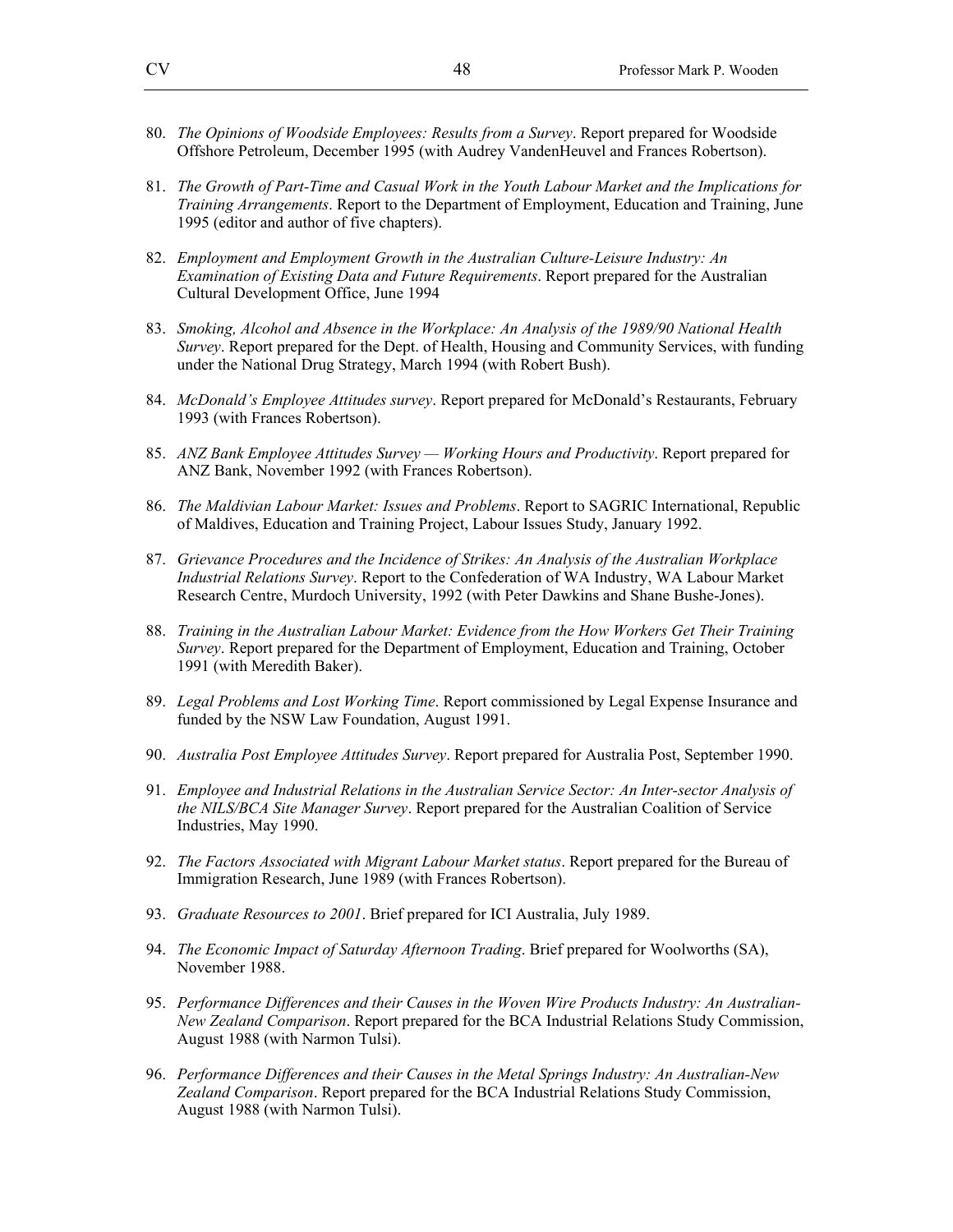80. *The Opinions of Woodside Employees: Results from a Survey*. Report prepared for Woodside Offshore Petroleum, December 1995 (with Audrey VandenHeuvel and Frances Robertson).

81. *The Growth of Part-Time and Casual Work in the Youth Labour Market and the Implications for Training Arrangements*. Report to the Department of Employment, Education and Training, June 1995 (editor and author of five chapters).

82. *Employment and Employment Growth in the Australian Culture-Leisure Industry: An Examination of Existing Data and Future Requirements*. Report prepared for the Australian Cultural Development Office, June 1994

83. *Smoking, Alcohol and Absence in the Workplace: An Analysis of the 1989/90 National Health Survey*. Report prepared for the Dept. of Health, Housing and Community Services, with funding under the National Drug Strategy, March 1994 (with Robert Bush).

84. *McDonald's Employee Attitudes survey*. Report prepared for McDonald's Restaurants, February 1993 (with Frances Robertson).

85. *ANZ Bank Employee Attitudes Survey — Working Hours and Productivity*. Report prepared for ANZ Bank, November 1992 (with Frances Robertson).

86. *The Maldivian Labour Market: Issues and Problems*. Report to SAGRIC International, Republic of Maldives, Education and Training Project, Labour Issues Study, January 1992.

87. *Grievance Procedures and the Incidence of Strikes: An Analysis of the Australian Workplace Industrial Relations Survey*. Report to the Confederation of WA Industry, WA Labour Market Research Centre, Murdoch University, 1992 (with Peter Dawkins and Shane Bushe-Jones).

88. *Training in the Australian Labour Market: Evidence from the How Workers Get Their Training Survey*. Report prepared for the Department of Employment, Education and Training, October 1991 (with Meredith Baker).

89. *Legal Problems and Lost Working Time*. Report commissioned by Legal Expense Insurance and funded by the NSW Law Foundation, August 1991.

90. *Australia Post Employee Attitudes Survey*. Report prepared for Australia Post, September 1990.

91. *Employee and Industrial Relations in the Australian Service Sector: An Inter-sector Analysis of the NILS/BCA Site Manager Survey*. Report prepared for the Australian Coalition of Service Industries, May 1990.

92. *The Factors Associated with Migrant Labour Market status*. Report prepared for the Bureau of Immigration Research, June 1989 (with Frances Robertson).

93. *Graduate Resources to 2001*. Brief prepared for ICI Australia, July 1989.

94. *The Economic Impact of Saturday Afternoon Trading*. Brief prepared for Woolworths (SA), November 1988.

95. *Performance Differences and their Causes in the Woven Wire Products Industry: An Australian-New Zealand Comparison*. Report prepared for the BCA Industrial Relations Study Commission, August 1988 (with Narmon Tulsi).

96. *Performance Differences and their Causes in the Metal Springs Industry: An Australian-New Zealand Comparison*. Report prepared for the BCA Industrial Relations Study Commission, August 1988 (with Narmon Tulsi).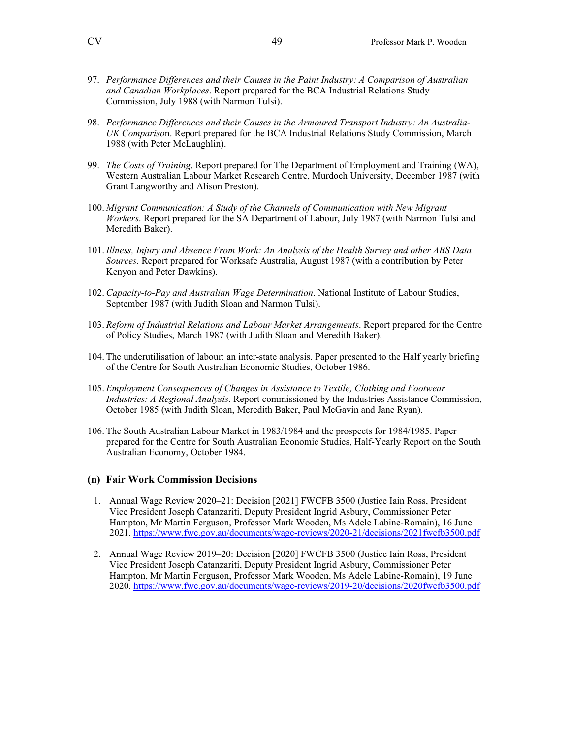97. *Performance Differences and their Causes in the Paint Industry: A Comparison of Australian and Canadian Workplaces*. Report prepared for the BCA Industrial Relations Study Commission, July 1988 (with Narmon Tulsi).

98. *Performance Differences and their Causes in the Armoured Transport Industry: An Australia-UK Comparison*. Report prepared for the BCA Industrial Relations Study Commission, March 1988 (with Peter McLaughlin).

99. *The Costs of Training*. Report prepared for The Department of Employment and Training (WA), Western Australian Labour Market Research Centre, Murdoch University, December 1987 (with Grant Langworthy and Alison Preston).

100. *Migrant Communication: A Study of the Channels of Communication with New Migrant Workers*. Report prepared for the SA Department of Labour, July 1987 (with Narmon Tulsi and Meredith Baker).

101. *Illness, Injury and Absence From Work: An Analysis of the Health Survey and other ABS Data Sources*. Report prepared for Worksafe Australia, August 1987 (with a contribution by Peter Kenyon and Peter Dawkins).

102. *Capacity-to-Pay and Australian Wage Determination*. National Institute of Labour Studies, September 1987 (with Judith Sloan and Narmon Tulsi).

103. *Reform of Industrial Relations and Labour Market Arrangements*. Report prepared for the Centre of Policy Studies, March 1987 (with Judith Sloan and Meredith Baker).

104. The underutilisation of labour: an inter-state analysis. Paper presented to the Half yearly briefing of the Centre for South Australian Economic Studies, October 1986.

105. *Employment Consequences of Changes in Assistance to Textile, Clothing and Footwear Industries: A Regional Analysis*. Report commissioned by the Industries Assistance Commission, October 1985 (with Judith Sloan, Meredith Baker, Paul McGavin and Jane Ryan).

106. The South Australian Labour Market in 1983/1984 and the prospects for 1984/1985. Paper prepared for the Centre for South Australian Economic Studies, Half-Yearly Report on the South Australian Economy, October 1984.

### (n) Fair Work Commission Decisions

1. Annual Wage Review 2020–21: Decision [2021] FWCFB 3500 (Justice Iain Ross, President Vice President Joseph Catanzariti, Deputy President Ingrid Asbury, Commissioner Peter Hampton, Mr Martin Ferguson, Professor Mark Wooden, Ms Adele Labine-Romain), 16 June 2021. https://www.fwc.gov.au/documents/wage-reviews/2020-21/decisions/2021fwcfb3500.pdf

2. Annual Wage Review 2019–20: Decision [2020] FWCFB 3500 (Justice Iain Ross, President Vice President Joseph Catanzariti, Deputy President Ingrid Asbury, Commissioner Peter Hampton, Mr Martin Ferguson, Professor Mark Wooden, Ms Adele Labine-Romain), 19 June 2020. https://www.fwc.gov.au/documents/wage-reviews/2019-20/decisions/2020fwcfb3500.pdf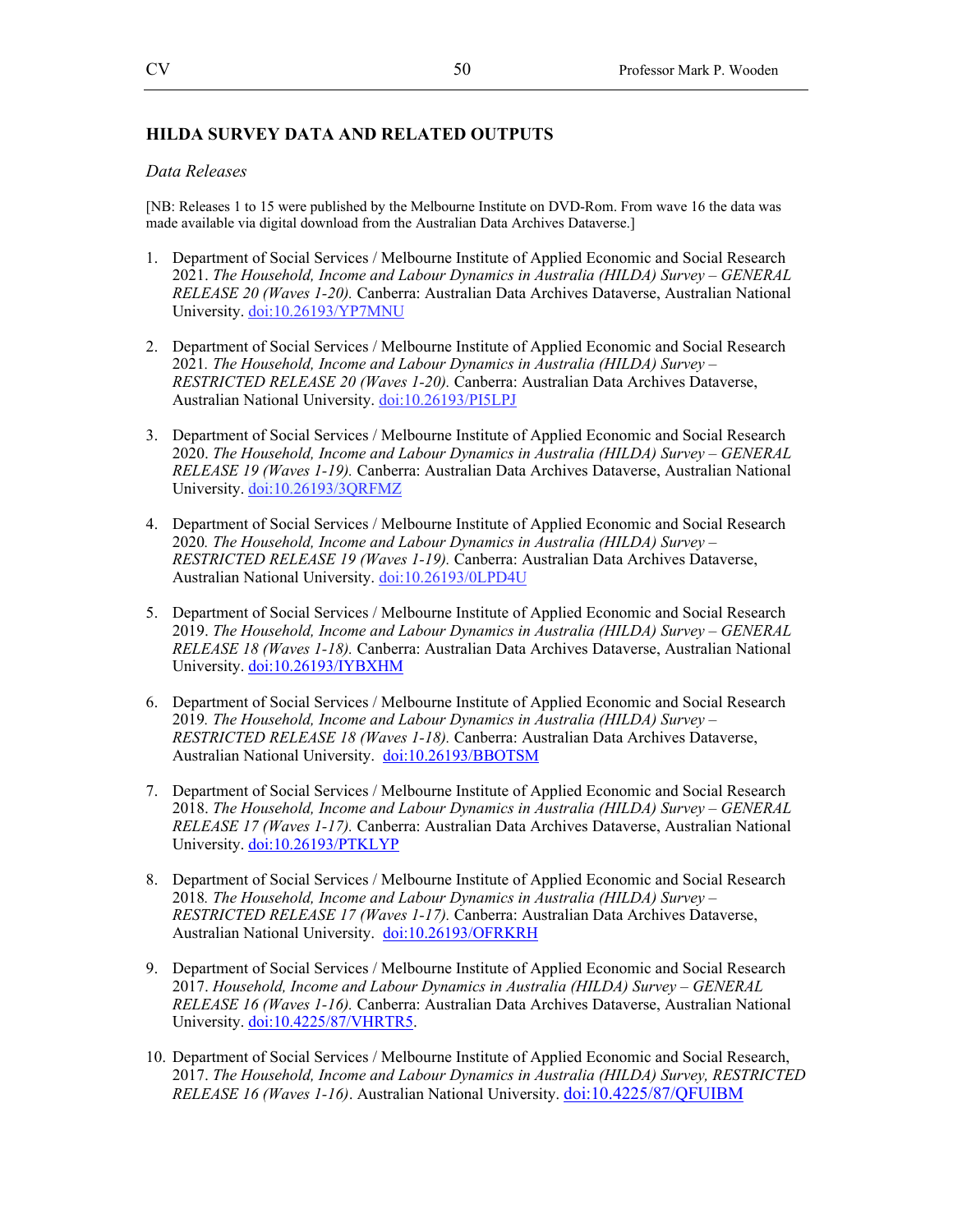## HILDA SURVEY DATA AND RELATED OUTPUTS

### *Data Releases*

[NB: Releases 1 to 15 were published by the Melbourne Institute on DVD-Rom. From wave 16 the data was made available via digital download from the Australian Data Archives Dataverse.]

1. Department of Social Services / Melbourne Institute of Applied Economic and Social Research 2021. *The Household, Income and Labour Dynamics in Australia (HILDA) Survey – GENERAL RELEASE 20 (Waves 1-20).* Canberra: Australian Data Archives Dataverse, Australian National University. doi:10.26193/YP7MNU

2. Department of Social Services / Melbourne Institute of Applied Economic and Social Research 2021. *The Household, Income and Labour Dynamics in Australia (HILDA) Survey – RESTRICTED RELEASE 20 (Waves 1-20).* Canberra: Australian Data Archives Dataverse, Australian National University. doi:10.26193/PI5LPJ

3. Department of Social Services / Melbourne Institute of Applied Economic and Social Research 2020. *The Household, Income and Labour Dynamics in Australia (HILDA) Survey – GENERAL RELEASE 19 (Waves 1-19).* Canberra: Australian Data Archives Dataverse, Australian National University. doi:10.26193/3QRFMZ

4. Department of Social Services / Melbourne Institute of Applied Economic and Social Research 2020. *The Household, Income and Labour Dynamics in Australia (HILDA) Survey – RESTRICTED RELEASE 19 (Waves 1-19).* Canberra: Australian Data Archives Dataverse, Australian National University. doi:10.26193/0LPD4U

5. Department of Social Services / Melbourne Institute of Applied Economic and Social Research 2019. *The Household, Income and Labour Dynamics in Australia (HILDA) Survey – GENERAL RELEASE 18 (Waves 1-18).* Canberra: Australian Data Archives Dataverse, Australian National University. doi:10.26193/IYBXHM

6. Department of Social Services / Melbourne Institute of Applied Economic and Social Research 2019. *The Household, Income and Labour Dynamics in Australia (HILDA) Survey – RESTRICTED RELEASE 18 (Waves 1-18).* Canberra: Australian Data Archives Dataverse, Australian National University. doi:10.26193/BBOTSM

7. Department of Social Services / Melbourne Institute of Applied Economic and Social Research 2018. *The Household, Income and Labour Dynamics in Australia (HILDA) Survey – GENERAL RELEASE 17 (Waves 1-17).* Canberra: Australian Data Archives Dataverse, Australian National University. doi:10.26193/PTKLYP

8. Department of Social Services / Melbourne Institute of Applied Economic and Social Research 2018. *The Household, Income and Labour Dynamics in Australia (HILDA) Survey – RESTRICTED RELEASE 17 (Waves 1-17).* Canberra: Australian Data Archives Dataverse, Australian National University. doi:10.26193/OFRKRH

9. Department of Social Services / Melbourne Institute of Applied Economic and Social Research 2017. *Household, Income and Labour Dynamics in Australia (HILDA) Survey – GENERAL RELEASE 16 (Waves 1-16).* Canberra: Australian Data Archives Dataverse, Australian National University. doi:10.4225/87/VHRTR5.

10. Department of Social Services / Melbourne Institute of Applied Economic and Social Research, 2017. *The Household, Income and Labour Dynamics in Australia (HILDA) Survey, RESTRICTED RELEASE 16 (Waves 1-16)*. Australian National University. doi:10.4225/87/QFUIBM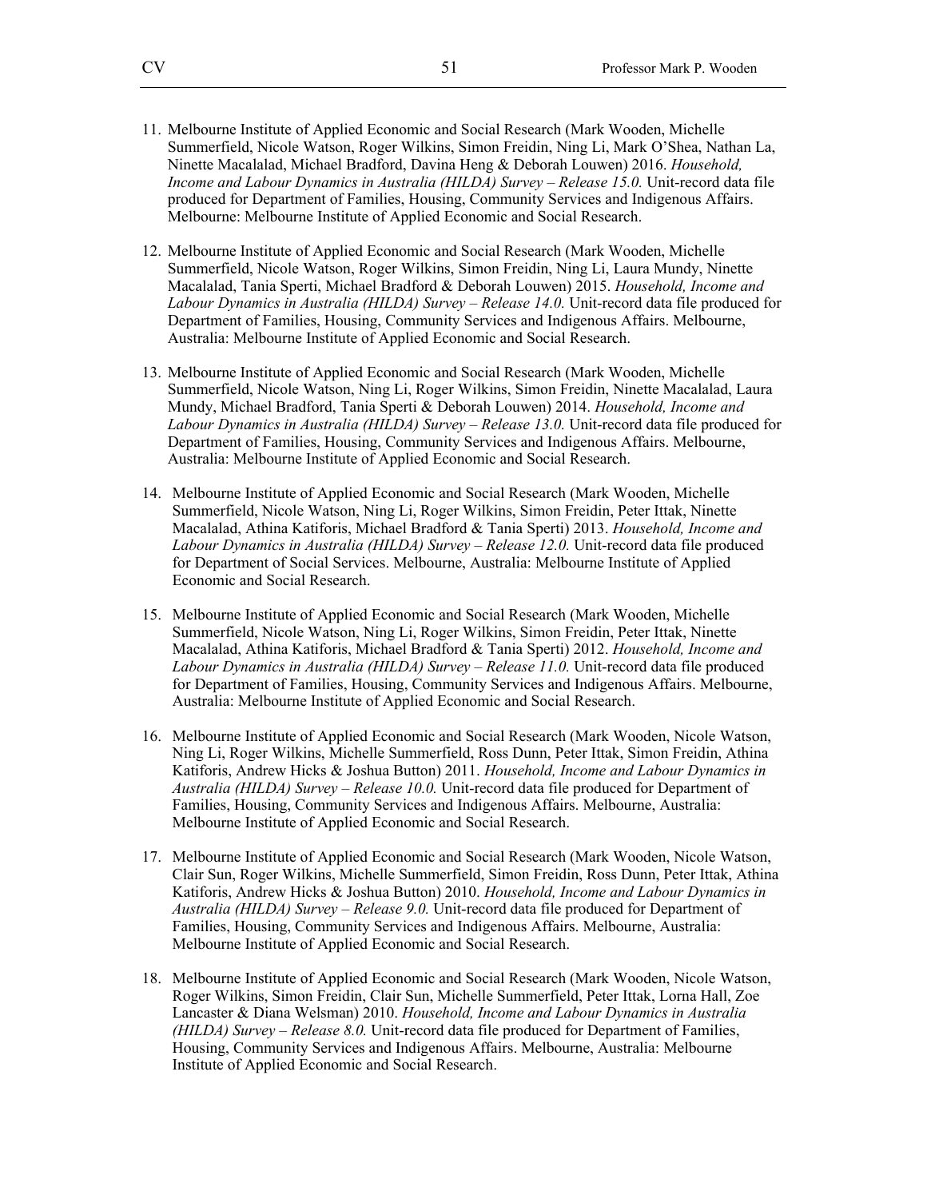11. Melbourne Institute of Applied Economic and Social Research (Mark Wooden, Michelle Summerfield, Nicole Watson, Roger Wilkins, Simon Freidin, Ning Li, Mark O'Shea, Nathan La, Ninette Macalalad, Michael Bradford, Davina Heng & Deborah Louwen) 2016. *Household, Income and Labour Dynamics in Australia (HILDA) Survey – Release 15.0.* Unit-record data file produced for Department of Families, Housing, Community Services and Indigenous Affairs. Melbourne: Melbourne Institute of Applied Economic and Social Research.

12. Melbourne Institute of Applied Economic and Social Research (Mark Wooden, Michelle Summerfield, Nicole Watson, Roger Wilkins, Simon Freidin, Ning Li, Laura Mundy, Ninette Macalalad, Tania Sperti, Michael Bradford & Deborah Louwen) 2015. *Household, Income and Labour Dynamics in Australia (HILDA) Survey – Release 14.0.* Unit-record data file produced for Department of Families, Housing, Community Services and Indigenous Affairs. Melbourne, Australia: Melbourne Institute of Applied Economic and Social Research.

13. Melbourne Institute of Applied Economic and Social Research (Mark Wooden, Michelle Summerfield, Nicole Watson, Ning Li, Roger Wilkins, Simon Freidin, Ninette Macalalad, Laura Mundy, Michael Bradford, Tania Sperti & Deborah Louwen) 2014. *Household, Income and Labour Dynamics in Australia (HILDA) Survey – Release 13.0.* Unit-record data file produced for Department of Families, Housing, Community Services and Indigenous Affairs. Melbourne, Australia: Melbourne Institute of Applied Economic and Social Research.

14. Melbourne Institute of Applied Economic and Social Research (Mark Wooden, Michelle Summerfield, Nicole Watson, Ning Li, Roger Wilkins, Simon Freidin, Peter Ittak, Ninette Macalalad, Athina Katiforis, Michael Bradford & Tania Sperti) 2013. *Household, Income and Labour Dynamics in Australia (HILDA) Survey – Release 12.0.* Unit-record data file produced for Department of Social Services. Melbourne, Australia: Melbourne Institute of Applied Economic and Social Research.

15. Melbourne Institute of Applied Economic and Social Research (Mark Wooden, Michelle Summerfield, Nicole Watson, Ning Li, Roger Wilkins, Simon Freidin, Peter Ittak, Ninette Macalalad, Athina Katiforis, Michael Bradford & Tania Sperti) 2012. *Household, Income and Labour Dynamics in Australia (HILDA) Survey – Release 11.0.* Unit-record data file produced for Department of Families, Housing, Community Services and Indigenous Affairs. Melbourne, Australia: Melbourne Institute of Applied Economic and Social Research.

16. Melbourne Institute of Applied Economic and Social Research (Mark Wooden, Nicole Watson, Ning Li, Roger Wilkins, Michelle Summerfield, Ross Dunn, Peter Ittak, Simon Freidin, Athina Katiforis, Andrew Hicks & Joshua Button) 2011. *Household, Income and Labour Dynamics in Australia (HILDA) Survey – Release 10.0.* Unit-record data file produced for Department of Families, Housing, Community Services and Indigenous Affairs. Melbourne, Australia: Melbourne Institute of Applied Economic and Social Research.

17. Melbourne Institute of Applied Economic and Social Research (Mark Wooden, Nicole Watson, Clair Sun, Roger Wilkins, Michelle Summerfield, Simon Freidin, Ross Dunn, Peter Ittak, Athina Katiforis, Andrew Hicks & Joshua Button) 2010. *Household, Income and Labour Dynamics in Australia (HILDA) Survey – Release 9.0.* Unit-record data file produced for Department of Families, Housing, Community Services and Indigenous Affairs. Melbourne, Australia: Melbourne Institute of Applied Economic and Social Research.

18. Melbourne Institute of Applied Economic and Social Research (Mark Wooden, Nicole Watson, Roger Wilkins, Simon Freidin, Clair Sun, Michelle Summerfield, Peter Ittak, Lorna Hall, Zoe Lancaster & Diana Welsman) 2010. *Household, Income and Labour Dynamics in Australia (HILDA) Survey – Release 8.0.* Unit-record data file produced for Department of Families, Housing, Community Services and Indigenous Affairs. Melbourne, Australia: Melbourne Institute of Applied Economic and Social Research.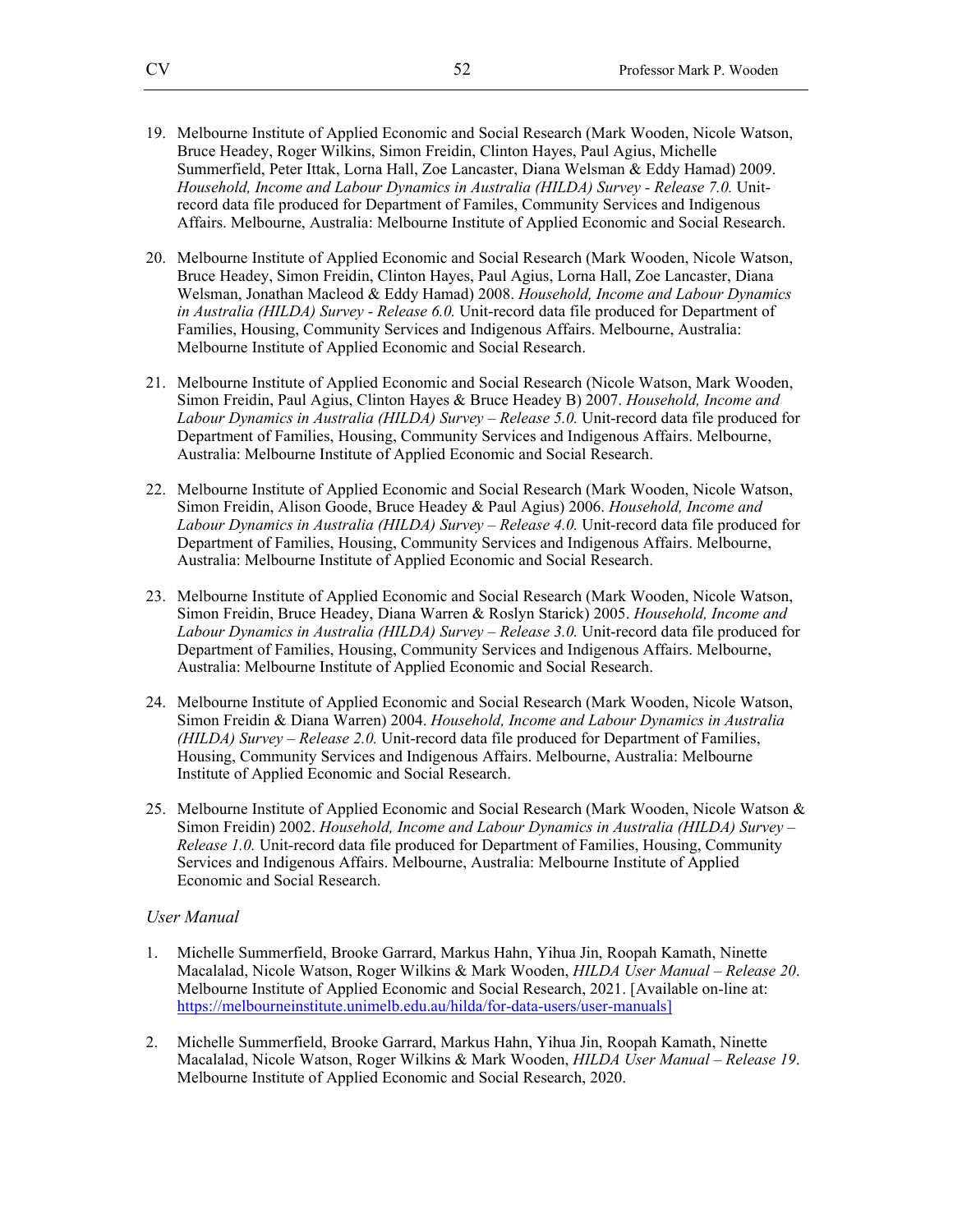19. Melbourne Institute of Applied Economic and Social Research (Mark Wooden, Nicole Watson, Bruce Headey, Roger Wilkins, Simon Freidin, Clinton Hayes, Paul Agius, Michelle Summerfield, Peter Ittak, Lorna Hall, Zoe Lancaster, Diana Welsman & Eddy Hamad) 2009. *Household, Income and Labour Dynamics in Australia (HILDA) Survey - Release 7.0.* Unit-record data file produced for Department of Familes, Community Services and Indigenous Affairs. Melbourne, Australia: Melbourne Institute of Applied Economic and Social Research.

20. Melbourne Institute of Applied Economic and Social Research (Mark Wooden, Nicole Watson, Bruce Headey, Simon Freidin, Clinton Hayes, Paul Agius, Lorna Hall, Zoe Lancaster, Diana Welsman, Jonathan Macleod & Eddy Hamad) 2008. *Household, Income and Labour Dynamics in Australia (HILDA) Survey - Release 6.0.* Unit-record data file produced for Department of Families, Housing, Community Services and Indigenous Affairs. Melbourne, Australia: Melbourne Institute of Applied Economic and Social Research.

21. Melbourne Institute of Applied Economic and Social Research (Nicole Watson, Mark Wooden, Simon Freidin, Paul Agius, Clinton Hayes & Bruce Headey B) 2007. *Household, Income and Labour Dynamics in Australia (HILDA) Survey – Release 5.0.* Unit-record data file produced for Department of Families, Housing, Community Services and Indigenous Affairs. Melbourne, Australia: Melbourne Institute of Applied Economic and Social Research.

22. Melbourne Institute of Applied Economic and Social Research (Mark Wooden, Nicole Watson, Simon Freidin, Alison Goode, Bruce Headey & Paul Agius) 2006. *Household, Income and Labour Dynamics in Australia (HILDA) Survey – Release 4.0.* Unit-record data file produced for Department of Families, Housing, Community Services and Indigenous Affairs. Melbourne, Australia: Melbourne Institute of Applied Economic and Social Research.

23. Melbourne Institute of Applied Economic and Social Research (Mark Wooden, Nicole Watson, Simon Freidin, Bruce Headey, Diana Warren & Roslyn Starick) 2005. *Household, Income and Labour Dynamics in Australia (HILDA) Survey – Release 3.0.* Unit-record data file produced for Department of Families, Housing, Community Services and Indigenous Affairs. Melbourne, Australia: Melbourne Institute of Applied Economic and Social Research.

24. Melbourne Institute of Applied Economic and Social Research (Mark Wooden, Nicole Watson, Simon Freidin & Diana Warren) 2004. *Household, Income and Labour Dynamics in Australia (HILDA) Survey – Release 2.0.* Unit-record data file produced for Department of Families, Housing, Community Services and Indigenous Affairs. Melbourne, Australia: Melbourne Institute of Applied Economic and Social Research.

25. Melbourne Institute of Applied Economic and Social Research (Mark Wooden, Nicole Watson & Simon Freidin) 2002. *Household, Income and Labour Dynamics in Australia (HILDA) Survey – Release 1.0.* Unit-record data file produced for Department of Families, Housing, Community Services and Indigenous Affairs. Melbourne, Australia: Melbourne Institute of Applied Economic and Social Research.

*User Manual*

1. Michelle Summerfield, Brooke Garrard, Markus Hahn, Yihua Jin, Roopah Kamath, Ninette Macalalad, Nicole Watson, Roger Wilkins & Mark Wooden, *HILDA User Manual – Release 20*. Melbourne Institute of Applied Economic and Social Research, 2021. [Available on-line at: https://melbourneinstitute.unimelb.edu.au/hilda/for-data-users/user-manuals]

2. Michelle Summerfield, Brooke Garrard, Markus Hahn, Yihua Jin, Roopah Kamath, Ninette Macalalad, Nicole Watson, Roger Wilkins & Mark Wooden, *HILDA User Manual – Release 19*. Melbourne Institute of Applied Economic and Social Research, 2020.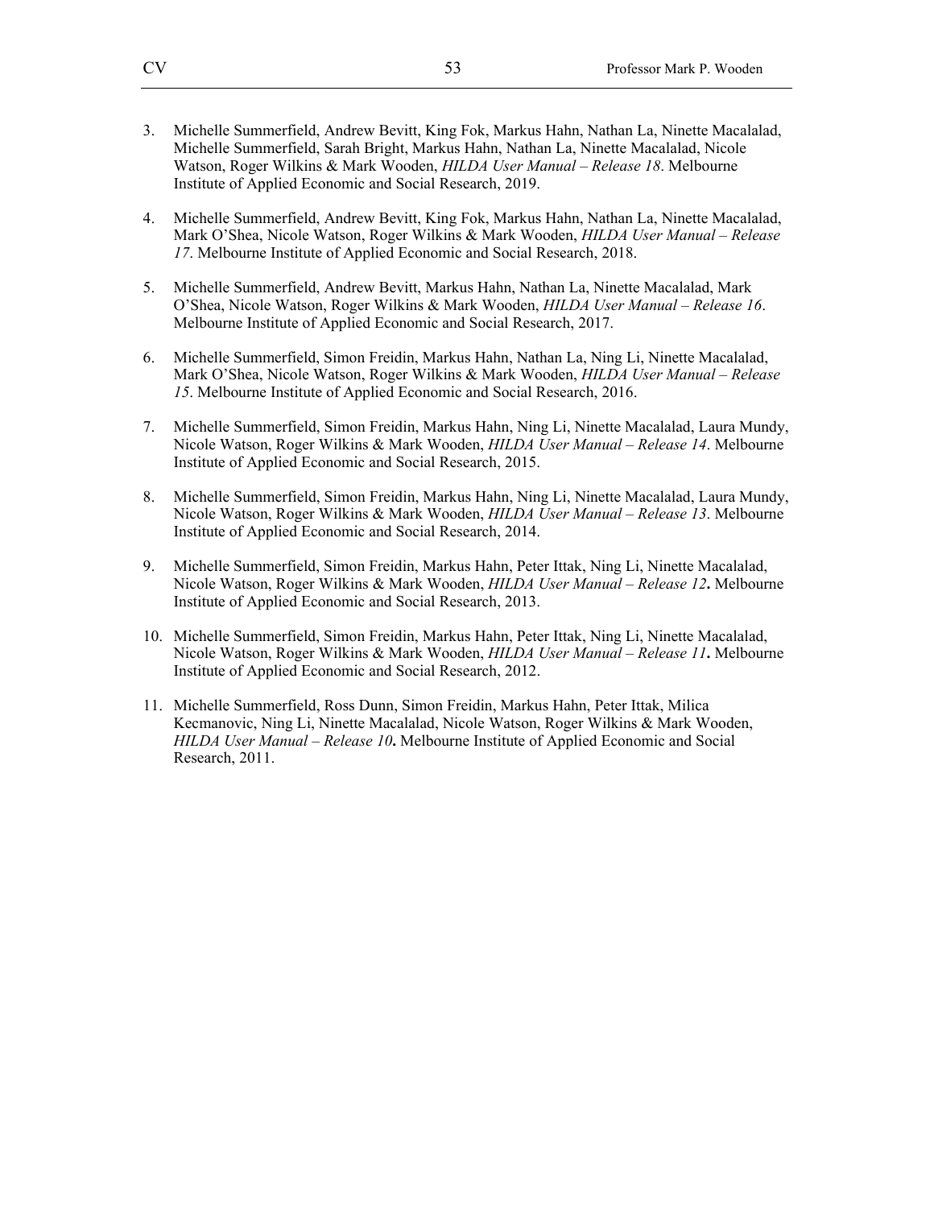3. Michelle Summerfield, Andrew Bevitt, King Fok, Markus Hahn, Nathan La, Ninette Macalalad, Michelle Summerfield, Sarah Bright, Markus Hahn, Nathan La, Ninette Macalalad, Nicole Watson, Roger Wilkins & Mark Wooden, *HILDA User Manual – Release 18*. Melbourne Institute of Applied Economic and Social Research, 2019.

4. Michelle Summerfield, Andrew Bevitt, King Fok, Markus Hahn, Nathan La, Ninette Macalalad, Mark O'Shea, Nicole Watson, Roger Wilkins & Mark Wooden, *HILDA User Manual – Release 17*. Melbourne Institute of Applied Economic and Social Research, 2018.

5. Michelle Summerfield, Andrew Bevitt, Markus Hahn, Nathan La, Ninette Macalalad, Mark O'Shea, Nicole Watson, Roger Wilkins & Mark Wooden, *HILDA User Manual – Release 16*. Melbourne Institute of Applied Economic and Social Research, 2017.

6. Michelle Summerfield, Simon Freidin, Markus Hahn, Nathan La, Ning Li, Ninette Macalalad, Mark O'Shea, Nicole Watson, Roger Wilkins & Mark Wooden, *HILDA User Manual – Release 15*. Melbourne Institute of Applied Economic and Social Research, 2016.

7. Michelle Summerfield, Simon Freidin, Markus Hahn, Ning Li, Ninette Macalalad, Laura Mundy, Nicole Watson, Roger Wilkins & Mark Wooden, *HILDA User Manual – Release 14*. Melbourne Institute of Applied Economic and Social Research, 2015.

8. Michelle Summerfield, Simon Freidin, Markus Hahn, Ning Li, Ninette Macalalad, Laura Mundy, Nicole Watson, Roger Wilkins & Mark Wooden, *HILDA User Manual – Release 13*. Melbourne Institute of Applied Economic and Social Research, 2014.

9. Michelle Summerfield, Simon Freidin, Markus Hahn, Peter Ittak, Ning Li, Ninette Macalalad, Nicole Watson, Roger Wilkins & Mark Wooden, *HILDA User Manual – Release 12*. Melbourne Institute of Applied Economic and Social Research, 2013.

10. Michelle Summerfield, Simon Freidin, Markus Hahn, Peter Ittak, Ning Li, Ninette Macalalad, Nicole Watson, Roger Wilkins & Mark Wooden, *HILDA User Manual – Release 11*. Melbourne Institute of Applied Economic and Social Research, 2012.

11. Michelle Summerfield, Ross Dunn, Simon Freidin, Markus Hahn, Peter Ittak, Milica Kecmanovic, Ning Li, Ninette Macalalad, Nicole Watson, Roger Wilkins & Mark Wooden, *HILDA User Manual – Release 10*. Melbourne Institute of Applied Economic and Social Research, 2011.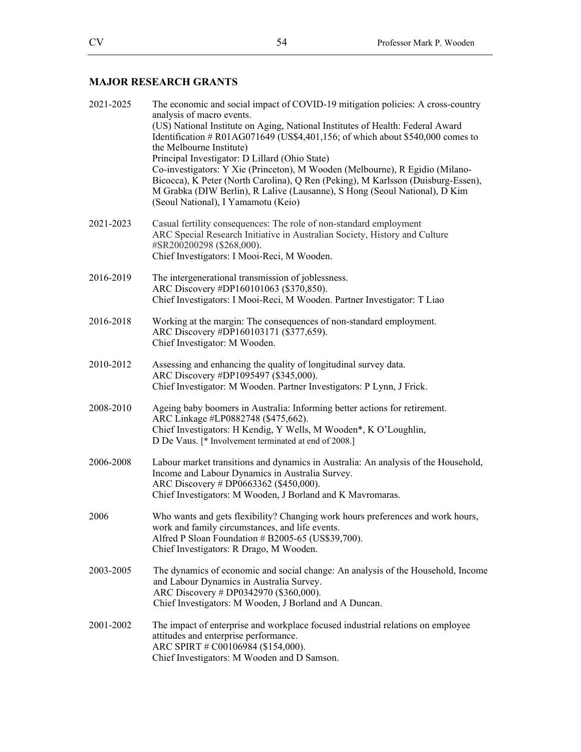## MAJOR RESEARCH GRANTS

**2021-2025**
The economic and social impact of COVID-19 mitigation policies: A cross-country analysis of macro events.
(US) National Institute on Aging, National Institutes of Health: Federal Award Identification # R01AG071649 (US$4,401,156; of which about $540,000 comes to the Melbourne Institute)
Principal Investigator: D Lillard (Ohio State)
Co-investigators: Y Xie (Princeton), M Wooden (Melbourne), R Egidio (Milano-Bicocca), K Peter (North Carolina), Q Ren (Peking), M Karlsson (Duisburg-Essen), M Grabka (DIW Berlin), R Lalive (Lausanne), S Hong (Seoul National), D Kim (Seoul National), I Yamamotu (Keio)

**2021-2023**
Casual fertility consequences: The role of non-standard employment
ARC Special Research Initiative in Australian Society, History and Culture #SR200200298 ($268,000).
Chief Investigators: I Mooi-Reci, M Wooden.

**2016-2019**
The intergenerational transmission of joblessness.
ARC Discovery #DP160101063 ($370,850).
Chief Investigators: I Mooi-Reci, M Wooden. Partner Investigator: T Liao

**2016-2018**
Working at the margin: The consequences of non-standard employment.
ARC Discovery #DP160103171 ($377,659).
Chief Investigator: M Wooden.

**2010-2012**
Assessing and enhancing the quality of longitudinal survey data.
ARC Discovery #DP1095497 ($345,000).
Chief Investigator: M Wooden. Partner Investigators: P Lynn, J Frick.

**2008-2010**
Ageing baby boomers in Australia: Informing better actions for retirement.
ARC Linkage #LP0882748 ($475,662).
Chief Investigators: H Kendig, Y Wells, M Wooden*, K O'Loughlin, D De Vaus. [* Involvement terminated at end of 2008.]

**2006-2008**
Labour market transitions and dynamics in Australia: An analysis of the Household, Income and Labour Dynamics in Australia Survey.
ARC Discovery # DP0663362 ($450,000).
Chief Investigators: M Wooden, J Borland and K Mavromaras.

**2006**
Who wants and gets flexibility? Changing work hours preferences and work hours, work and family circumstances, and life events.
Alfred P Sloan Foundation # B2005-65 (US$39,700).
Chief Investigators: R Drago, M Wooden.

**2003-2005**
The dynamics of economic and social change: An analysis of the Household, Income and Labour Dynamics in Australia Survey.
ARC Discovery # DP0342970 ($360,000).
Chief Investigators: M Wooden, J Borland and A Duncan.

**2001-2002**
The impact of enterprise and workplace focused industrial relations on employee attitudes and enterprise performance.
ARC SPIRT # C00106984 ($154,000).
Chief Investigators: M Wooden and D Samson.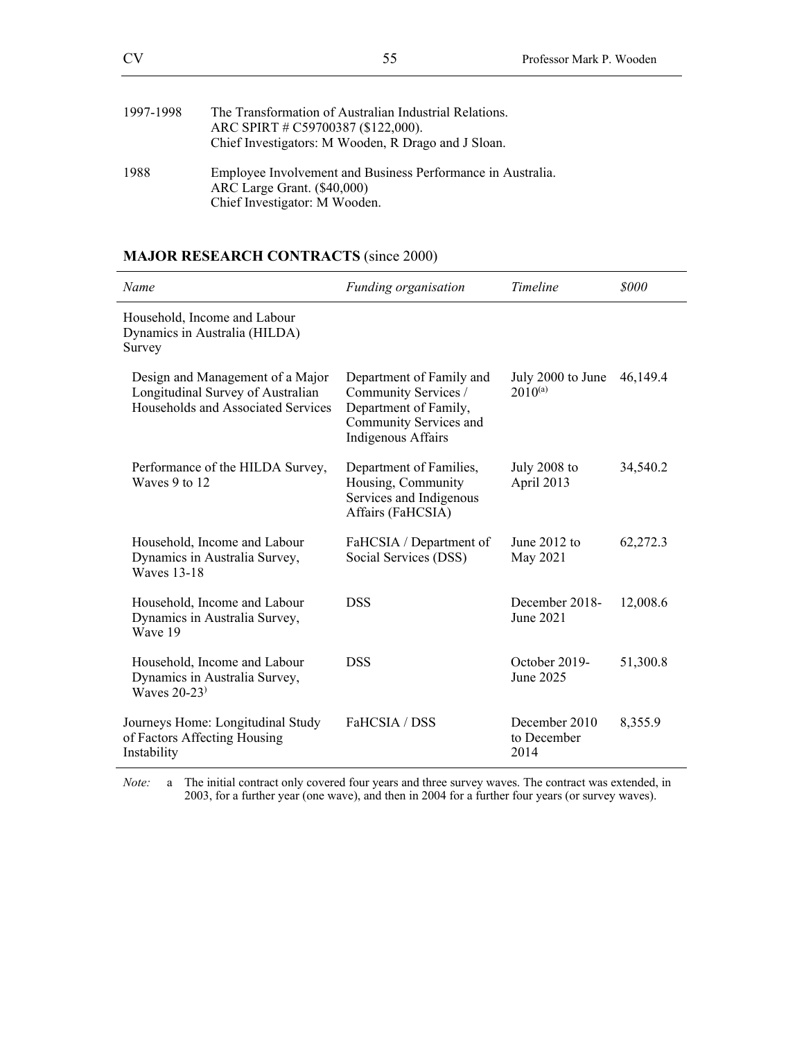1997-1998 The Transformation of Australian Industrial Relations.
ARC SPIRT # C59700387 ($122,000).
Chief Investigators: M Wooden, R Drago and J Sloan.

1988 Employee Involvement and Business Performance in Australia.
ARC Large Grant. ($40,000)
Chief Investigator: M Wooden.

## MAJOR RESEARCH CONTRACTS (since 2000)

| *Name* | *Funding organisation* | *Timeline* | *$000* |
|---|---|---|---|
| Household, Income and Labour Dynamics in Australia (HILDA) Survey | | | |
| Design and Management of a Major Longitudinal Survey of Australian Households and Associated Services | Department of Family and Community Services / Department of Family, Community Services and Indigenous Affairs | July 2000 to June 2010[(a)] | 46,149.4 |
| Performance of the HILDA Survey, Waves 9 to 12 | Department of Families, Housing, Community Services and Indigenous Affairs (FaHCSIA) | July 2008 to April 2013 | 34,540.2 |
| Household, Income and Labour Dynamics in Australia Survey, Waves 13-18 | FaHCSIA / Department of Social Services (DSS) | June 2012 to May 2021 | 62,272.3 |
| Household, Income and Labour Dynamics in Australia Survey, Wave 19 | DSS | December 2018-June 2021 | 12,008.6 |
| Household, Income and Labour Dynamics in Australia Survey, Waves 20-23[)] | DSS | October 2019-June 2025 | 51,300.8 |
| Journeys Home: Longitudinal Study of Factors Affecting Housing Instability | FaHCSIA / DSS | December 2010 to December 2014 | 8,355.9 |

*Note:* a The initial contract only covered four years and three survey waves. The contract was extended, in 2003, for a further year (one wave), and then in 2004 for a further four years (or survey waves).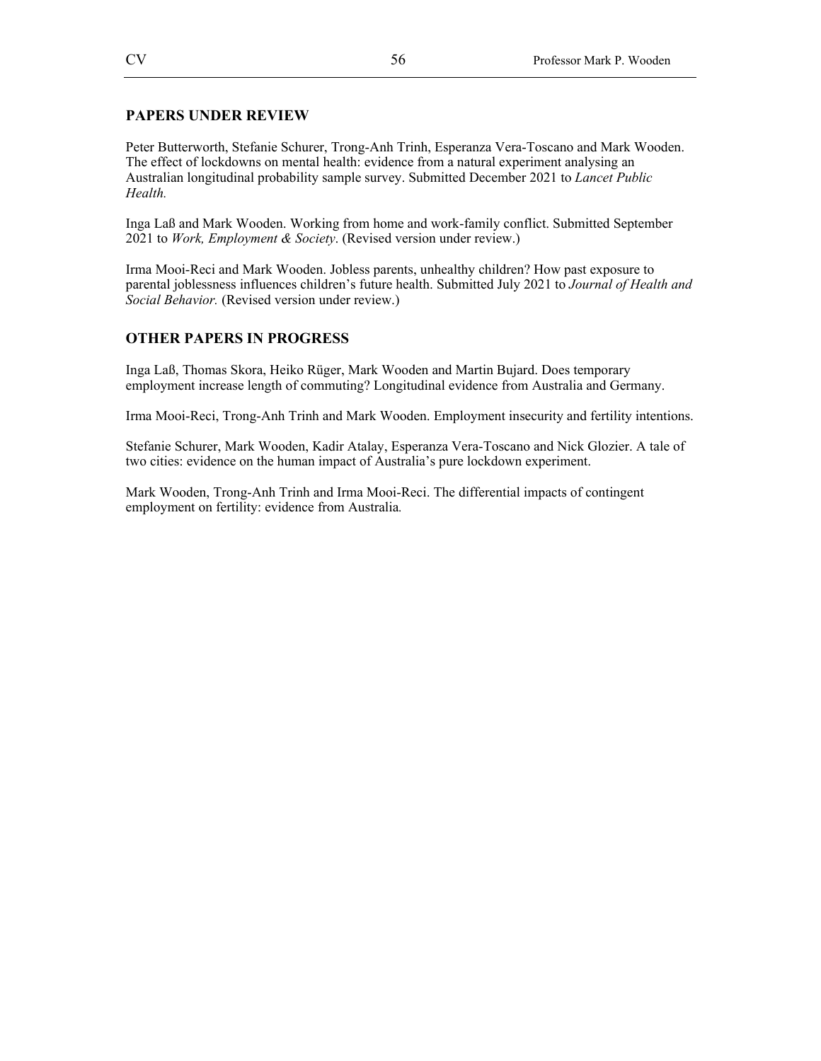## PAPERS UNDER REVIEW

Peter Butterworth, Stefanie Schurer, Trong-Anh Trinh, Esperanza Vera-Toscano and Mark Wooden. The effect of lockdowns on mental health: evidence from a natural experiment analysing an Australian longitudinal probability sample survey. Submitted December 2021 to *Lancet Public Health.*

Inga Laß and Mark Wooden. Working from home and work-family conflict. Submitted September 2021 to *Work, Employment & Society*. (Revised version under review.)

Irma Mooi-Reci and Mark Wooden. Jobless parents, unhealthy children? How past exposure to parental joblessness influences children's future health. Submitted July 2021 to *Journal of Health and Social Behavior.* (Revised version under review.)

## OTHER PAPERS IN PROGRESS

Inga Laß, Thomas Skora, Heiko Rüger, Mark Wooden and Martin Bujard. Does temporary employment increase length of commuting? Longitudinal evidence from Australia and Germany.

Irma Mooi-Reci, Trong-Anh Trinh and Mark Wooden. Employment insecurity and fertility intentions.

Stefanie Schurer, Mark Wooden, Kadir Atalay, Esperanza Vera-Toscano and Nick Glozier. A tale of two cities: evidence on the human impact of Australia's pure lockdown experiment.

Mark Wooden, Trong-Anh Trinh and Irma Mooi-Reci. The differential impacts of contingent employment on fertility: evidence from Australia*.*